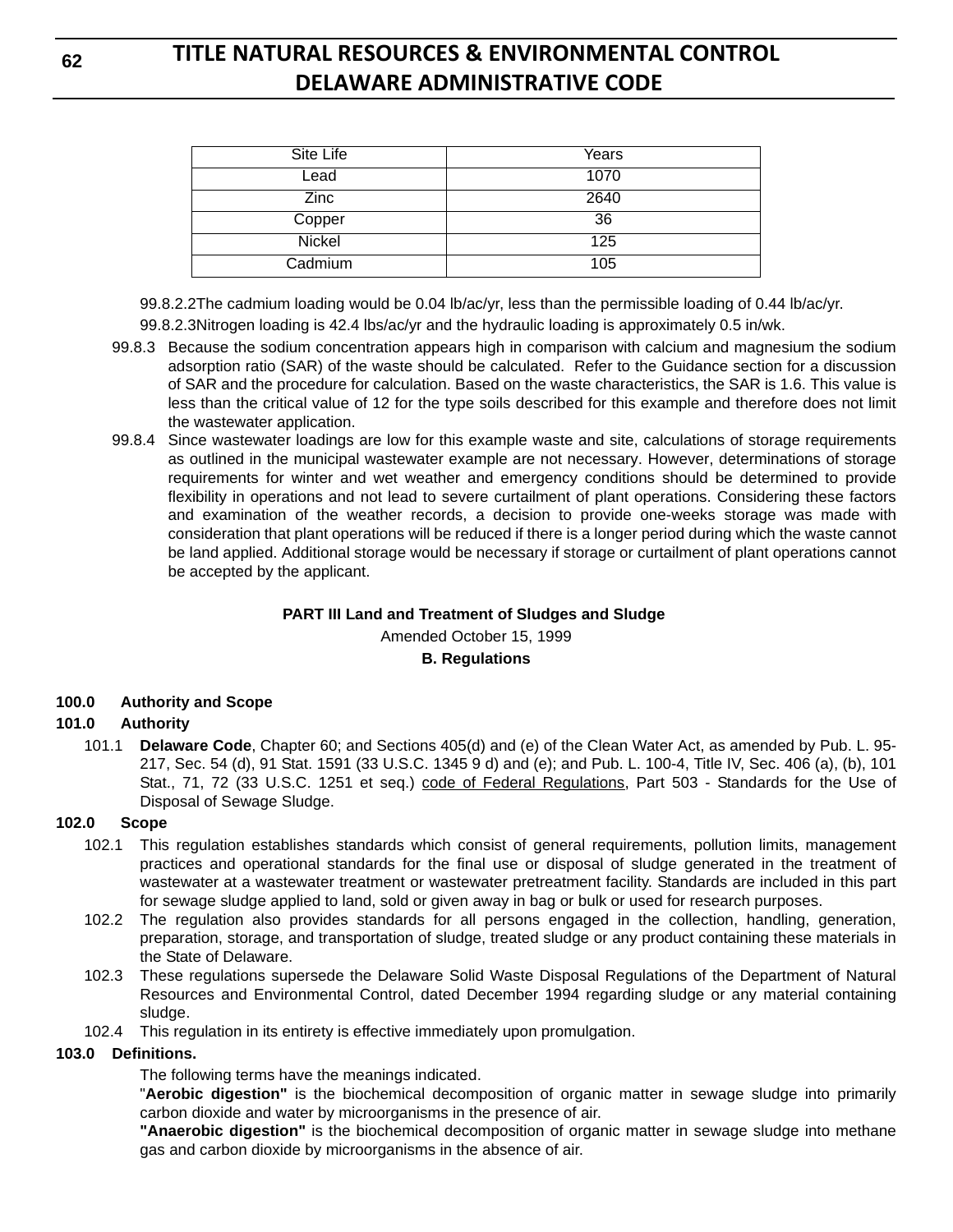| Site Life | Years |
|---|---|
| Lead | 1070 |
| Zinc | 2640 |
| Copper | 36 |
| Nickel | 125 |
| Cadmium | 105 |

99.8.2.2 The cadmium loading would be 0.04 lb/ac/yr, less than the permissible loading of 0.44 lb/ac/yr.

99.8.2.3 Nitrogen loading is 42.4 lbs/ac/yr and the hydraulic loading is approximately 0.5 in/wk.

99.8.3 Because the sodium concentration appears high in comparison with calcium and magnesium the sodium adsorption ratio (SAR) of the waste should be calculated. Refer to the Guidance section for a discussion of SAR and the procedure for calculation. Based on the waste characteristics, the SAR is 1.6. This value is less than the critical value of 12 for the type soils described for this example and therefore does not limit the wastewater application.

99.8.4 Since wastewater loadings are low for this example waste and site, calculations of storage requirements as outlined in the municipal wastewater example are not necessary. However, determinations of storage requirements for winter and wet weather and emergency conditions should be determined to provide flexibility in operations and not lead to severe curtailment of plant operations. Considering these factors and examination of the weather records, a decision to provide one-weeks storage was made with consideration that plant operations will be reduced if there is a longer period during which the waste cannot be land applied. Additional storage would be necessary if storage or curtailment of plant operations cannot be accepted by the applicant.

**PART III Land and Treatment of Sludges and Sludge**

Amended October 15, 1999

**B. Regulations**

**100.0 Authority and Scope**

**101.0 Authority**

101.1 **Delaware Code**, Chapter 60; and Sections 405(d) and (e) of the Clean Water Act, as amended by Pub. L. 95-217, Sec. 54 (d), 91 Stat. 1591 (33 U.S.C. 1345 9 d) and (e); and Pub. L. 100-4, Title IV, Sec. 406 (a), (b), 101 Stat., 71, 72 (33 U.S.C. 1251 et seq.) code of Federal Regulations, Part 503 - Standards for the Use of Disposal of Sewage Sludge.

**102.0 Scope**

102.1 This regulation establishes standards which consist of general requirements, pollution limits, management practices and operational standards for the final use or disposal of sludge generated in the treatment of wastewater at a wastewater treatment or wastewater pretreatment facility. Standards are included in this part for sewage sludge applied to land, sold or given away in bag or bulk or used for research purposes.

102.2 The regulation also provides standards for all persons engaged in the collection, handling, generation, preparation, storage, and transportation of sludge, treated sludge or any product containing these materials in the State of Delaware.

102.3 These regulations supersede the Delaware Solid Waste Disposal Regulations of the Department of Natural Resources and Environmental Control, dated December 1994 regarding sludge or any material containing sludge.

102.4 This regulation in its entirety is effective immediately upon promulgation.

**103.0 Definitions.**

The following terms have the meanings indicated.

"**Aerobic digestion"** is the biochemical decomposition of organic matter in sewage sludge into primarily carbon dioxide and water by microorganisms in the presence of air.

**"Anaerobic digestion"** is the biochemical decomposition of organic matter in sewage sludge into methane gas and carbon dioxide by microorganisms in the absence of air.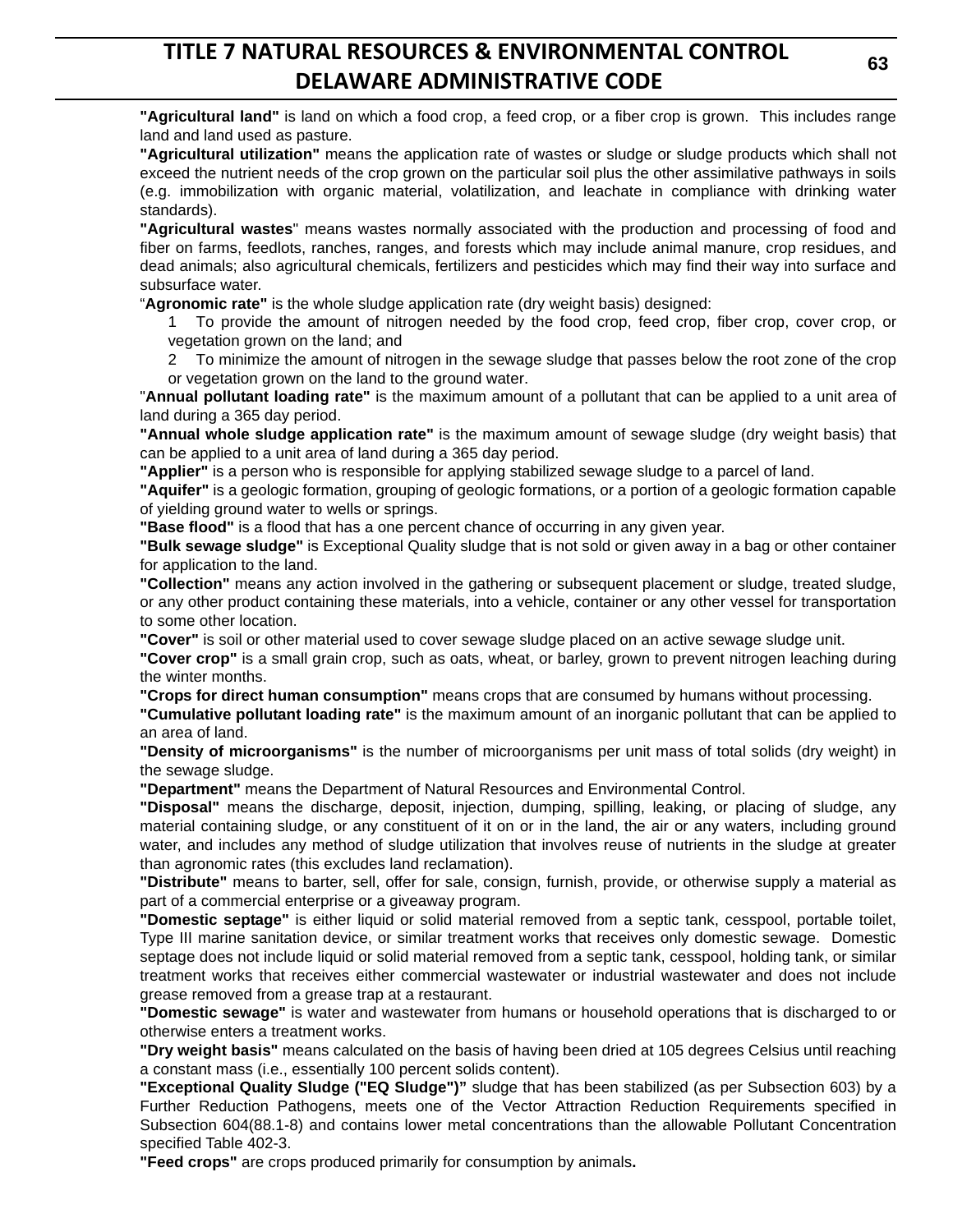**"Agricultural land"** is land on which a food crop, a feed crop, or a fiber crop is grown. This includes range land and land used as pasture.

**"Agricultural utilization"** means the application rate of wastes or sludge or sludge products which shall not exceed the nutrient needs of the crop grown on the particular soil plus the other assimilative pathways in soils (e.g. immobilization with organic material, volatilization, and leachate in compliance with drinking water standards).

**"Agricultural wastes**" means wastes normally associated with the production and processing of food and fiber on farms, feedlots, ranches, ranges, and forests which may include animal manure, crop residues, and dead animals; also agricultural chemicals, fertilizers and pesticides which may find their way into surface and subsurface water.

"**Agronomic rate"** is the whole sludge application rate (dry weight basis) designed:

1 To provide the amount of nitrogen needed by the food crop, feed crop, fiber crop, cover crop, or vegetation grown on the land; and

2 To minimize the amount of nitrogen in the sewage sludge that passes below the root zone of the crop or vegetation grown on the land to the ground water.

"**Annual pollutant loading rate"** is the maximum amount of a pollutant that can be applied to a unit area of land during a 365 day period.

**"Annual whole sludge application rate"** is the maximum amount of sewage sludge (dry weight basis) that can be applied to a unit area of land during a 365 day period.

**"Applier"** is a person who is responsible for applying stabilized sewage sludge to a parcel of land.

**"Aquifer"** is a geologic formation, grouping of geologic formations, or a portion of a geologic formation capable of yielding ground water to wells or springs.

**"Base flood"** is a flood that has a one percent chance of occurring in any given year.

**"Bulk sewage sludge"** is Exceptional Quality sludge that is not sold or given away in a bag or other container for application to the land.

**"Collection"** means any action involved in the gathering or subsequent placement or sludge, treated sludge, or any other product containing these materials, into a vehicle, container or any other vessel for transportation to some other location.

**"Cover"** is soil or other material used to cover sewage sludge placed on an active sewage sludge unit.

**"Cover crop"** is a small grain crop, such as oats, wheat, or barley, grown to prevent nitrogen leaching during the winter months.

**"Crops for direct human consumption"** means crops that are consumed by humans without processing.

**"Cumulative pollutant loading rate"** is the maximum amount of an inorganic pollutant that can be applied to an area of land.

**"Density of microorganisms"** is the number of microorganisms per unit mass of total solids (dry weight) in the sewage sludge.

**"Department"** means the Department of Natural Resources and Environmental Control.

**"Disposal"** means the discharge, deposit, injection, dumping, spilling, leaking, or placing of sludge, any material containing sludge, or any constituent of it on or in the land, the air or any waters, including ground water, and includes any method of sludge utilization that involves reuse of nutrients in the sludge at greater than agronomic rates (this excludes land reclamation).

**"Distribute"** means to barter, sell, offer for sale, consign, furnish, provide, or otherwise supply a material as part of a commercial enterprise or a giveaway program.

**"Domestic septage"** is either liquid or solid material removed from a septic tank, cesspool, portable toilet, Type III marine sanitation device, or similar treatment works that receives only domestic sewage. Domestic septage does not include liquid or solid material removed from a septic tank, cesspool, holding tank, or similar treatment works that receives either commercial wastewater or industrial wastewater and does not include grease removed from a grease trap at a restaurant.

**"Domestic sewage"** is water and wastewater from humans or household operations that is discharged to or otherwise enters a treatment works.

**"Dry weight basis"** means calculated on the basis of having been dried at 105 degrees Celsius until reaching a constant mass (i.e., essentially 100 percent solids content).

**"Exceptional Quality Sludge ("EQ Sludge")"** sludge that has been stabilized (as per Subsection 603) by a Further Reduction Pathogens, meets one of the Vector Attraction Reduction Requirements specified in Subsection 604(88.1-8) and contains lower metal concentrations than the allowable Pollutant Concentration specified Table 402-3.

**"Feed crops"** are crops produced primarily for consumption by animals**.**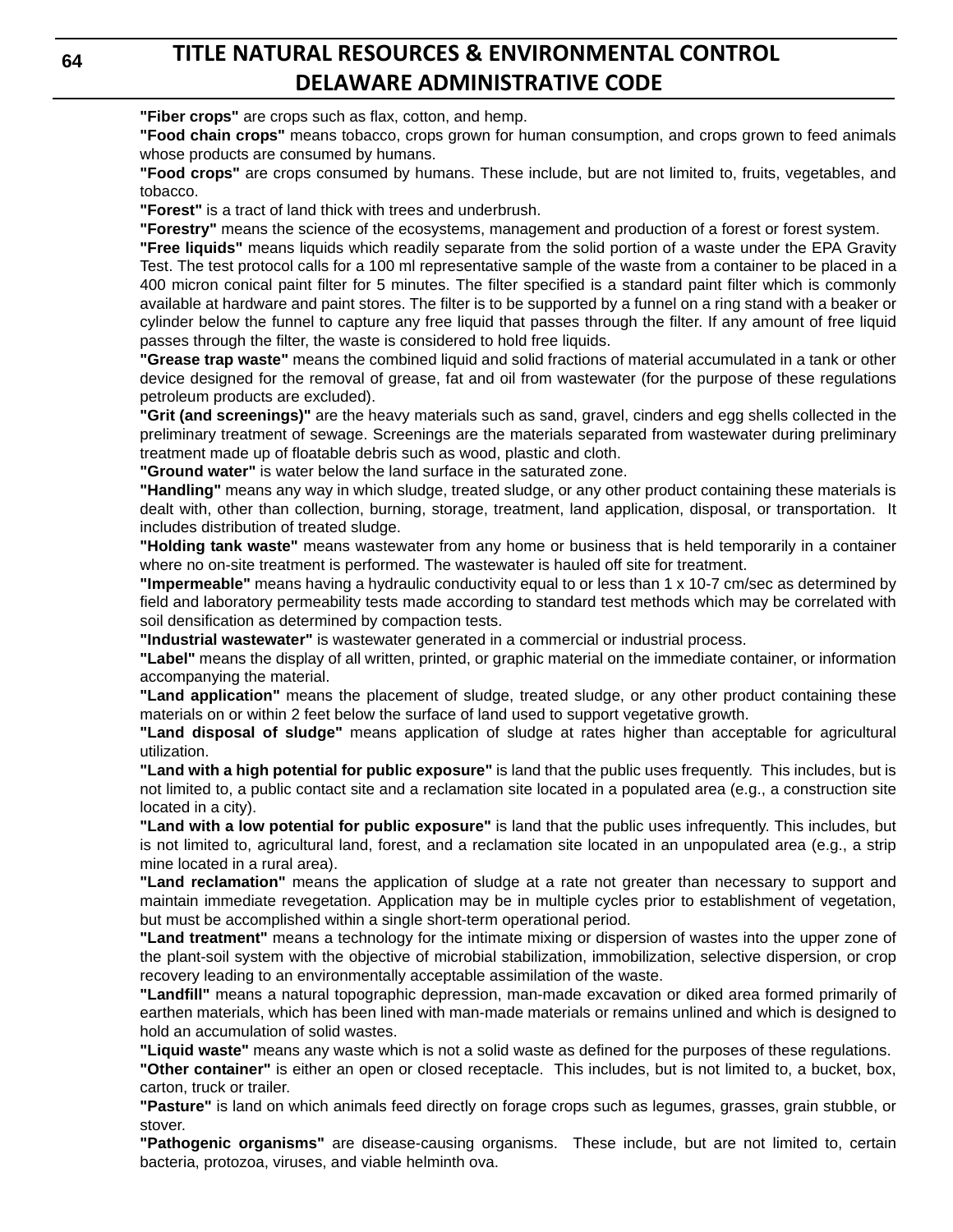**"Fiber crops"** are crops such as flax, cotton, and hemp.

**"Food chain crops"** means tobacco, crops grown for human consumption, and crops grown to feed animals whose products are consumed by humans.

**"Food crops"** are crops consumed by humans. These include, but are not limited to, fruits, vegetables, and tobacco.

**"Forest"** is a tract of land thick with trees and underbrush.

**"Forestry"** means the science of the ecosystems, management and production of a forest or forest system.

**"Free liquids"** means liquids which readily separate from the solid portion of a waste under the EPA Gravity Test. The test protocol calls for a 100 ml representative sample of the waste from a container to be placed in a 400 micron conical paint filter for 5 minutes. The filter specified is a standard paint filter which is commonly available at hardware and paint stores. The filter is to be supported by a funnel on a ring stand with a beaker or cylinder below the funnel to capture any free liquid that passes through the filter. If any amount of free liquid passes through the filter, the waste is considered to hold free liquids.

**"Grease trap waste"** means the combined liquid and solid fractions of material accumulated in a tank or other device designed for the removal of grease, fat and oil from wastewater (for the purpose of these regulations petroleum products are excluded).

**"Grit (and screenings)"** are the heavy materials such as sand, gravel, cinders and egg shells collected in the preliminary treatment of sewage. Screenings are the materials separated from wastewater during preliminary treatment made up of floatable debris such as wood, plastic and cloth.

**"Ground water"** is water below the land surface in the saturated zone.

**"Handling"** means any way in which sludge, treated sludge, or any other product containing these materials is dealt with, other than collection, burning, storage, treatment, land application, disposal, or transportation. It includes distribution of treated sludge.

**"Holding tank waste"** means wastewater from any home or business that is held temporarily in a container where no on-site treatment is performed. The wastewater is hauled off site for treatment.

**"Impermeable"** means having a hydraulic conductivity equal to or less than 1 x 10-7 cm/sec as determined by field and laboratory permeability tests made according to standard test methods which may be correlated with soil densification as determined by compaction tests.

**"Industrial wastewater"** is wastewater generated in a commercial or industrial process.

**"Label"** means the display of all written, printed, or graphic material on the immediate container, or information accompanying the material.

**"Land application"** means the placement of sludge, treated sludge, or any other product containing these materials on or within 2 feet below the surface of land used to support vegetative growth.

**"Land disposal of sludge"** means application of sludge at rates higher than acceptable for agricultural utilization.

**"Land with a high potential for public exposure"** is land that the public uses frequently. This includes, but is not limited to, a public contact site and a reclamation site located in a populated area (e.g., a construction site located in a city).

**"Land with a low potential for public exposure"** is land that the public uses infrequently. This includes, but is not limited to, agricultural land, forest, and a reclamation site located in an unpopulated area (e.g., a strip mine located in a rural area).

**"Land reclamation"** means the application of sludge at a rate not greater than necessary to support and maintain immediate revegetation. Application may be in multiple cycles prior to establishment of vegetation, but must be accomplished within a single short-term operational period.

**"Land treatment"** means a technology for the intimate mixing or dispersion of wastes into the upper zone of the plant-soil system with the objective of microbial stabilization, immobilization, selective dispersion, or crop recovery leading to an environmentally acceptable assimilation of the waste.

**"Landfill"** means a natural topographic depression, man-made excavation or diked area formed primarily of earthen materials, which has been lined with man-made materials or remains unlined and which is designed to hold an accumulation of solid wastes.

**"Liquid waste"** means any waste which is not a solid waste as defined for the purposes of these regulations.

**"Other container"** is either an open or closed receptacle. This includes, but is not limited to, a bucket, box, carton, truck or trailer.

**"Pasture"** is land on which animals feed directly on forage crops such as legumes, grasses, grain stubble, or stover.

**"Pathogenic organisms"** are disease-causing organisms. These include, but are not limited to, certain bacteria, protozoa, viruses, and viable helminth ova.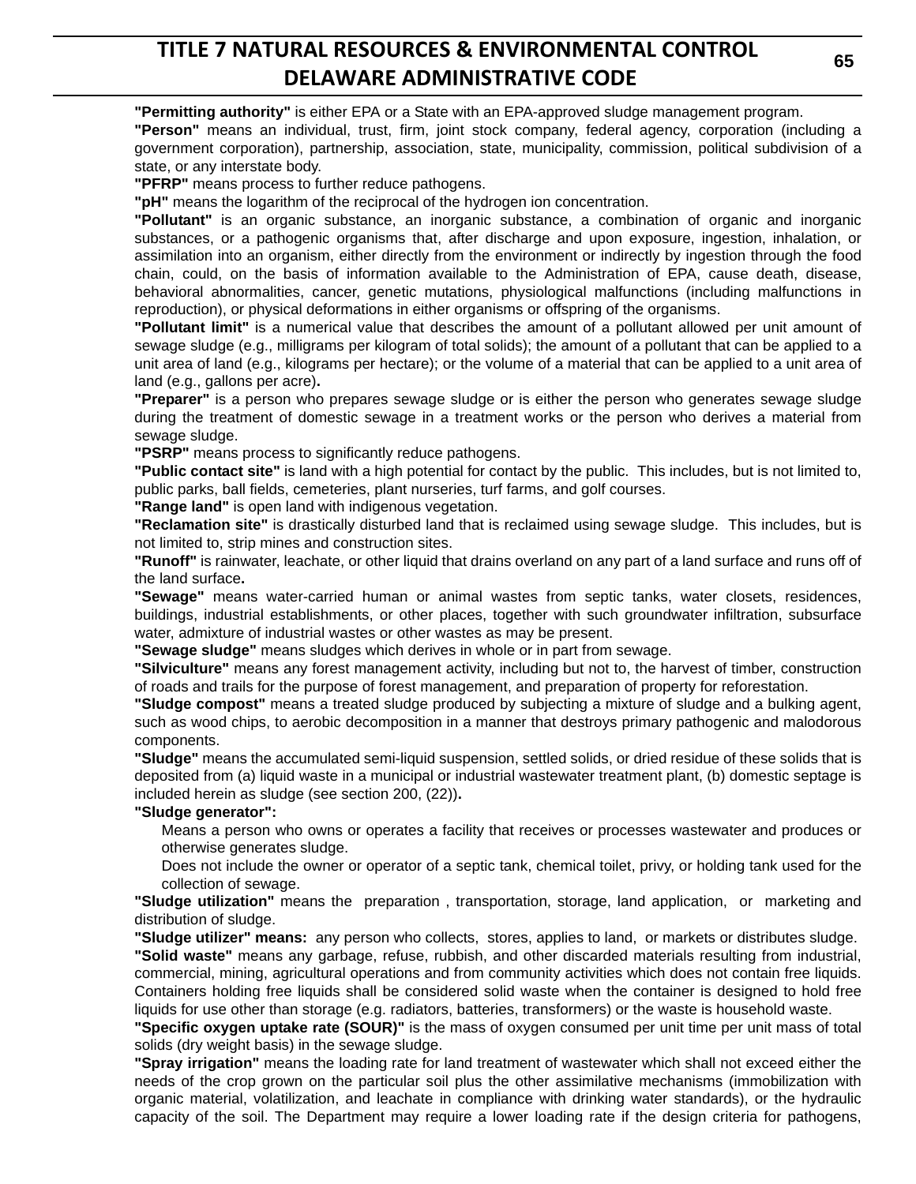**"Permitting authority"** is either EPA or a State with an EPA-approved sludge management program.

**"Person"** means an individual, trust, firm, joint stock company, federal agency, corporation (including a government corporation), partnership, association, state, municipality, commission, political subdivision of a state, or any interstate body.

**"PFRP"** means process to further reduce pathogens.

**"pH"** means the logarithm of the reciprocal of the hydrogen ion concentration.

**"Pollutant"** is an organic substance, an inorganic substance, a combination of organic and inorganic substances, or a pathogenic organisms that, after discharge and upon exposure, ingestion, inhalation, or assimilation into an organism, either directly from the environment or indirectly by ingestion through the food chain, could, on the basis of information available to the Administration of EPA, cause death, disease, behavioral abnormalities, cancer, genetic mutations, physiological malfunctions (including malfunctions in reproduction), or physical deformations in either organisms or offspring of the organisms.

**"Pollutant limit"** is a numerical value that describes the amount of a pollutant allowed per unit amount of sewage sludge (e.g., milligrams per kilogram of total solids); the amount of a pollutant that can be applied to a unit area of land (e.g., kilograms per hectare); or the volume of a material that can be applied to a unit area of land (e.g., gallons per acre)**.**

**"Preparer"** is a person who prepares sewage sludge or is either the person who generates sewage sludge during the treatment of domestic sewage in a treatment works or the person who derives a material from sewage sludge.

**"PSRP"** means process to significantly reduce pathogens.

**"Public contact site"** is land with a high potential for contact by the public. This includes, but is not limited to, public parks, ball fields, cemeteries, plant nurseries, turf farms, and golf courses.

**"Range land"** is open land with indigenous vegetation.

**"Reclamation site"** is drastically disturbed land that is reclaimed using sewage sludge. This includes, but is not limited to, strip mines and construction sites.

**"Runoff"** is rainwater, leachate, or other liquid that drains overland on any part of a land surface and runs off of the land surface**.**

**"Sewage"** means water-carried human or animal wastes from septic tanks, water closets, residences, buildings, industrial establishments, or other places, together with such groundwater infiltration, subsurface water, admixture of industrial wastes or other wastes as may be present.

**"Sewage sludge"** means sludges which derives in whole or in part from sewage.

**"Silviculture"** means any forest management activity, including but not to, the harvest of timber, construction of roads and trails for the purpose of forest management, and preparation of property for reforestation.

**"Sludge compost"** means a treated sludge produced by subjecting a mixture of sludge and a bulking agent, such as wood chips, to aerobic decomposition in a manner that destroys primary pathogenic and malodorous components.

**"Sludge"** means the accumulated semi-liquid suspension, settled solids, or dried residue of these solids that is deposited from (a) liquid waste in a municipal or industrial wastewater treatment plant, (b) domestic septage is included herein as sludge (see section 200, (22))**.**

**"Sludge generator":**

Means a person who owns or operates a facility that receives or processes wastewater and produces or otherwise generates sludge.

Does not include the owner or operator of a septic tank, chemical toilet, privy, or holding tank used for the collection of sewage.

**"Sludge utilization"** means the preparation , transportation, storage, land application, or marketing and distribution of sludge.

**"Sludge utilizer" means:** any person who collects, stores, applies to land, or markets or distributes sludge.

**"Solid waste"** means any garbage, refuse, rubbish, and other discarded materials resulting from industrial, commercial, mining, agricultural operations and from community activities which does not contain free liquids. Containers holding free liquids shall be considered solid waste when the container is designed to hold free liquids for use other than storage (e.g. radiators, batteries, transformers) or the waste is household waste.

**"Specific oxygen uptake rate (SOUR)"** is the mass of oxygen consumed per unit time per unit mass of total solids (dry weight basis) in the sewage sludge.

**"Spray irrigation"** means the loading rate for land treatment of wastewater which shall not exceed either the needs of the crop grown on the particular soil plus the other assimilative mechanisms (immobilization with organic material, volatilization, and leachate in compliance with drinking water standards), or the hydraulic capacity of the soil. The Department may require a lower loading rate if the design criteria for pathogens,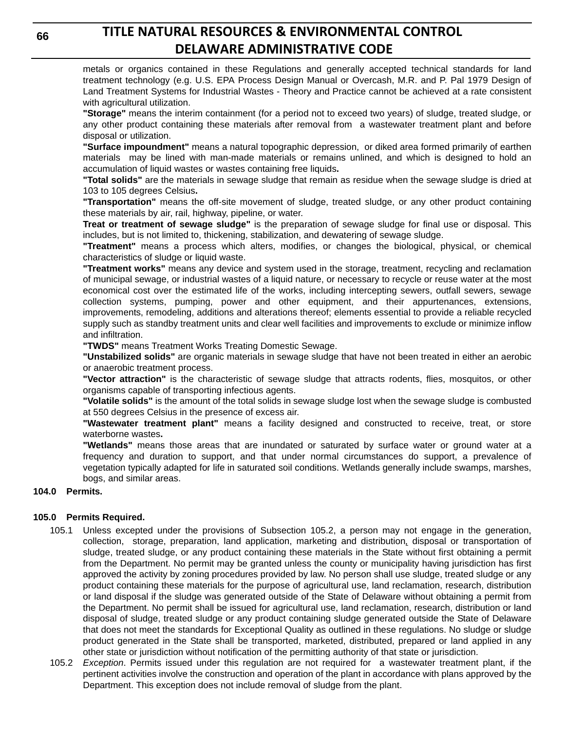metals or organics contained in these Regulations and generally accepted technical standards for land treatment technology (e.g. U.S. EPA Process Design Manual or Overcash, M.R. and P. Pal 1979 Design of Land Treatment Systems for Industrial Wastes - Theory and Practice cannot be achieved at a rate consistent with agricultural utilization.

**"Storage"** means the interim containment (for a period not to exceed two years) of sludge, treated sludge, or any other product containing these materials after removal from a wastewater treatment plant and before disposal or utilization.

**"Surface impoundment"** means a natural topographic depression, or diked area formed primarily of earthen materials may be lined with man-made materials or remains unlined, and which is designed to hold an accumulation of liquid wastes or wastes containing free liquids**.**

**"Total solids"** are the materials in sewage sludge that remain as residue when the sewage sludge is dried at 103 to 105 degrees Celsius**.**

**"Transportation"** means the off-site movement of sludge, treated sludge, or any other product containing these materials by air, rail, highway, pipeline, or water.

**Treat or treatment of sewage sludge"** is the preparation of sewage sludge for final use or disposal. This includes, but is not limited to, thickening, stabilization, and dewatering of sewage sludge.

**"Treatment"** means a process which alters, modifies, or changes the biological, physical, or chemical characteristics of sludge or liquid waste.

**"Treatment works"** means any device and system used in the storage, treatment, recycling and reclamation of municipal sewage, or industrial wastes of a liquid nature, or necessary to recycle or reuse water at the most economical cost over the estimated life of the works, including intercepting sewers, outfall sewers, sewage collection systems, pumping, power and other equipment, and their appurtenances, extensions, improvements, remodeling, additions and alterations thereof; elements essential to provide a reliable recycled supply such as standby treatment units and clear well facilities and improvements to exclude or minimize inflow and infiltration.

**"TWDS"** means Treatment Works Treating Domestic Sewage.

**"Unstabilized solids"** are organic materials in sewage sludge that have not been treated in either an aerobic or anaerobic treatment process.

**"Vector attraction"** is the characteristic of sewage sludge that attracts rodents, flies, mosquitos, or other organisms capable of transporting infectious agents.

**"Volatile solids"** is the amount of the total solids in sewage sludge lost when the sewage sludge is combusted at 550 degrees Celsius in the presence of excess air.

**"Wastewater treatment plant"** means a facility designed and constructed to receive, treat, or store waterborne wastes**.**

**"Wetlands"** means those areas that are inundated or saturated by surface water or ground water at a frequency and duration to support, and that under normal circumstances do support, a prevalence of vegetation typically adapted for life in saturated soil conditions. Wetlands generally include swamps, marshes, bogs, and similar areas.

**104.0 Permits.**

**105.0 Permits Required.**

105.1 Unless excepted under the provisions of Subsection 105.2, a person may not engage in the generation, collection, storage, preparation, land application, marketing and distribution, disposal or transportation of sludge, treated sludge, or any product containing these materials in the State without first obtaining a permit from the Department. No permit may be granted unless the county or municipality having jurisdiction has first approved the activity by zoning procedures provided by law. No person shall use sludge, treated sludge or any product containing these materials for the purpose of agricultural use, land reclamation, research, distribution or land disposal if the sludge was generated outside of the State of Delaware without obtaining a permit from the Department. No permit shall be issued for agricultural use, land reclamation, research, distribution or land disposal of sludge, treated sludge or any product containing sludge generated outside the State of Delaware that does not meet the standards for Exceptional Quality as outlined in these regulations. No sludge or sludge product generated in the State shall be transported, marketed, distributed, prepared or land applied in any other state or jurisdiction without notification of the permitting authority of that state or jurisdiction.

105.2 *Exception*. Permits issued under this regulation are not required for a wastewater treatment plant, if the pertinent activities involve the construction and operation of the plant in accordance with plans approved by the Department. This exception does not include removal of sludge from the plant.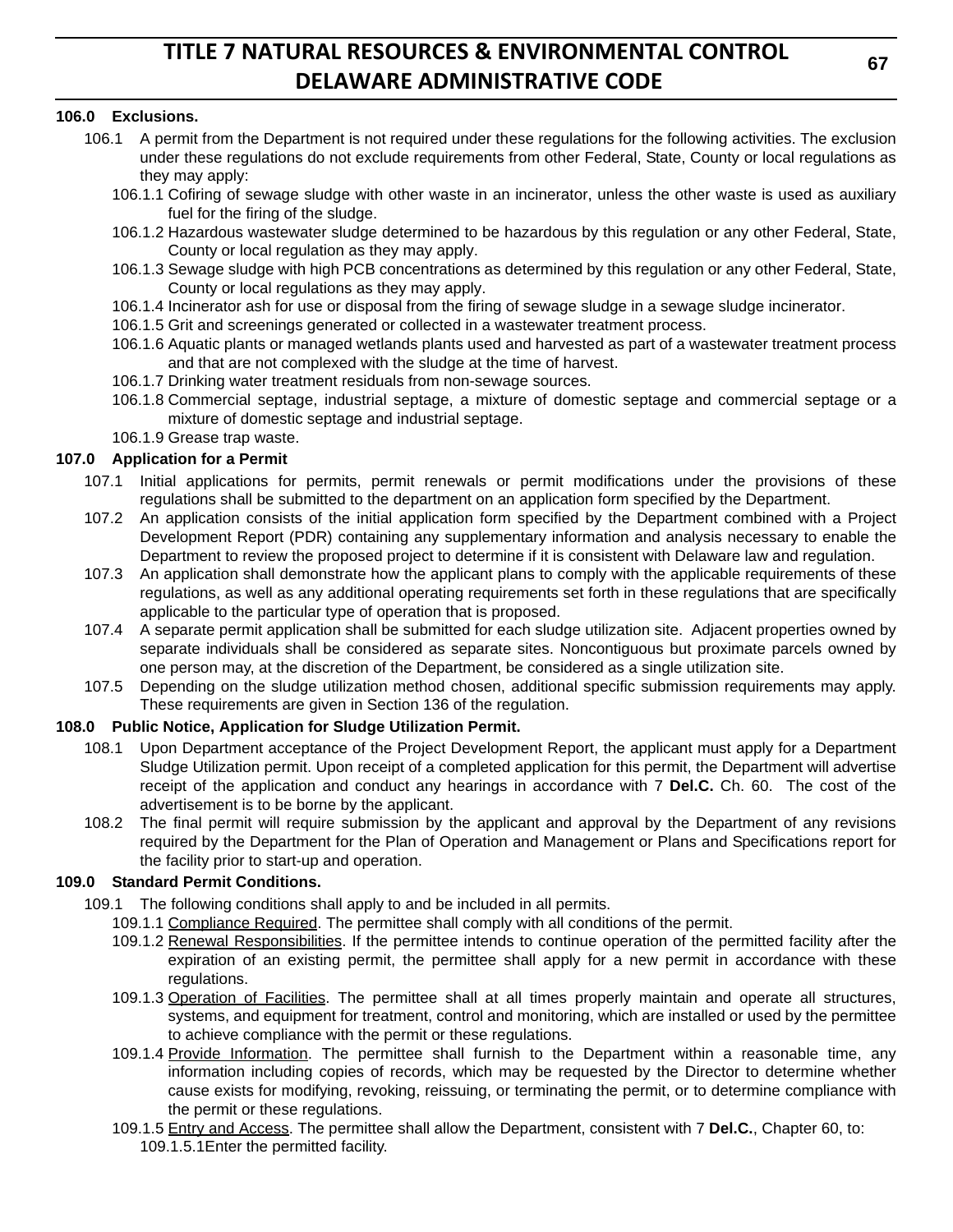**106.0 Exclusions.**

106.1 A permit from the Department is not required under these regulations for the following activities. The exclusion under these regulations do not exclude requirements from other Federal, State, County or local regulations as they may apply:

106.1.1 Cofiring of sewage sludge with other waste in an incinerator, unless the other waste is used as auxiliary fuel for the firing of the sludge.

106.1.2 Hazardous wastewater sludge determined to be hazardous by this regulation or any other Federal, State, County or local regulation as they may apply.

106.1.3 Sewage sludge with high PCB concentrations as determined by this regulation or any other Federal, State, County or local regulations as they may apply.

106.1.4 Incinerator ash for use or disposal from the firing of sewage sludge in a sewage sludge incinerator.

106.1.5 Grit and screenings generated or collected in a wastewater treatment process.

106.1.6 Aquatic plants or managed wetlands plants used and harvested as part of a wastewater treatment process and that are not complexed with the sludge at the time of harvest.

106.1.7 Drinking water treatment residuals from non-sewage sources.

106.1.8 Commercial septage, industrial septage, a mixture of domestic septage and commercial septage or a mixture of domestic septage and industrial septage.

106.1.9 Grease trap waste.

**107.0 Application for a Permit**

107.1 Initial applications for permits, permit renewals or permit modifications under the provisions of these regulations shall be submitted to the department on an application form specified by the Department.

107.2 An application consists of the initial application form specified by the Department combined with a Project Development Report (PDR) containing any supplementary information and analysis necessary to enable the Department to review the proposed project to determine if it is consistent with Delaware law and regulation.

107.3 An application shall demonstrate how the applicant plans to comply with the applicable requirements of these regulations, as well as any additional operating requirements set forth in these regulations that are specifically applicable to the particular type of operation that is proposed.

107.4 A separate permit application shall be submitted for each sludge utilization site. Adjacent properties owned by separate individuals shall be considered as separate sites. Noncontiguous but proximate parcels owned by one person may, at the discretion of the Department, be considered as a single utilization site.

107.5 Depending on the sludge utilization method chosen, additional specific submission requirements may apply. These requirements are given in Section 136 of the regulation.

**108.0 Public Notice, Application for Sludge Utilization Permit.**

108.1 Upon Department acceptance of the Project Development Report, the applicant must apply for a Department Sludge Utilization permit. Upon receipt of a completed application for this permit, the Department will advertise receipt of the application and conduct any hearings in accordance with 7 **Del.C.** Ch. 60. The cost of the advertisement is to be borne by the applicant.

108.2 The final permit will require submission by the applicant and approval by the Department of any revisions required by the Department for the Plan of Operation and Management or Plans and Specifications report for the facility prior to start-up and operation.

**109.0 Standard Permit Conditions.**

109.1 The following conditions shall apply to and be included in all permits.

109.1.1 <u>Compliance Required</u>. The permittee shall comply with all conditions of the permit.

109.1.2 <u>Renewal Responsibilities</u>. If the permittee intends to continue operation of the permitted facility after the expiration of an existing permit, the permittee shall apply for a new permit in accordance with these regulations.

109.1.3 <u>Operation of Facilities</u>. The permittee shall at all times properly maintain and operate all structures, systems, and equipment for treatment, control and monitoring, which are installed or used by the permittee to achieve compliance with the permit or these regulations.

109.1.4 <u>Provide Information</u>. The permittee shall furnish to the Department within a reasonable time, any information including copies of records, which may be requested by the Director to determine whether cause exists for modifying, revoking, reissuing, or terminating the permit, or to determine compliance with the permit or these regulations.

109.1.5 <u>Entry and Access</u>. The permittee shall allow the Department, consistent with 7 **Del.C.**, Chapter 60, to:

109.1.5.1 Enter the permitted facility.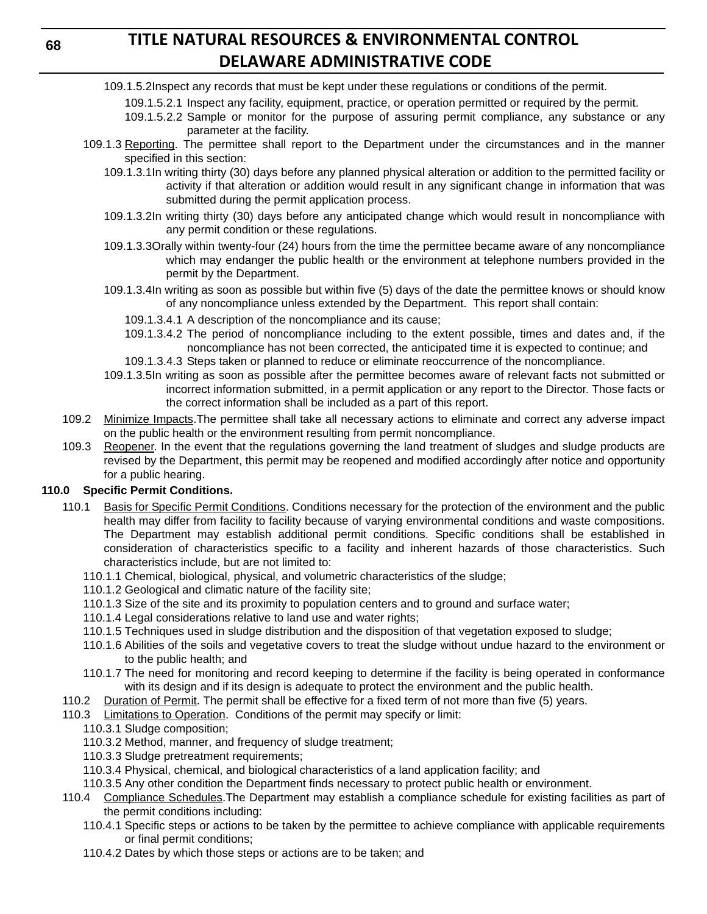109.1.5.2 Inspect any records that must be kept under these regulations or conditions of the permit.

109.1.5.2.1 Inspect any facility, equipment, practice, or operation permitted or required by the permit.

109.1.5.2.2 Sample or monitor for the purpose of assuring permit compliance, any substance or any parameter at the facility.

109.1.3 Reporting. The permittee shall report to the Department under the circumstances and in the manner specified in this section:

109.1.3.1 In writing thirty (30) days before any planned physical alteration or addition to the permitted facility or activity if that alteration or addition would result in any significant change in information that was submitted during the permit application process.

109.1.3.2 In writing thirty (30) days before any anticipated change which would result in noncompliance with any permit condition or these regulations.

109.1.3.3 Orally within twenty-four (24) hours from the time the permittee became aware of any noncompliance which may endanger the public health or the environment at telephone numbers provided in the permit by the Department.

109.1.3.4 In writing as soon as possible but within five (5) days of the date the permittee knows or should know of any noncompliance unless extended by the Department. This report shall contain:

109.1.3.4.1 A description of the noncompliance and its cause;

109.1.3.4.2 The period of noncompliance including to the extent possible, times and dates and, if the noncompliance has not been corrected, the anticipated time it is expected to continue; and

109.1.3.4.3 Steps taken or planned to reduce or eliminate reoccurrence of the noncompliance.

109.1.3.5 In writing as soon as possible after the permittee becomes aware of relevant facts not submitted or incorrect information submitted, in a permit application or any report to the Director. Those facts or the correct information shall be included as a part of this report.

109.2 Minimize Impacts. The permittee shall take all necessary actions to eliminate and correct any adverse impact on the public health or the environment resulting from permit noncompliance.

109.3 Reopener. In the event that the regulations governing the land treatment of sludges and sludge products are revised by the Department, this permit may be reopened and modified accordingly after notice and opportunity for a public hearing.

**110.0 Specific Permit Conditions.**

110.1 Basis for Specific Permit Conditions. Conditions necessary for the protection of the environment and the public health may differ from facility to facility because of varying environmental conditions and waste compositions. The Department may establish additional permit conditions. Specific conditions shall be established in consideration of characteristics specific to a facility and inherent hazards of those characteristics. Such characteristics include, but are not limited to:

110.1.1 Chemical, biological, physical, and volumetric characteristics of the sludge;

110.1.2 Geological and climatic nature of the facility site;

110.1.3 Size of the site and its proximity to population centers and to ground and surface water;

110.1.4 Legal considerations relative to land use and water rights;

110.1.5 Techniques used in sludge distribution and the disposition of that vegetation exposed to sludge;

110.1.6 Abilities of the soils and vegetative covers to treat the sludge without undue hazard to the environment or to the public health; and

110.1.7 The need for monitoring and record keeping to determine if the facility is being operated in conformance with its design and if its design is adequate to protect the environment and the public health.

110.2 Duration of Permit. The permit shall be effective for a fixed term of not more than five (5) years.

110.3 Limitations to Operation. Conditions of the permit may specify or limit:

110.3.1 Sludge composition;

110.3.2 Method, manner, and frequency of sludge treatment;

110.3.3 Sludge pretreatment requirements;

110.3.4 Physical, chemical, and biological characteristics of a land application facility; and

110.3.5 Any other condition the Department finds necessary to protect public health or environment.

110.4 Compliance Schedules. The Department may establish a compliance schedule for existing facilities as part of the permit conditions including:

110.4.1 Specific steps or actions to be taken by the permittee to achieve compliance with applicable requirements or final permit conditions;

110.4.2 Dates by which those steps or actions are to be taken; and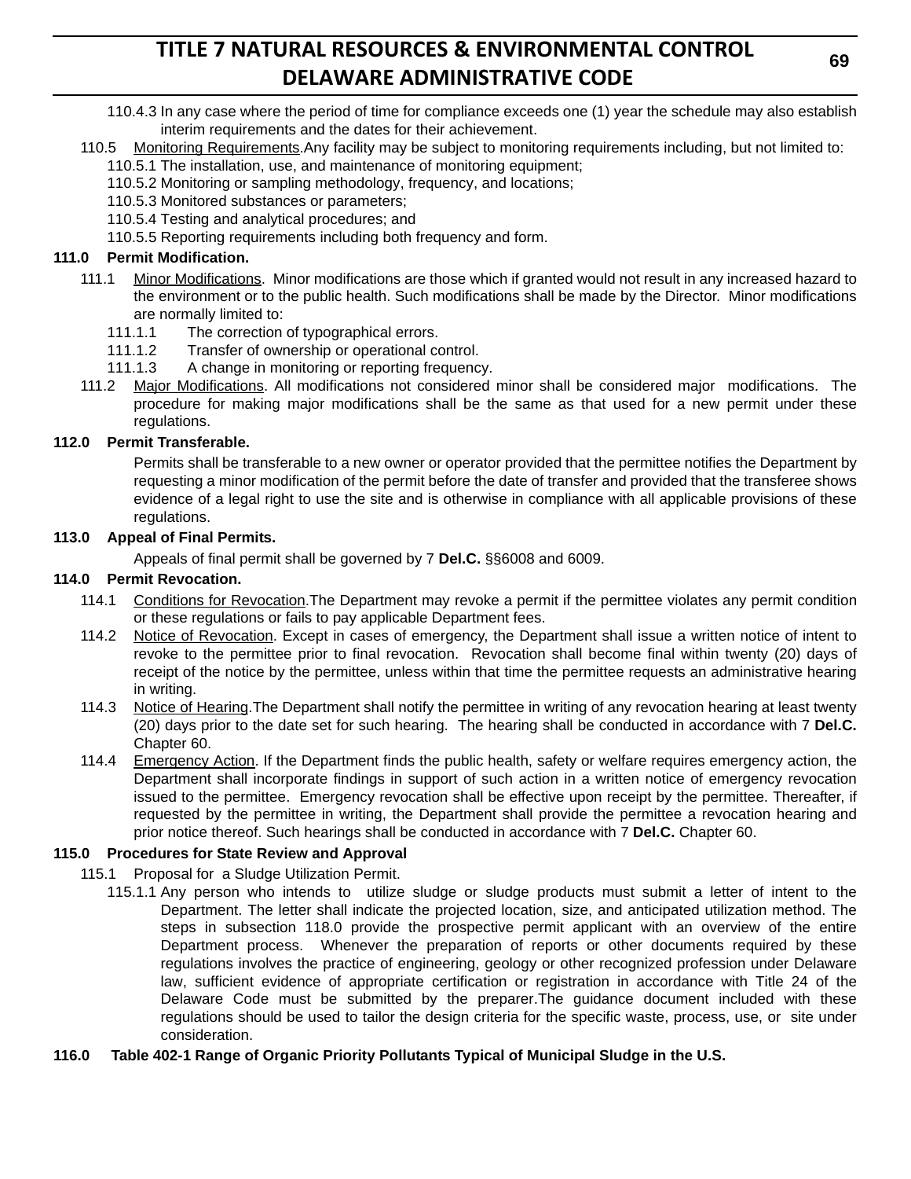110.4.3 In any case where the period of time for compliance exceeds one (1) year the schedule may also establish interim requirements and the dates for their achievement.

110.5 Monitoring Requirements.Any facility may be subject to monitoring requirements including, but not limited to:

110.5.1 The installation, use, and maintenance of monitoring equipment;

110.5.2 Monitoring or sampling methodology, frequency, and locations;

110.5.3 Monitored substances or parameters;

110.5.4 Testing and analytical procedures; and

110.5.5 Reporting requirements including both frequency and form.

**111.0 Permit Modification.**

111.1 Minor Modifications. Minor modifications are those which if granted would not result in any increased hazard to the environment or to the public health. Such modifications shall be made by the Director. Minor modifications are normally limited to:

111.1.1 The correction of typographical errors.

111.1.2 Transfer of ownership or operational control.

111.1.3 A change in monitoring or reporting frequency.

111.2 Major Modifications. All modifications not considered minor shall be considered major modifications. The procedure for making major modifications shall be the same as that used for a new permit under these regulations.

**112.0 Permit Transferable.**

Permits shall be transferable to a new owner or operator provided that the permittee notifies the Department by requesting a minor modification of the permit before the date of transfer and provided that the transferee shows evidence of a legal right to use the site and is otherwise in compliance with all applicable provisions of these regulations.

**113.0 Appeal of Final Permits.**

Appeals of final permit shall be governed by 7 **Del.C.** §§6008 and 6009.

**114.0 Permit Revocation.**

114.1 Conditions for Revocation.The Department may revoke a permit if the permittee violates any permit condition or these regulations or fails to pay applicable Department fees.

114.2 Notice of Revocation. Except in cases of emergency, the Department shall issue a written notice of intent to revoke to the permittee prior to final revocation. Revocation shall become final within twenty (20) days of receipt of the notice by the permittee, unless within that time the permittee requests an administrative hearing in writing.

114.3 Notice of Hearing.The Department shall notify the permittee in writing of any revocation hearing at least twenty (20) days prior to the date set for such hearing. The hearing shall be conducted in accordance with 7 **Del.C.** Chapter 60.

114.4 Emergency Action. If the Department finds the public health, safety or welfare requires emergency action, the Department shall incorporate findings in support of such action in a written notice of emergency revocation issued to the permittee. Emergency revocation shall be effective upon receipt by the permittee. Thereafter, if requested by the permittee in writing, the Department shall provide the permittee a revocation hearing and prior notice thereof. Such hearings shall be conducted in accordance with 7 **Del.C.** Chapter 60.

**115.0 Procedures for State Review and Approval**

115.1 Proposal for a Sludge Utilization Permit.

115.1.1 Any person who intends to utilize sludge or sludge products must submit a letter of intent to the Department. The letter shall indicate the projected location, size, and anticipated utilization method. The steps in subsection 118.0 provide the prospective permit applicant with an overview of the entire Department process. Whenever the preparation of reports or other documents required by these regulations involves the practice of engineering, geology or other recognized profession under Delaware law, sufficient evidence of appropriate certification or registration in accordance with Title 24 of the Delaware Code must be submitted by the preparer.The guidance document included with these regulations should be used to tailor the design criteria for the specific waste, process, use, or site under consideration.

**116.0 Table 402-1 Range of Organic Priority Pollutants Typical of Municipal Sludge in the U.S.**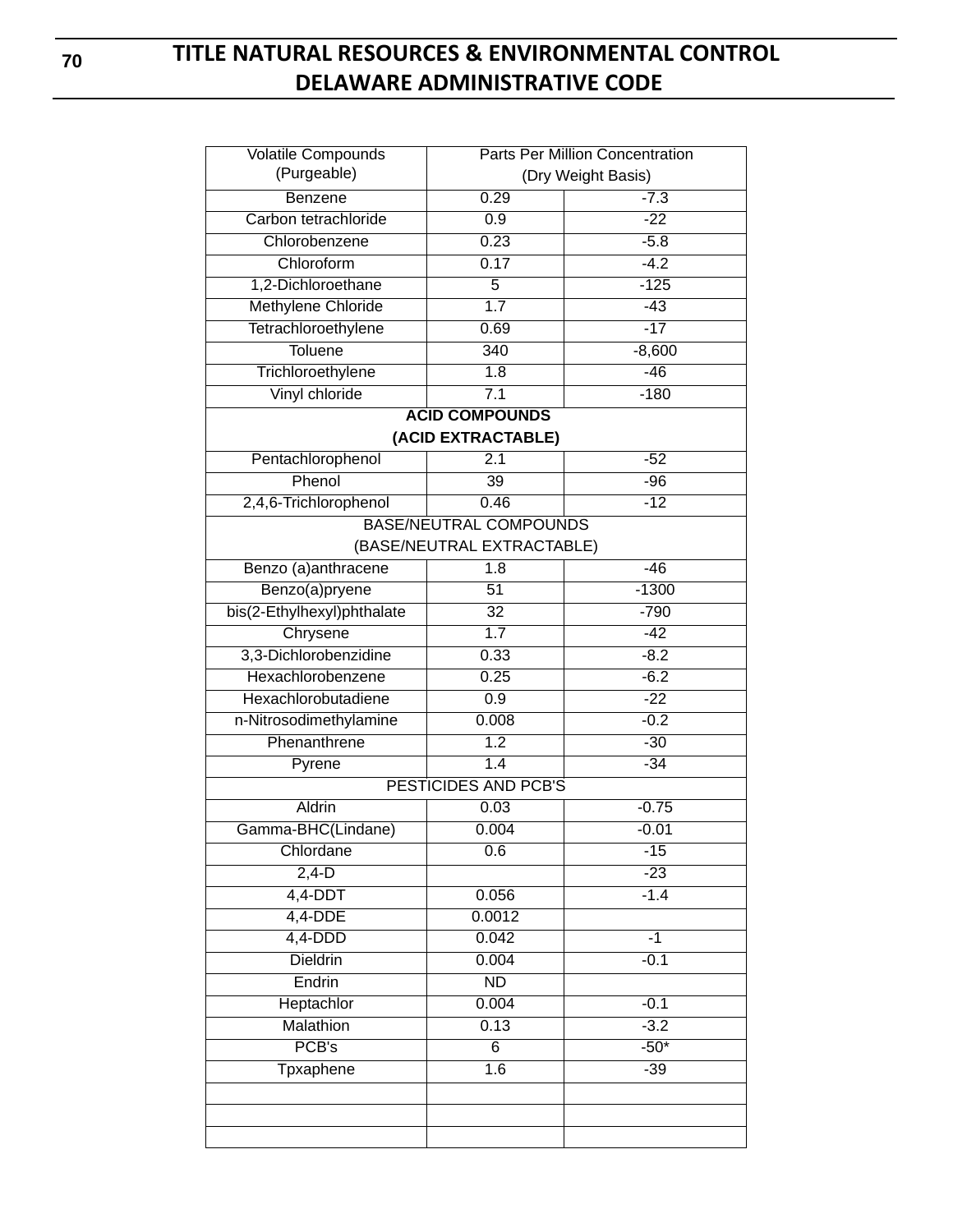| Volatile Compounds (Purgeable) | Parts Per Million Concentration (Dry Weight Basis) | |
|---|---|---|
| Benzene | 0.29 | -7.3 |
| Carbon tetrachloride | 0.9 | -22 |
| Chlorobenzene | 0.23 | -5.8 |
| Chloroform | 0.17 | -4.2 |
| 1,2-Dichloroethane | 5 | -125 |
| Methylene Chloride | 1.7 | -43 |
| Tetrachloroethylene | 0.69 | -17 |
| Toluene | 340 | -8,600 |
| Trichloroethylene | 1.8 | -46 |
| Vinyl chloride | 7.1 | -180 |
| **ACID COMPOUNDS (ACID EXTRACTABLE)** | | |
| Pentachlorophenol | 2.1 | -52 |
| Phenol | 39 | -96 |
| 2,4,6-Trichlorophenol | 0.46 | -12 |
| BASE/NEUTRAL COMPOUNDS (BASE/NEUTRAL EXTRACTABLE) | | |
| Benzo (a)anthracene | 1.8 | -46 |
| Benzo(a)pryene | 51 | -1300 |
| bis(2-Ethylhexyl)phthalate | 32 | -790 |
| Chrysene | 1.7 | -42 |
| 3,3-Dichlorobenzidine | 0.33 | -8.2 |
| Hexachlorobenzene | 0.25 | -6.2 |
| Hexachlorobutadiene | 0.9 | -22 |
| n-Nitrosodimethylamine | 0.008 | -0.2 |
| Phenanthrene | 1.2 | -30 |
| Pyrene | 1.4 | -34 |
| PESTICIDES AND PCB'S | | |
| Aldrin | 0.03 | -0.75 |
| Gamma-BHC(Lindane) | 0.004 | -0.01 |
| Chlordane | 0.6 | -15 |
| 2,4-D | | -23 |
| 4,4-DDT | 0.056 | -1.4 |
| 4,4-DDE | 0.0012 | |
| 4,4-DDD | 0.042 | -1 |
| Dieldrin | 0.004 | -0.1 |
| Endrin | ND | |
| Heptachlor | 0.004 | -0.1 |
| Malathion | 0.13 | -3.2 |
| PCB's | 6 | -50* |
| Tpxaphene | 1.6 | -39 |
| | | |
| | | |
| | | |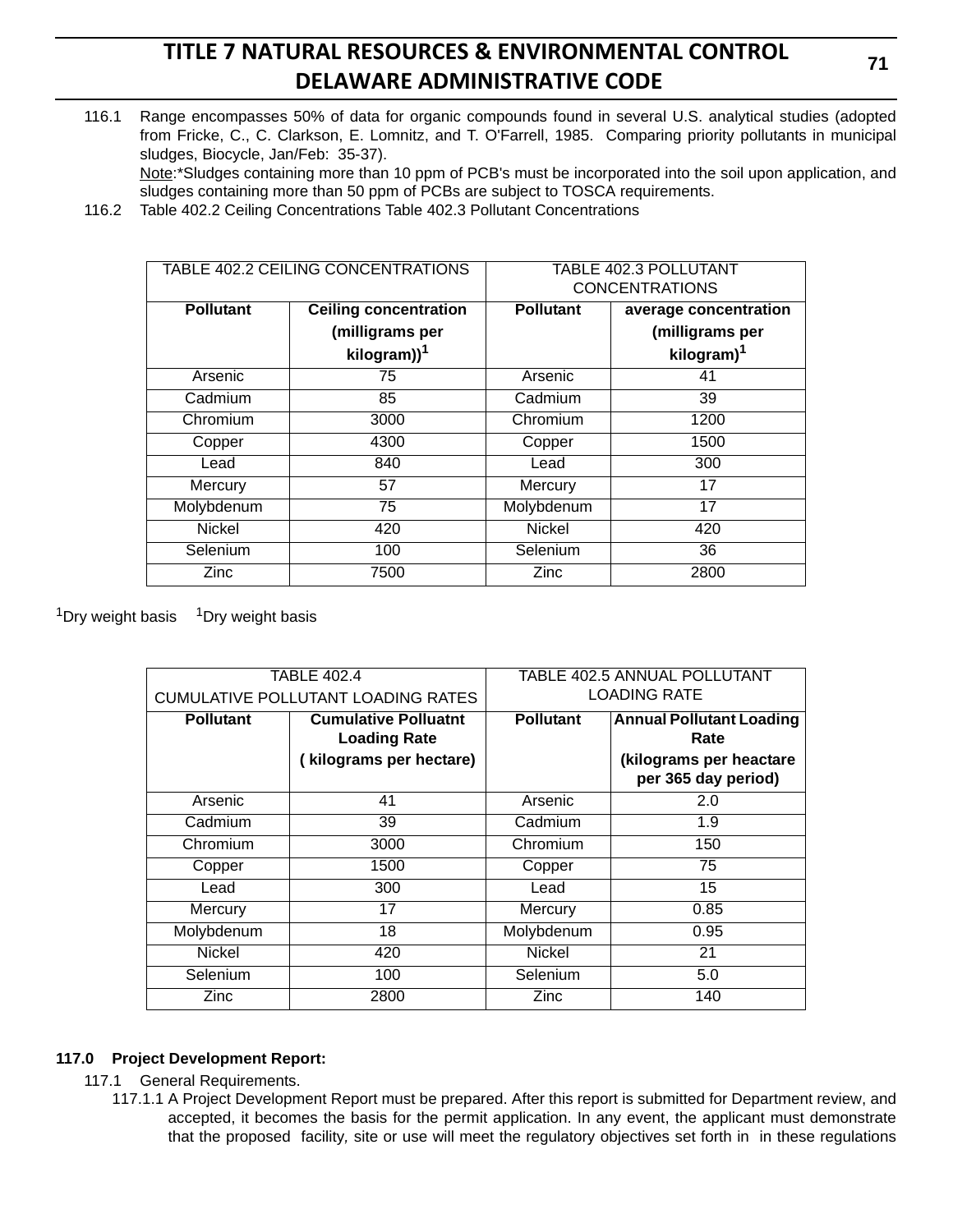116.1 Range encompasses 50% of data for organic compounds found in several U.S. analytical studies (adopted from Fricke, C., C. Clarkson, E. Lomnitz, and T. O'Farrell, 1985. Comparing priority pollutants in municipal sludges, Biocycle, Jan/Feb: 35-37).

Note:*Sludges containing more than 10 ppm of PCB's must be incorporated into the soil upon application, and sludges containing more than 50 ppm of PCBs are subject to TOSCA requirements.

116.2 Table 402.2 Ceiling Concentrations Table 402.3 Pollutant Concentrations

| TABLE 402.2 CEILING CONCENTRATIONS | | TABLE 402.3 POLLUTANT CONCENTRATIONS | |
|---|---|---|---|
| **Pollutant** | **Ceiling concentration (milligrams per kilogram))[1]** | **Pollutant** | **average concentration (milligrams per kilogram)[1]** |
| Arsenic | 75 | Arsenic | 41 |
| Cadmium | 85 | Cadmium | 39 |
| Chromium | 3000 | Chromium | 1200 |
| Copper | 4300 | Copper | 1500 |
| Lead | 840 | Lead | 300 |
| Mercury | 57 | Mercury | 17 |
| Molybdenum | 75 | Molybdenum | 17 |
| Nickel | 420 | Nickel | 420 |
| Selenium | 100 | Selenium | 36 |
| Zinc | 7500 | Zinc | 2800 |

[1]Dry weight basis [1]Dry weight basis

| TABLE 402.4 CUMULATIVE POLLUTANT LOADING RATES | | TABLE 402.5 ANNUAL POLLUTANT LOADING RATE | |
|---|---|---|---|
| **Pollutant** | **Cumulative Polluatnt Loading Rate ( kilograms per hectare)** | **Pollutant** | **Annual Pollutant Loading Rate (kilograms per heactare per 365 day period)** |
| Arsenic | 41 | Arsenic | 2.0 |
| Cadmium | 39 | Cadmium | 1.9 |
| Chromium | 3000 | Chromium | 150 |
| Copper | 1500 | Copper | 75 |
| Lead | 300 | Lead | 15 |
| Mercury | 17 | Mercury | 0.85 |
| Molybdenum | 18 | Molybdenum | 0.95 |
| Nickel | 420 | Nickel | 21 |
| Selenium | 100 | Selenium | 5.0 |
| Zinc | 2800 | Zinc | 140 |

**117.0 Project Development Report:**

117.1 General Requirements.

117.1.1 A Project Development Report must be prepared. After this report is submitted for Department review, and accepted, it becomes the basis for the permit application. In any event, the applicant must demonstrate that the proposed facility, site or use will meet the regulatory objectives set forth in in these regulations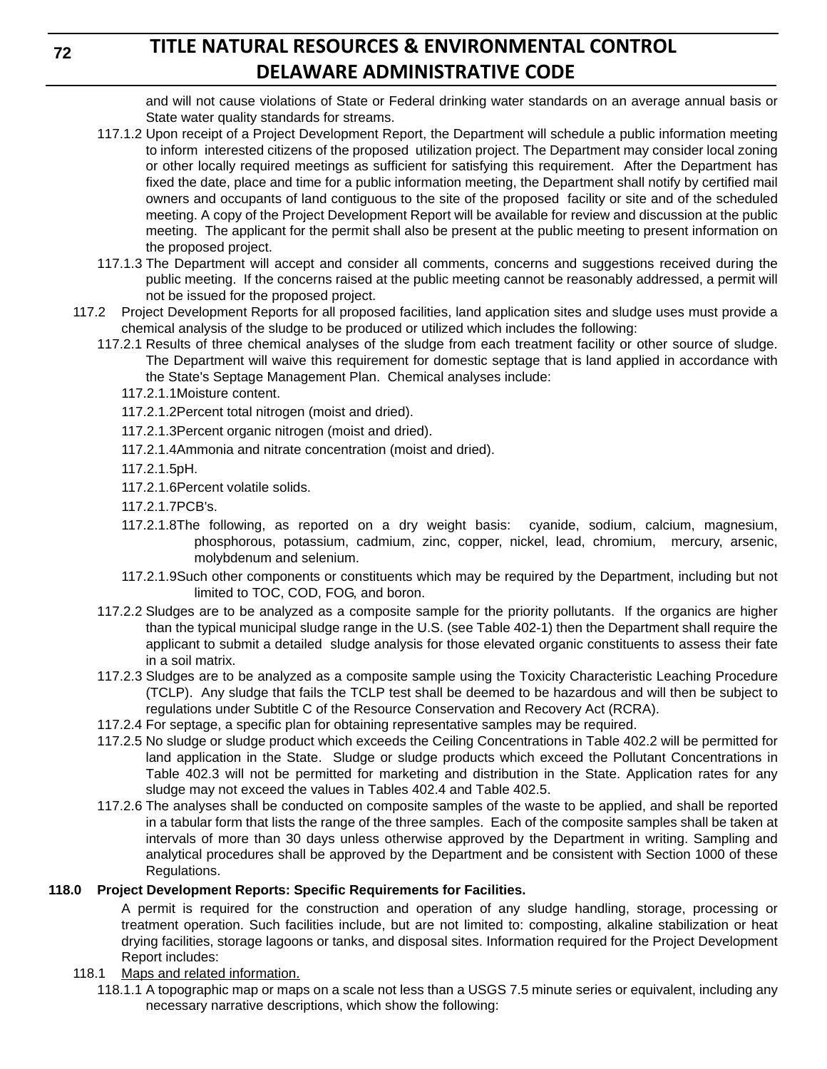and will not cause violations of State or Federal drinking water standards on an average annual basis or State water quality standards for streams.

117.1.2 Upon receipt of a Project Development Report, the Department will schedule a public information meeting to inform interested citizens of the proposed utilization project. The Department may consider local zoning or other locally required meetings as sufficient for satisfying this requirement. After the Department has fixed the date, place and time for a public information meeting, the Department shall notify by certified mail owners and occupants of land contiguous to the site of the proposed facility or site and of the scheduled meeting. A copy of the Project Development Report will be available for review and discussion at the public meeting. The applicant for the permit shall also be present at the public meeting to present information on the proposed project.

117.1.3 The Department will accept and consider all comments, concerns and suggestions received during the public meeting. If the concerns raised at the public meeting cannot be reasonably addressed, a permit will not be issued for the proposed project.

117.2 Project Development Reports for all proposed facilities, land application sites and sludge uses must provide a chemical analysis of the sludge to be produced or utilized which includes the following:

117.2.1 Results of three chemical analyses of the sludge from each treatment facility or other source of sludge. The Department will waive this requirement for domestic septage that is land applied in accordance with the State's Septage Management Plan. Chemical analyses include:

117.2.1.1Moisture content.

117.2.1.2Percent total nitrogen (moist and dried).

117.2.1.3Percent organic nitrogen (moist and dried).

117.2.1.4Ammonia and nitrate concentration (moist and dried).

117.2.1.5pH.

117.2.1.6Percent volatile solids.

117.2.1.7PCB's.

117.2.1.8The following, as reported on a dry weight basis: cyanide, sodium, calcium, magnesium, phosphorous, potassium, cadmium, zinc, copper, nickel, lead, chromium, mercury, arsenic, molybdenum and selenium.

117.2.1.9Such other components or constituents which may be required by the Department, including but not limited to TOC, COD, FOG, and boron.

117.2.2 Sludges are to be analyzed as a composite sample for the priority pollutants. If the organics are higher than the typical municipal sludge range in the U.S. (see Table 402-1) then the Department shall require the applicant to submit a detailed sludge analysis for those elevated organic constituents to assess their fate in a soil matrix.

117.2.3 Sludges are to be analyzed as a composite sample using the Toxicity Characteristic Leaching Procedure (TCLP). Any sludge that fails the TCLP test shall be deemed to be hazardous and will then be subject to regulations under Subtitle C of the Resource Conservation and Recovery Act (RCRA).

117.2.4 For septage, a specific plan for obtaining representative samples may be required.

117.2.5 No sludge or sludge product which exceeds the Ceiling Concentrations in Table 402.2 will be permitted for land application in the State. Sludge or sludge products which exceed the Pollutant Concentrations in Table 402.3 will not be permitted for marketing and distribution in the State. Application rates for any sludge may not exceed the values in Tables 402.4 and Table 402.5.

117.2.6 The analyses shall be conducted on composite samples of the waste to be applied, and shall be reported in a tabular form that lists the range of the three samples. Each of the composite samples shall be taken at intervals of more than 30 days unless otherwise approved by the Department in writing. Sampling and analytical procedures shall be approved by the Department and be consistent with Section 1000 of these Regulations.

**118.0 Project Development Reports: Specific Requirements for Facilities.**

A permit is required for the construction and operation of any sludge handling, storage, processing or treatment operation. Such facilities include, but are not limited to: composting, alkaline stabilization or heat drying facilities, storage lagoons or tanks, and disposal sites. Information required for the Project Development Report includes:

118.1 Maps and related information.

118.1.1 A topographic map or maps on a scale not less than a USGS 7.5 minute series or equivalent, including any necessary narrative descriptions, which show the following: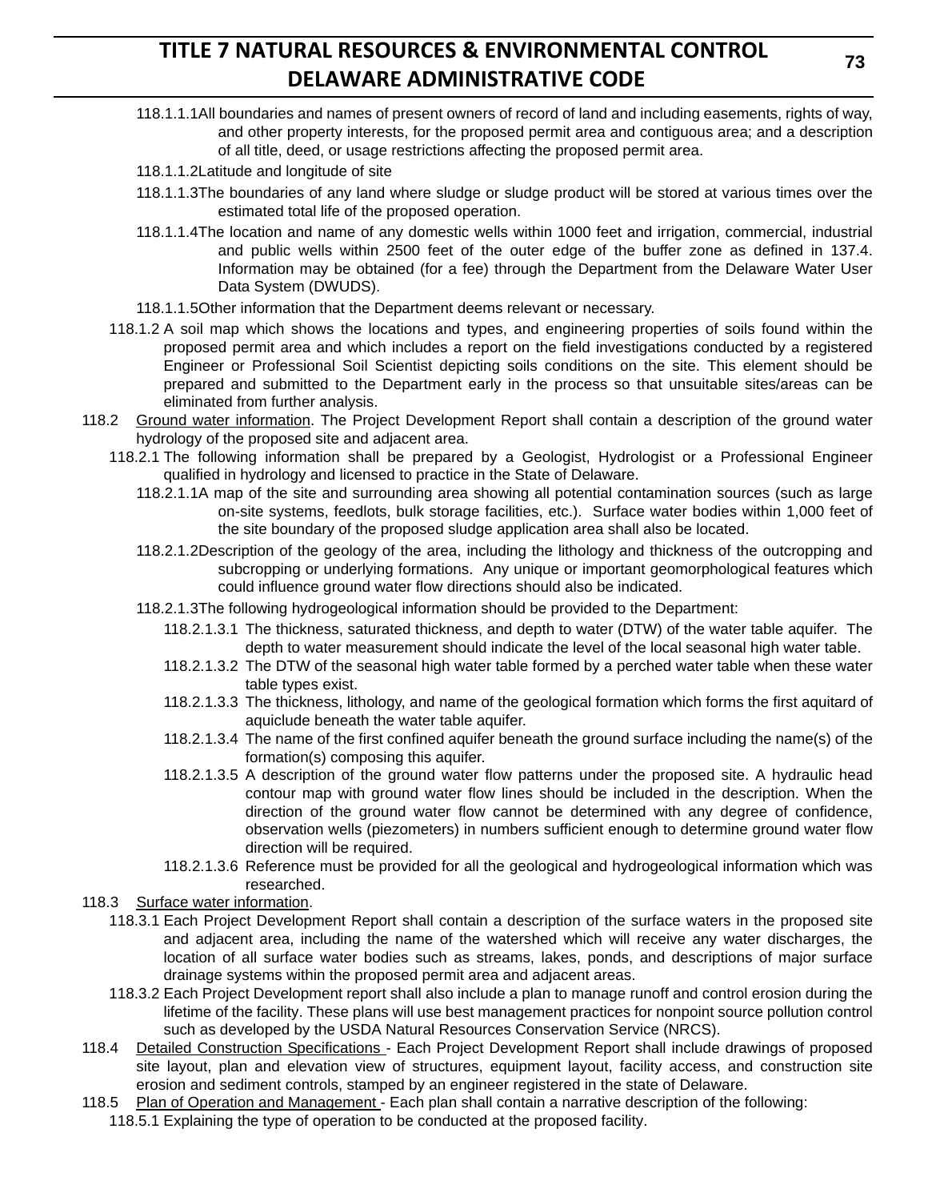118.1.1.1 All boundaries and names of present owners of record of land and including easements, rights of way, and other property interests, for the proposed permit area and contiguous area; and a description of all title, deed, or usage restrictions affecting the proposed permit area.

118.1.1.2 Latitude and longitude of site

118.1.1.3 The boundaries of any land where sludge or sludge product will be stored at various times over the estimated total life of the proposed operation.

118.1.1.4 The location and name of any domestic wells within 1000 feet and irrigation, commercial, industrial and public wells within 2500 feet of the outer edge of the buffer zone as defined in 137.4. Information may be obtained (for a fee) through the Department from the Delaware Water User Data System (DWUDS).

118.1.1.5 Other information that the Department deems relevant or necessary.

118.1.2 A soil map which shows the locations and types, and engineering properties of soils found within the proposed permit area and which includes a report on the field investigations conducted by a registered Engineer or Professional Soil Scientist depicting soils conditions on the site. This element should be prepared and submitted to the Department early in the process so that unsuitable sites/areas can be eliminated from further analysis.

118.2 Ground water information. The Project Development Report shall contain a description of the ground water hydrology of the proposed site and adjacent area.

118.2.1 The following information shall be prepared by a Geologist, Hydrologist or a Professional Engineer qualified in hydrology and licensed to practice in the State of Delaware.

118.2.1.1 A map of the site and surrounding area showing all potential contamination sources (such as large on-site systems, feedlots, bulk storage facilities, etc.). Surface water bodies within 1,000 feet of the site boundary of the proposed sludge application area shall also be located.

118.2.1.2 Description of the geology of the area, including the lithology and thickness of the outcropping and subcropping or underlying formations. Any unique or important geomorphological features which could influence ground water flow directions should also be indicated.

118.2.1.3 The following hydrogeological information should be provided to the Department:

118.2.1.3.1 The thickness, saturated thickness, and depth to water (DTW) of the water table aquifer. The depth to water measurement should indicate the level of the local seasonal high water table.

118.2.1.3.2 The DTW of the seasonal high water table formed by a perched water table when these water table types exist.

118.2.1.3.3 The thickness, lithology, and name of the geological formation which forms the first aquitard of aquiclude beneath the water table aquifer.

118.2.1.3.4 The name of the first confined aquifer beneath the ground surface including the name(s) of the formation(s) composing this aquifer.

118.2.1.3.5 A description of the ground water flow patterns under the proposed site. A hydraulic head contour map with ground water flow lines should be included in the description. When the direction of the ground water flow cannot be determined with any degree of confidence, observation wells (piezometers) in numbers sufficient enough to determine ground water flow direction will be required.

118.2.1.3.6 Reference must be provided for all the geological and hydrogeological information which was researched.

118.3 Surface water information.

118.3.1 Each Project Development Report shall contain a description of the surface waters in the proposed site and adjacent area, including the name of the watershed which will receive any water discharges, the location of all surface water bodies such as streams, lakes, ponds, and descriptions of major surface drainage systems within the proposed permit area and adjacent areas.

118.3.2 Each Project Development report shall also include a plan to manage runoff and control erosion during the lifetime of the facility. These plans will use best management practices for nonpoint source pollution control such as developed by the USDA Natural Resources Conservation Service (NRCS).

118.4 Detailed Construction Specifications - Each Project Development Report shall include drawings of proposed site layout, plan and elevation view of structures, equipment layout, facility access, and construction site erosion and sediment controls, stamped by an engineer registered in the state of Delaware.

118.5 Plan of Operation and Management - Each plan shall contain a narrative description of the following:

118.5.1 Explaining the type of operation to be conducted at the proposed facility.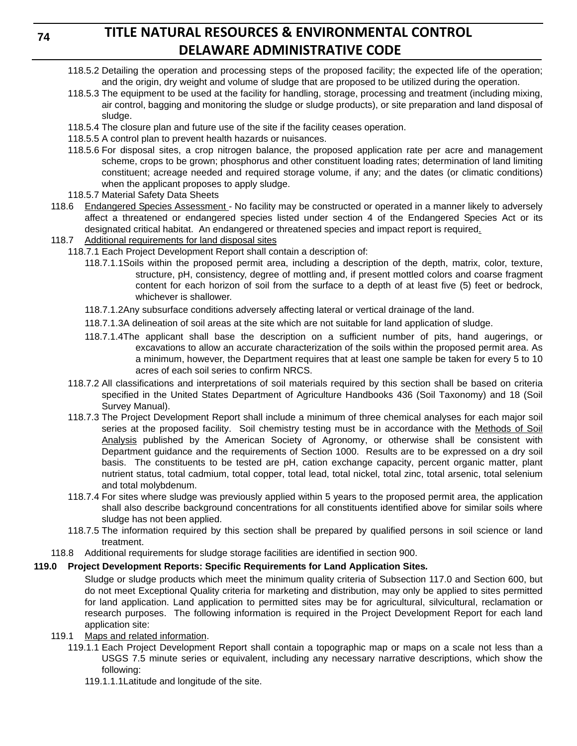118.5.2 Detailing the operation and processing steps of the proposed facility; the expected life of the operation; and the origin, dry weight and volume of sludge that are proposed to be utilized during the operation.

118.5.3 The equipment to be used at the facility for handling, storage, processing and treatment (including mixing, air control, bagging and monitoring the sludge or sludge products), or site preparation and land disposal of sludge.

118.5.4 The closure plan and future use of the site if the facility ceases operation.

118.5.5 A control plan to prevent health hazards or nuisances.

118.5.6 For disposal sites, a crop nitrogen balance, the proposed application rate per acre and management scheme, crops to be grown; phosphorus and other constituent loading rates; determination of land limiting constituent; acreage needed and required storage volume, if any; and the dates (or climatic conditions) when the applicant proposes to apply sludge.

118.5.7 Material Safety Data Sheets

118.6 Endangered Species Assessment - No facility may be constructed or operated in a manner likely to adversely affect a threatened or endangered species listed under section 4 of the Endangered Species Act or its designated critical habitat. An endangered or threatened species and impact report is required.

118.7 Additional requirements for land disposal sites

118.7.1 Each Project Development Report shall contain a description of:

118.7.1.1 Soils within the proposed permit area, including a description of the depth, matrix, color, texture, structure, pH, consistency, degree of mottling and, if present mottled colors and coarse fragment content for each horizon of soil from the surface to a depth of at least five (5) feet or bedrock, whichever is shallower.

118.7.1.2 Any subsurface conditions adversely affecting lateral or vertical drainage of the land.

118.7.1.3 A delineation of soil areas at the site which are not suitable for land application of sludge.

118.7.1.4 The applicant shall base the description on a sufficient number of pits, hand augerings, or excavations to allow an accurate characterization of the soils within the proposed permit area. As a minimum, however, the Department requires that at least one sample be taken for every 5 to 10 acres of each soil series to confirm NRCS.

118.7.2 All classifications and interpretations of soil materials required by this section shall be based on criteria specified in the United States Department of Agriculture Handbooks 436 (Soil Taxonomy) and 18 (Soil Survey Manual).

118.7.3 The Project Development Report shall include a minimum of three chemical analyses for each major soil series at the proposed facility. Soil chemistry testing must be in accordance with the Methods of Soil Analysis published by the American Society of Agronomy, or otherwise shall be consistent with Department guidance and the requirements of Section 1000. Results are to be expressed on a dry soil basis. The constituents to be tested are pH, cation exchange capacity, percent organic matter, plant nutrient status, total cadmium, total copper, total lead, total nickel, total zinc, total arsenic, total selenium and total molybdenum.

118.7.4 For sites where sludge was previously applied within 5 years to the proposed permit area, the application shall also describe background concentrations for all constituents identified above for similar soils where sludge has not been applied.

118.7.5 The information required by this section shall be prepared by qualified persons in soil science or land treatment.

118.8 Additional requirements for sludge storage facilities are identified in section 900.

**119.0 Project Development Reports: Specific Requirements for Land Application Sites.**

Sludge or sludge products which meet the minimum quality criteria of Subsection 117.0 and Section 600, but do not meet Exceptional Quality criteria for marketing and distribution, may only be applied to sites permitted for land application. Land application to permitted sites may be for agricultural, silvicultural, reclamation or research purposes. The following information is required in the Project Development Report for each land application site:

119.1 Maps and related information.

119.1.1 Each Project Development Report shall contain a topographic map or maps on a scale not less than a USGS 7.5 minute series or equivalent, including any necessary narrative descriptions, which show the following:

119.1.1.1 Latitude and longitude of the site.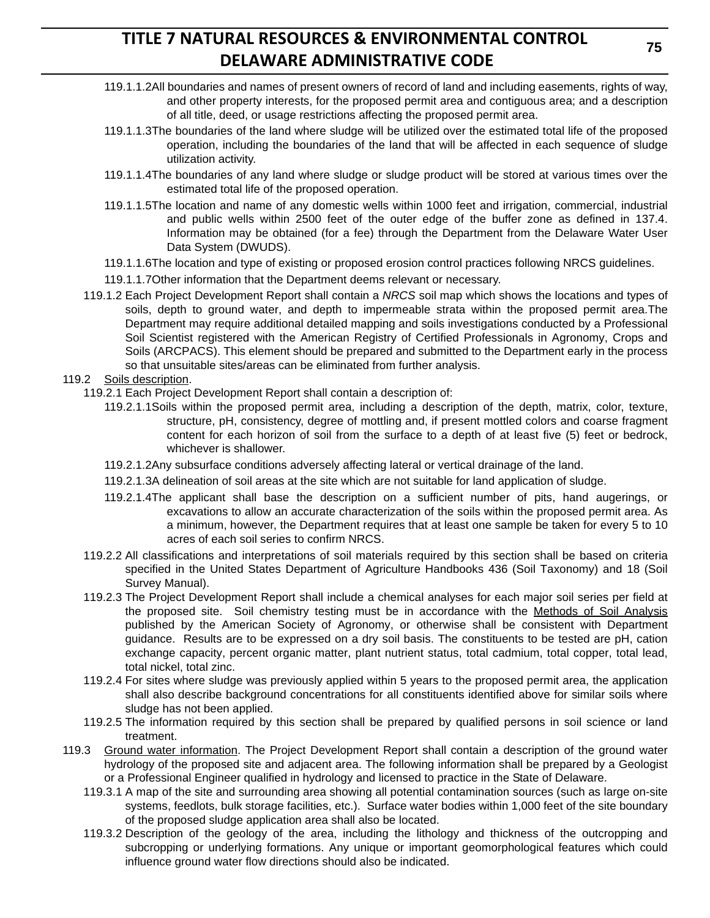119.1.1.2 All boundaries and names of present owners of record of land and including easements, rights of way, and other property interests, for the proposed permit area and contiguous area; and a description of all title, deed, or usage restrictions affecting the proposed permit area.

119.1.1.3 The boundaries of the land where sludge will be utilized over the estimated total life of the proposed operation, including the boundaries of the land that will be affected in each sequence of sludge utilization activity.

119.1.1.4 The boundaries of any land where sludge or sludge product will be stored at various times over the estimated total life of the proposed operation.

119.1.1.5 The location and name of any domestic wells within 1000 feet and irrigation, commercial, industrial and public wells within 2500 feet of the outer edge of the buffer zone as defined in 137.4. Information may be obtained (for a fee) through the Department from the Delaware Water User Data System (DWUDS).

119.1.1.6 The location and type of existing or proposed erosion control practices following NRCS guidelines.

119.1.1.7 Other information that the Department deems relevant or necessary.

119.1.2 Each Project Development Report shall contain a *NRCS* soil map which shows the locations and types of soils, depth to ground water, and depth to impermeable strata within the proposed permit area.The Department may require additional detailed mapping and soils investigations conducted by a Professional Soil Scientist registered with the American Registry of Certified Professionals in Agronomy, Crops and Soils (ARCPACS). This element should be prepared and submitted to the Department early in the process so that unsuitable sites/areas can be eliminated from further analysis.

119.2 Soils description.

119.2.1 Each Project Development Report shall contain a description of:

119.2.1.1 Soils within the proposed permit area, including a description of the depth, matrix, color, texture, structure, pH, consistency, degree of mottling and, if present mottled colors and coarse fragment content for each horizon of soil from the surface to a depth of at least five (5) feet or bedrock, whichever is shallower.

119.2.1.2 Any subsurface conditions adversely affecting lateral or vertical drainage of the land.

119.2.1.3 A delineation of soil areas at the site which are not suitable for land application of sludge.

119.2.1.4 The applicant shall base the description on a sufficient number of pits, hand augerings, or excavations to allow an accurate characterization of the soils within the proposed permit area. As a minimum, however, the Department requires that at least one sample be taken for every 5 to 10 acres of each soil series to confirm NRCS.

119.2.2 All classifications and interpretations of soil materials required by this section shall be based on criteria specified in the United States Department of Agriculture Handbooks 436 (Soil Taxonomy) and 18 (Soil Survey Manual).

119.2.3 The Project Development Report shall include a chemical analyses for each major soil series per field at the proposed site. Soil chemistry testing must be in accordance with the Methods of Soil Analysis published by the American Society of Agronomy, or otherwise shall be consistent with Department guidance. Results are to be expressed on a dry soil basis. The constituents to be tested are pH, cation exchange capacity, percent organic matter, plant nutrient status, total cadmium, total copper, total lead, total nickel, total zinc.

119.2.4 For sites where sludge was previously applied within 5 years to the proposed permit area, the application shall also describe background concentrations for all constituents identified above for similar soils where sludge has not been applied.

119.2.5 The information required by this section shall be prepared by qualified persons in soil science or land treatment.

119.3 Ground water information. The Project Development Report shall contain a description of the ground water hydrology of the proposed site and adjacent area. The following information shall be prepared by a Geologist or a Professional Engineer qualified in hydrology and licensed to practice in the State of Delaware.

119.3.1 A map of the site and surrounding area showing all potential contamination sources (such as large on-site systems, feedlots, bulk storage facilities, etc.). Surface water bodies within 1,000 feet of the site boundary of the proposed sludge application area shall also be located.

119.3.2 Description of the geology of the area, including the lithology and thickness of the outcropping and subcropping or underlying formations. Any unique or important geomorphological features which could influence ground water flow directions should also be indicated.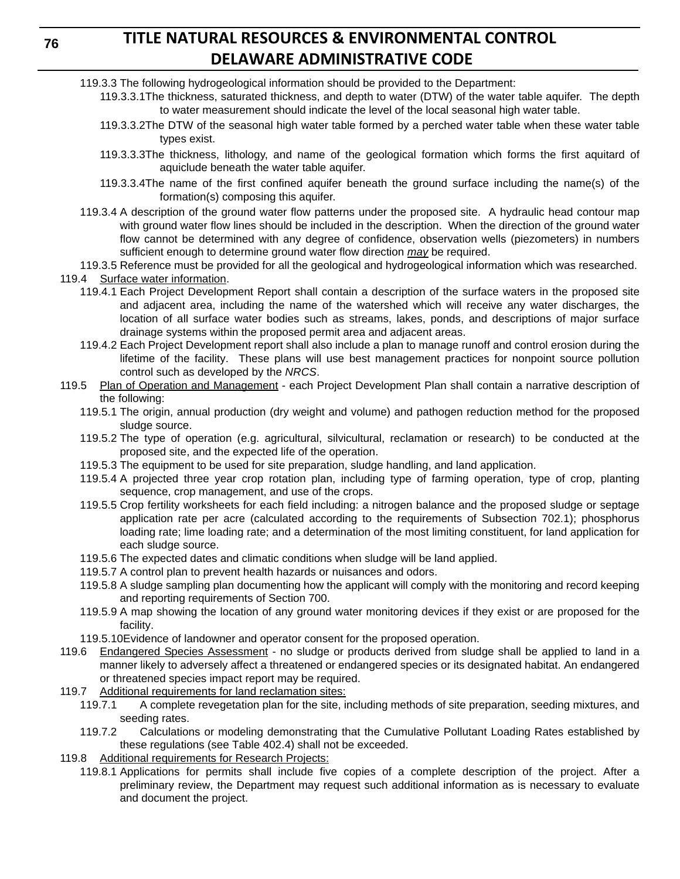119.3.3 The following hydrogeological information should be provided to the Department:

119.3.3.1 The thickness, saturated thickness, and depth to water (DTW) of the water table aquifer. The depth to water measurement should indicate the level of the local seasonal high water table.

119.3.3.2 The DTW of the seasonal high water table formed by a perched water table when these water table types exist.

119.3.3.3 The thickness, lithology, and name of the geological formation which forms the first aquitard of aquiclude beneath the water table aquifer.

119.3.3.4 The name of the first confined aquifer beneath the ground surface including the name(s) of the formation(s) composing this aquifer.

119.3.4 A description of the ground water flow patterns under the proposed site. A hydraulic head contour map with ground water flow lines should be included in the description. When the direction of the ground water flow cannot be determined with any degree of confidence, observation wells (piezometers) in numbers sufficient enough to determine ground water flow direction *may* be required.

119.3.5 Reference must be provided for all the geological and hydrogeological information which was researched.

119.4 Surface water information.

119.4.1 Each Project Development Report shall contain a description of the surface waters in the proposed site and adjacent area, including the name of the watershed which will receive any water discharges, the location of all surface water bodies such as streams, lakes, ponds, and descriptions of major surface drainage systems within the proposed permit area and adjacent areas.

119.4.2 Each Project Development report shall also include a plan to manage runoff and control erosion during the lifetime of the facility. These plans will use best management practices for nonpoint source pollution control such as developed by the *NRCS*.

119.5 Plan of Operation and Management - each Project Development Plan shall contain a narrative description of the following:

119.5.1 The origin, annual production (dry weight and volume) and pathogen reduction method for the proposed sludge source.

119.5.2 The type of operation (e.g. agricultural, silvicultural, reclamation or research) to be conducted at the proposed site, and the expected life of the operation.

119.5.3 The equipment to be used for site preparation, sludge handling, and land application.

119.5.4 A projected three year crop rotation plan, including type of farming operation, type of crop, planting sequence, crop management, and use of the crops.

119.5.5 Crop fertility worksheets for each field including: a nitrogen balance and the proposed sludge or septage application rate per acre (calculated according to the requirements of Subsection 702.1); phosphorus loading rate; lime loading rate; and a determination of the most limiting constituent, for land application for each sludge source.

119.5.6 The expected dates and climatic conditions when sludge will be land applied.

119.5.7 A control plan to prevent health hazards or nuisances and odors.

119.5.8 A sludge sampling plan documenting how the applicant will comply with the monitoring and record keeping and reporting requirements of Section 700.

119.5.9 A map showing the location of any ground water monitoring devices if they exist or are proposed for the facility.

119.5.10 Evidence of landowner and operator consent for the proposed operation.

119.6 Endangered Species Assessment - no sludge or products derived from sludge shall be applied to land in a manner likely to adversely affect a threatened or endangered species or its designated habitat. An endangered or threatened species impact report may be required.

119.7 Additional requirements for land reclamation sites:

119.7.1 A complete revegetation plan for the site, including methods of site preparation, seeding mixtures, and seeding rates.

119.7.2 Calculations or modeling demonstrating that the Cumulative Pollutant Loading Rates established by these regulations (see Table 402.4) shall not be exceeded.

119.8 Additional requirements for Research Projects:

119.8.1 Applications for permits shall include five copies of a complete description of the project. After a preliminary review, the Department may request such additional information as is necessary to evaluate and document the project.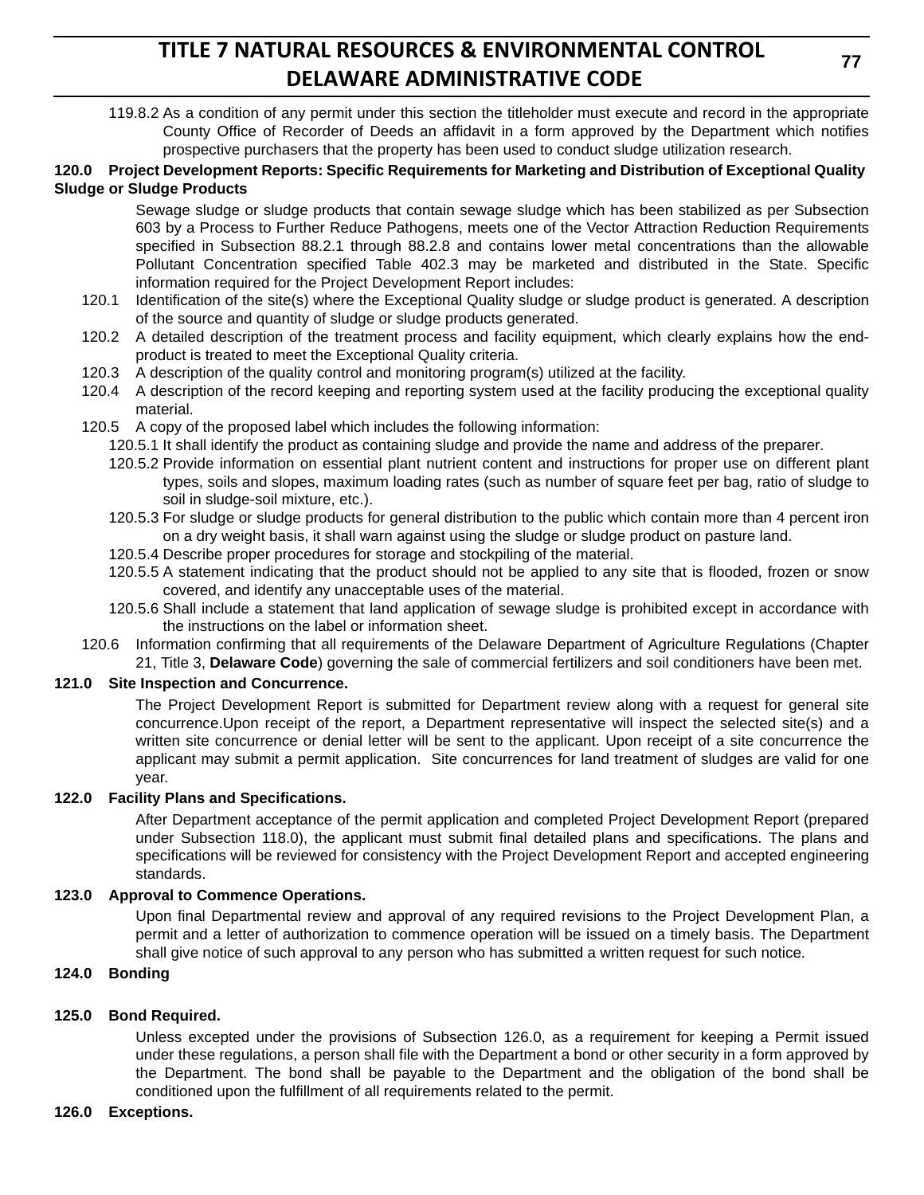119.8.2 As a condition of any permit under this section the titleholder must execute and record in the appropriate County Office of Recorder of Deeds an affidavit in a form approved by the Department which notifies prospective purchasers that the property has been used to conduct sludge utilization research.

**120.0 Project Development Reports: Specific Requirements for Marketing and Distribution of Exceptional Quality Sludge or Sludge Products**

Sewage sludge or sludge products that contain sewage sludge which has been stabilized as per Subsection 603 by a Process to Further Reduce Pathogens, meets one of the Vector Attraction Reduction Requirements specified in Subsection 88.2.1 through 88.2.8 and contains lower metal concentrations than the allowable Pollutant Concentration specified Table 402.3 may be marketed and distributed in the State. Specific information required for the Project Development Report includes:

120.1 Identification of the site(s) where the Exceptional Quality sludge or sludge product is generated. A description of the source and quantity of sludge or sludge products generated.

120.2 A detailed description of the treatment process and facility equipment, which clearly explains how the end-product is treated to meet the Exceptional Quality criteria.

120.3 A description of the quality control and monitoring program(s) utilized at the facility.

120.4 A description of the record keeping and reporting system used at the facility producing the exceptional quality material.

120.5 A copy of the proposed label which includes the following information:

120.5.1 It shall identify the product as containing sludge and provide the name and address of the preparer.

120.5.2 Provide information on essential plant nutrient content and instructions for proper use on different plant types, soils and slopes, maximum loading rates (such as number of square feet per bag, ratio of sludge to soil in sludge-soil mixture, etc.).

120.5.3 For sludge or sludge products for general distribution to the public which contain more than 4 percent iron on a dry weight basis, it shall warn against using the sludge or sludge product on pasture land.

120.5.4 Describe proper procedures for storage and stockpiling of the material.

120.5.5 A statement indicating that the product should not be applied to any site that is flooded, frozen or snow covered, and identify any unacceptable uses of the material.

120.5.6 Shall include a statement that land application of sewage sludge is prohibited except in accordance with the instructions on the label or information sheet.

120.6 Information confirming that all requirements of the Delaware Department of Agriculture Regulations (Chapter 21, Title 3, **Delaware Code**) governing the sale of commercial fertilizers and soil conditioners have been met.

**121.0 Site Inspection and Concurrence.**

The Project Development Report is submitted for Department review along with a request for general site concurrence.Upon receipt of the report, a Department representative will inspect the selected site(s) and a written site concurrence or denial letter will be sent to the applicant. Upon receipt of a site concurrence the applicant may submit a permit application. Site concurrences for land treatment of sludges are valid for one year.

**122.0 Facility Plans and Specifications.**

After Department acceptance of the permit application and completed Project Development Report (prepared under Subsection 118.0), the applicant must submit final detailed plans and specifications. The plans and specifications will be reviewed for consistency with the Project Development Report and accepted engineering standards.

**123.0 Approval to Commence Operations.**

Upon final Departmental review and approval of any required revisions to the Project Development Plan, a permit and a letter of authorization to commence operation will be issued on a timely basis. The Department shall give notice of such approval to any person who has submitted a written request for such notice.

**124.0 Bonding**

**125.0 Bond Required.**

Unless excepted under the provisions of Subsection 126.0, as a requirement for keeping a Permit issued under these regulations, a person shall file with the Department a bond or other security in a form approved by the Department. The bond shall be payable to the Department and the obligation of the bond shall be conditioned upon the fulfillment of all requirements related to the permit.

**126.0 Exceptions.**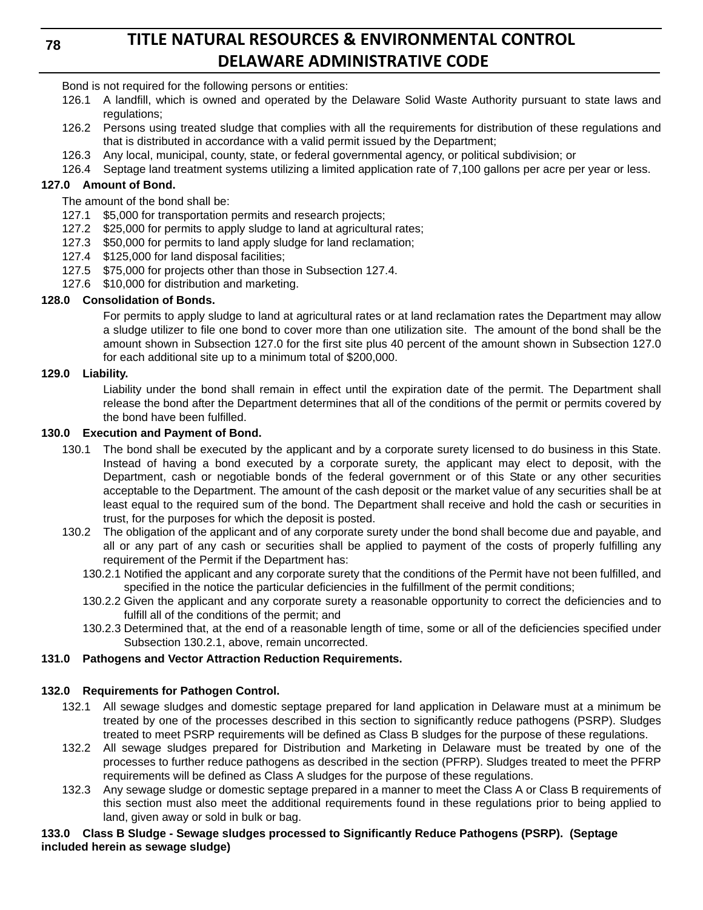Bond is not required for the following persons or entities:

126.1 A landfill, which is owned and operated by the Delaware Solid Waste Authority pursuant to state laws and regulations;

126.2 Persons using treated sludge that complies with all the requirements for distribution of these regulations and that is distributed in accordance with a valid permit issued by the Department;

126.3 Any local, municipal, county, state, or federal governmental agency, or political subdivision; or

126.4 Septage land treatment systems utilizing a limited application rate of 7,100 gallons per acre per year or less.

**127.0 Amount of Bond.**

The amount of the bond shall be:

127.1 $5,000 for transportation permits and research projects;

127.2 $25,000 for permits to apply sludge to land at agricultural rates;

127.3 $50,000 for permits to land apply sludge for land reclamation;

127.4 $125,000 for land disposal facilities;

127.5 $75,000 for projects other than those in Subsection 127.4.

127.6 $10,000 for distribution and marketing.

**128.0 Consolidation of Bonds.**

For permits to apply sludge to land at agricultural rates or at land reclamation rates the Department may allow a sludge utilizer to file one bond to cover more than one utilization site. The amount of the bond shall be the amount shown in Subsection 127.0 for the first site plus 40 percent of the amount shown in Subsection 127.0 for each additional site up to a minimum total of $200,000.

**129.0 Liability.**

Liability under the bond shall remain in effect until the expiration date of the permit. The Department shall release the bond after the Department determines that all of the conditions of the permit or permits covered by the bond have been fulfilled.

**130.0 Execution and Payment of Bond.**

130.1 The bond shall be executed by the applicant and by a corporate surety licensed to do business in this State. Instead of having a bond executed by a corporate surety, the applicant may elect to deposit, with the Department, cash or negotiable bonds of the federal government or of this State or any other securities acceptable to the Department. The amount of the cash deposit or the market value of any securities shall be at least equal to the required sum of the bond. The Department shall receive and hold the cash or securities in trust, for the purposes for which the deposit is posted.

130.2 The obligation of the applicant and of any corporate surety under the bond shall become due and payable, and all or any part of any cash or securities shall be applied to payment of the costs of properly fulfilling any requirement of the Permit if the Department has:

130.2.1 Notified the applicant and any corporate surety that the conditions of the Permit have not been fulfilled, and specified in the notice the particular deficiencies in the fulfillment of the permit conditions;

130.2.2 Given the applicant and any corporate surety a reasonable opportunity to correct the deficiencies and to fulfill all of the conditions of the permit; and

130.2.3 Determined that, at the end of a reasonable length of time, some or all of the deficiencies specified under Subsection 130.2.1, above, remain uncorrected.

**131.0 Pathogens and Vector Attraction Reduction Requirements.**

**132.0 Requirements for Pathogen Control.**

132.1 All sewage sludges and domestic septage prepared for land application in Delaware must at a minimum be treated by one of the processes described in this section to significantly reduce pathogens (PSRP). Sludges treated to meet PSRP requirements will be defined as Class B sludges for the purpose of these regulations.

132.2 All sewage sludges prepared for Distribution and Marketing in Delaware must be treated by one of the processes to further reduce pathogens as described in the section (PFRP). Sludges treated to meet the PFRP requirements will be defined as Class A sludges for the purpose of these regulations.

132.3 Any sewage sludge or domestic septage prepared in a manner to meet the Class A or Class B requirements of this section must also meet the additional requirements found in these regulations prior to being applied to land, given away or sold in bulk or bag.

**133.0 Class B Sludge - Sewage sludges processed to Significantly Reduce Pathogens (PSRP). (Septage included herein as sewage sludge)**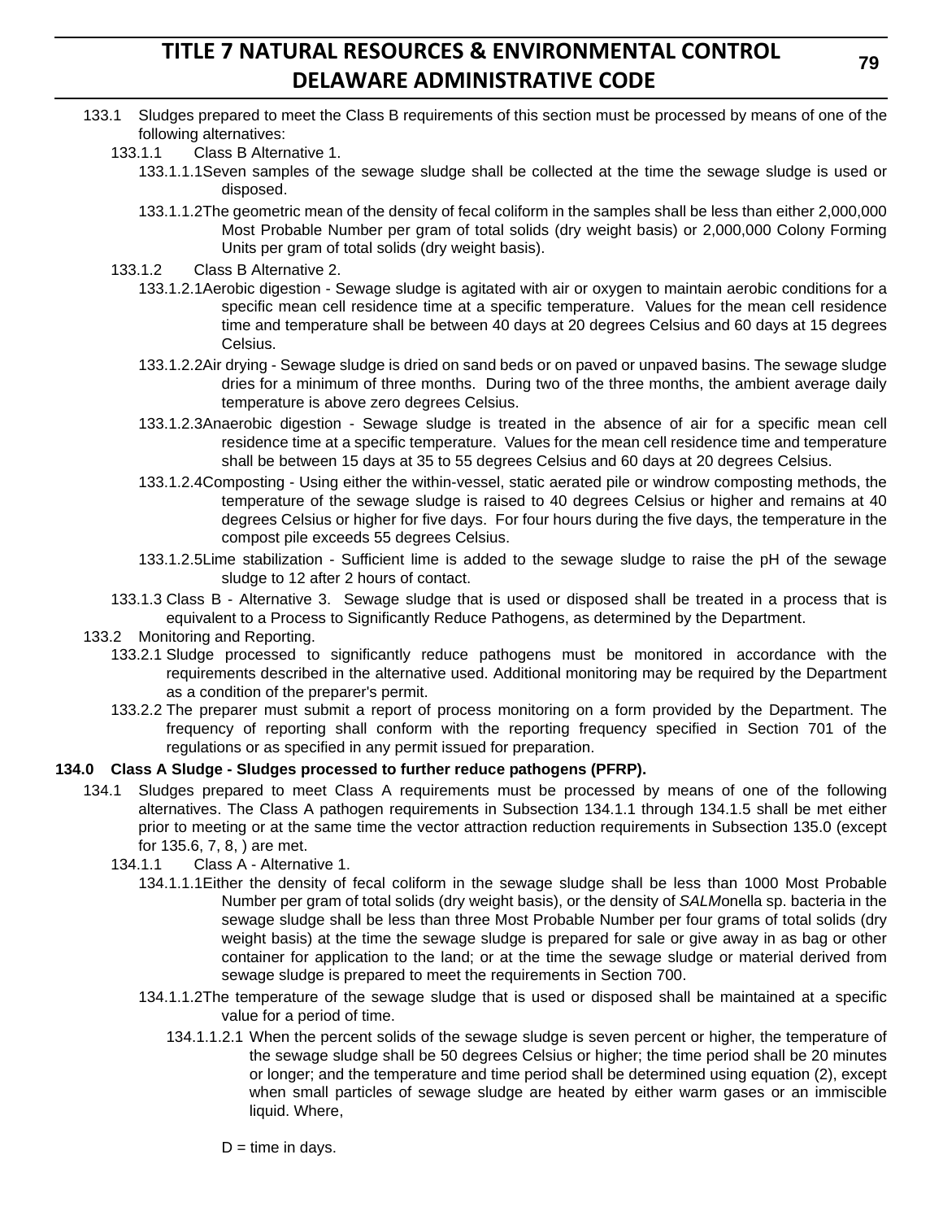133.1 Sludges prepared to meet the Class B requirements of this section must be processed by means of one of the following alternatives:

133.1.1 Class B Alternative 1.

133.1.1.1 Seven samples of the sewage sludge shall be collected at the time the sewage sludge is used or disposed.

133.1.1.2 The geometric mean of the density of fecal coliform in the samples shall be less than either 2,000,000 Most Probable Number per gram of total solids (dry weight basis) or 2,000,000 Colony Forming Units per gram of total solids (dry weight basis).

133.1.2 Class B Alternative 2.

133.1.2.1 Aerobic digestion - Sewage sludge is agitated with air or oxygen to maintain aerobic conditions for a specific mean cell residence time at a specific temperature. Values for the mean cell residence time and temperature shall be between 40 days at 20 degrees Celsius and 60 days at 15 degrees Celsius.

133.1.2.2 Air drying - Sewage sludge is dried on sand beds or on paved or unpaved basins. The sewage sludge dries for a minimum of three months. During two of the three months, the ambient average daily temperature is above zero degrees Celsius.

133.1.2.3 Anaerobic digestion - Sewage sludge is treated in the absence of air for a specific mean cell residence time at a specific temperature. Values for the mean cell residence time and temperature shall be between 15 days at 35 to 55 degrees Celsius and 60 days at 20 degrees Celsius.

133.1.2.4 Composting - Using either the within-vessel, static aerated pile or windrow composting methods, the temperature of the sewage sludge is raised to 40 degrees Celsius or higher and remains at 40 degrees Celsius or higher for five days. For four hours during the five days, the temperature in the compost pile exceeds 55 degrees Celsius.

133.1.2.5 Lime stabilization - Sufficient lime is added to the sewage sludge to raise the pH of the sewage sludge to 12 after 2 hours of contact.

133.1.3 Class B - Alternative 3. Sewage sludge that is used or disposed shall be treated in a process that is equivalent to a Process to Significantly Reduce Pathogens, as determined by the Department.

133.2 Monitoring and Reporting.

133.2.1 Sludge processed to significantly reduce pathogens must be monitored in accordance with the requirements described in the alternative used. Additional monitoring may be required by the Department as a condition of the preparer's permit.

133.2.2 The preparer must submit a report of process monitoring on a form provided by the Department. The frequency of reporting shall conform with the reporting frequency specified in Section 701 of the regulations or as specified in any permit issued for preparation.

**134.0 Class A Sludge - Sludges processed to further reduce pathogens (PFRP).**

134.1 Sludges prepared to meet Class A requirements must be processed by means of one of the following alternatives. The Class A pathogen requirements in Subsection 134.1.1 through 134.1.5 shall be met either prior to meeting or at the same time the vector attraction reduction requirements in Subsection 135.0 (except for 135.6, 7, 8, ) are met.

134.1.1 Class A - Alternative 1.

134.1.1.1 Either the density of fecal coliform in the sewage sludge shall be less than 1000 Most Probable Number per gram of total solids (dry weight basis), or the density of *SALM*onella sp. bacteria in the sewage sludge shall be less than three Most Probable Number per four grams of total solids (dry weight basis) at the time the sewage sludge is prepared for sale or give away in as bag or other container for application to the land; or at the time the sewage sludge or material derived from sewage sludge is prepared to meet the requirements in Section 700.

134.1.1.2 The temperature of the sewage sludge that is used or disposed shall be maintained at a specific value for a period of time.

134.1.1.2.1 When the percent solids of the sewage sludge is seven percent or higher, the temperature of the sewage sludge shall be 50 degrees Celsius or higher; the time period shall be 20 minutes or longer; and the temperature and time period shall be determined using equation (2), except when small particles of sewage sludge are heated by either warm gases or an immiscible liquid. Where,

D = time in days.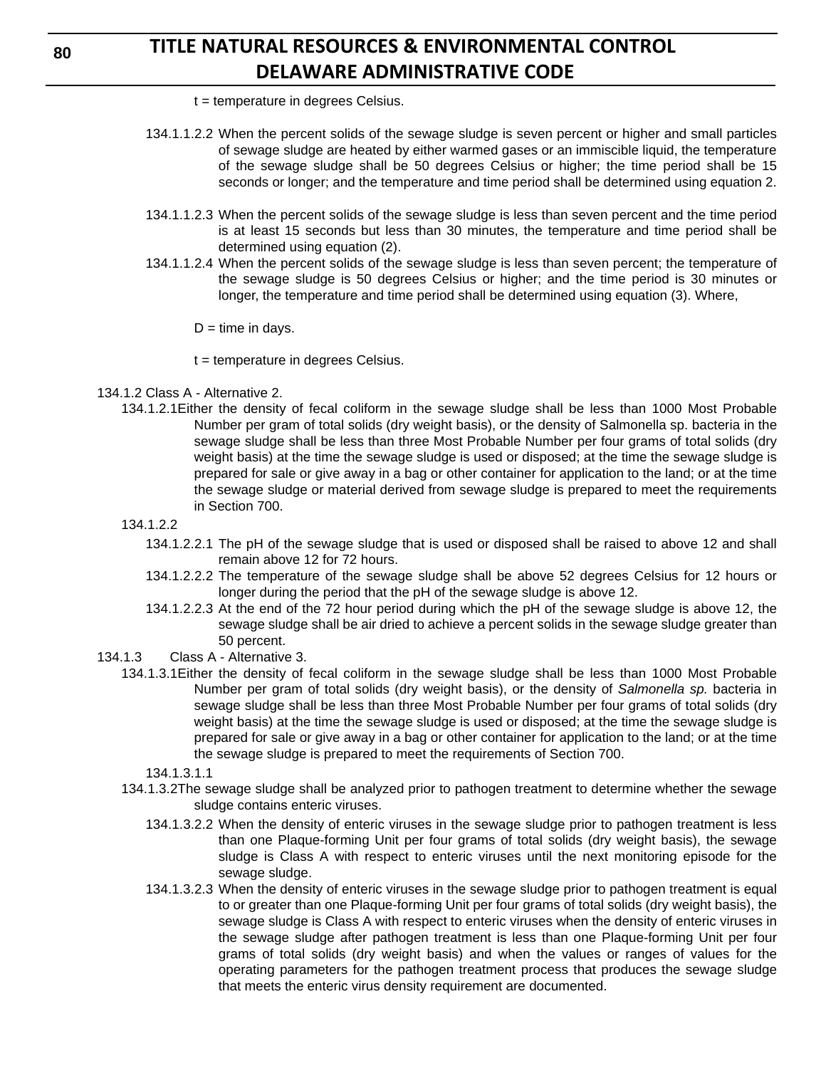t = temperature in degrees Celsius.

134.1.1.2.2 When the percent solids of the sewage sludge is seven percent or higher and small particles of sewage sludge are heated by either warmed gases or an immiscible liquid, the temperature of the sewage sludge shall be 50 degrees Celsius or higher; the time period shall be 15 seconds or longer; and the temperature and time period shall be determined using equation 2.

134.1.1.2.3 When the percent solids of the sewage sludge is less than seven percent and the time period is at least 15 seconds but less than 30 minutes, the temperature and time period shall be determined using equation (2).

134.1.1.2.4 When the percent solids of the sewage sludge is less than seven percent; the temperature of the sewage sludge is 50 degrees Celsius or higher; and the time period is 30 minutes or longer, the temperature and time period shall be determined using equation (3). Where,

D = time in days.

t = temperature in degrees Celsius.

134.1.2 Class A - Alternative 2.

134.1.2.1 Either the density of fecal coliform in the sewage sludge shall be less than 1000 Most Probable Number per gram of total solids (dry weight basis), or the density of Salmonella sp. bacteria in the sewage sludge shall be less than three Most Probable Number per four grams of total solids (dry weight basis) at the time the sewage sludge is used or disposed; at the time the sewage sludge is prepared for sale or give away in a bag or other container for application to the land; or at the time the sewage sludge or material derived from sewage sludge is prepared to meet the requirements in Section 700.

134.1.2.2

134.1.2.2.1 The pH of the sewage sludge that is used or disposed shall be raised to above 12 and shall remain above 12 for 72 hours.

134.1.2.2.2 The temperature of the sewage sludge shall be above 52 degrees Celsius for 12 hours or longer during the period that the pH of the sewage sludge is above 12.

134.1.2.2.3 At the end of the 72 hour period during which the pH of the sewage sludge is above 12, the sewage sludge shall be air dried to achieve a percent solids in the sewage sludge greater than 50 percent.

134.1.3 Class A - Alternative 3.

134.1.3.1 Either the density of fecal coliform in the sewage sludge shall be less than 1000 Most Probable Number per gram of total solids (dry weight basis), or the density of *Salmonella sp.* bacteria in sewage sludge shall be less than three Most Probable Number per four grams of total solids (dry weight basis) at the time the sewage sludge is used or disposed; at the time the sewage sludge is prepared for sale or give away in a bag or other container for application to the land; or at the time the sewage sludge is prepared to meet the requirements of Section 700.

134.1.3.1.1

134.1.3.2 The sewage sludge shall be analyzed prior to pathogen treatment to determine whether the sewage sludge contains enteric viruses.

134.1.3.2.2 When the density of enteric viruses in the sewage sludge prior to pathogen treatment is less than one Plaque-forming Unit per four grams of total solids (dry weight basis), the sewage sludge is Class A with respect to enteric viruses until the next monitoring episode for the sewage sludge.

134.1.3.2.3 When the density of enteric viruses in the sewage sludge prior to pathogen treatment is equal to or greater than one Plaque-forming Unit per four grams of total solids (dry weight basis), the sewage sludge is Class A with respect to enteric viruses when the density of enteric viruses in the sewage sludge after pathogen treatment is less than one Plaque-forming Unit per four grams of total solids (dry weight basis) and when the values or ranges of values for the operating parameters for the pathogen treatment process that produces the sewage sludge that meets the enteric virus density requirement are documented.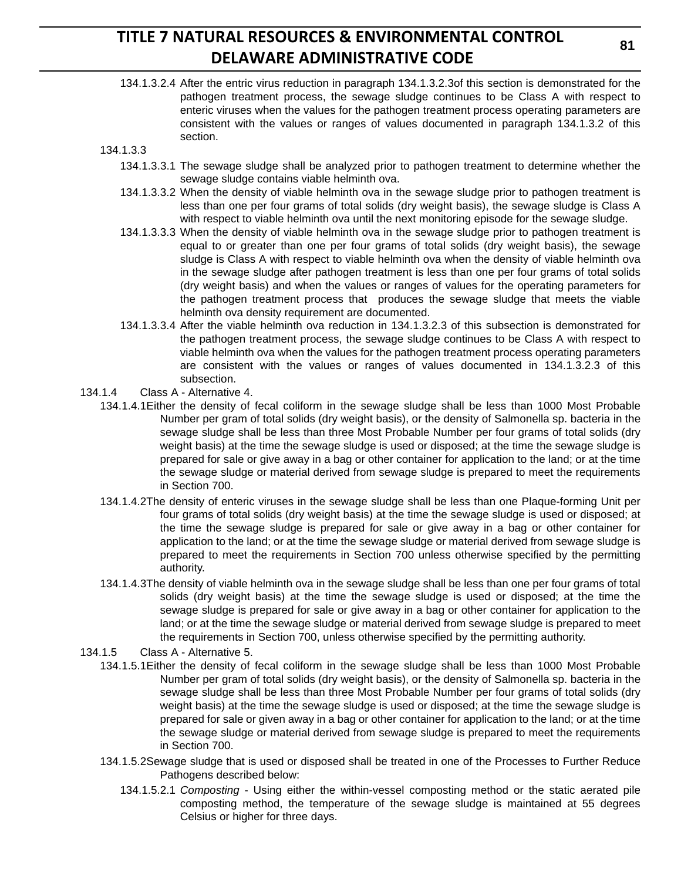134.1.3.2.4 After the entric virus reduction in paragraph 134.1.3.2.3of this section is demonstrated for the pathogen treatment process, the sewage sludge continues to be Class A with respect to enteric viruses when the values for the pathogen treatment process operating parameters are consistent with the values or ranges of values documented in paragraph 134.1.3.2 of this section.

134.1.3.3

134.1.3.3.1 The sewage sludge shall be analyzed prior to pathogen treatment to determine whether the sewage sludge contains viable helminth ova.

134.1.3.3.2 When the density of viable helminth ova in the sewage sludge prior to pathogen treatment is less than one per four grams of total solids (dry weight basis), the sewage sludge is Class A with respect to viable helminth ova until the next monitoring episode for the sewage sludge.

134.1.3.3.3 When the density of viable helminth ova in the sewage sludge prior to pathogen treatment is equal to or greater than one per four grams of total solids (dry weight basis), the sewage sludge is Class A with respect to viable helminth ova when the density of viable helminth ova in the sewage sludge after pathogen treatment is less than one per four grams of total solids (dry weight basis) and when the values or ranges of values for the operating parameters for the pathogen treatment process that produces the sewage sludge that meets the viable helminth ova density requirement are documented.

134.1.3.3.4 After the viable helminth ova reduction in 134.1.3.2.3 of this subsection is demonstrated for the pathogen treatment process, the sewage sludge continues to be Class A with respect to viable helminth ova when the values for the pathogen treatment process operating parameters are consistent with the values or ranges of values documented in 134.1.3.2.3 of this subsection.

134.1.4 Class A - Alternative 4.

134.1.4.1 Either the density of fecal coliform in the sewage sludge shall be less than 1000 Most Probable Number per gram of total solids (dry weight basis), or the density of Salmonella sp. bacteria in the sewage sludge shall be less than three Most Probable Number per four grams of total solids (dry weight basis) at the time the sewage sludge is used or disposed; at the time the sewage sludge is prepared for sale or give away in a bag or other container for application to the land; or at the time the sewage sludge or material derived from sewage sludge is prepared to meet the requirements in Section 700.

134.1.4.2 The density of enteric viruses in the sewage sludge shall be less than one Plaque-forming Unit per four grams of total solids (dry weight basis) at the time the sewage sludge is used or disposed; at the time the sewage sludge is prepared for sale or give away in a bag or other container for application to the land; or at the time the sewage sludge or material derived from sewage sludge is prepared to meet the requirements in Section 700 unless otherwise specified by the permitting authority.

134.1.4.3 The density of viable helminth ova in the sewage sludge shall be less than one per four grams of total solids (dry weight basis) at the time the sewage sludge is used or disposed; at the time the sewage sludge is prepared for sale or give away in a bag or other container for application to the land; or at the time the sewage sludge or material derived from sewage sludge is prepared to meet the requirements in Section 700, unless otherwise specified by the permitting authority.

134.1.5 Class A - Alternative 5.

134.1.5.1 Either the density of fecal coliform in the sewage sludge shall be less than 1000 Most Probable Number per gram of total solids (dry weight basis), or the density of Salmonella sp. bacteria in the sewage sludge shall be less than three Most Probable Number per four grams of total solids (dry weight basis) at the time the sewage sludge is used or disposed; at the time the sewage sludge is prepared for sale or given away in a bag or other container for application to the land; or at the time the sewage sludge or material derived from sewage sludge is prepared to meet the requirements in Section 700.

134.1.5.2 Sewage sludge that is used or disposed shall be treated in one of the Processes to Further Reduce Pathogens described below:

134.1.5.2.1 *Composting* - Using either the within-vessel composting method or the static aerated pile composting method, the temperature of the sewage sludge is maintained at 55 degrees Celsius or higher for three days.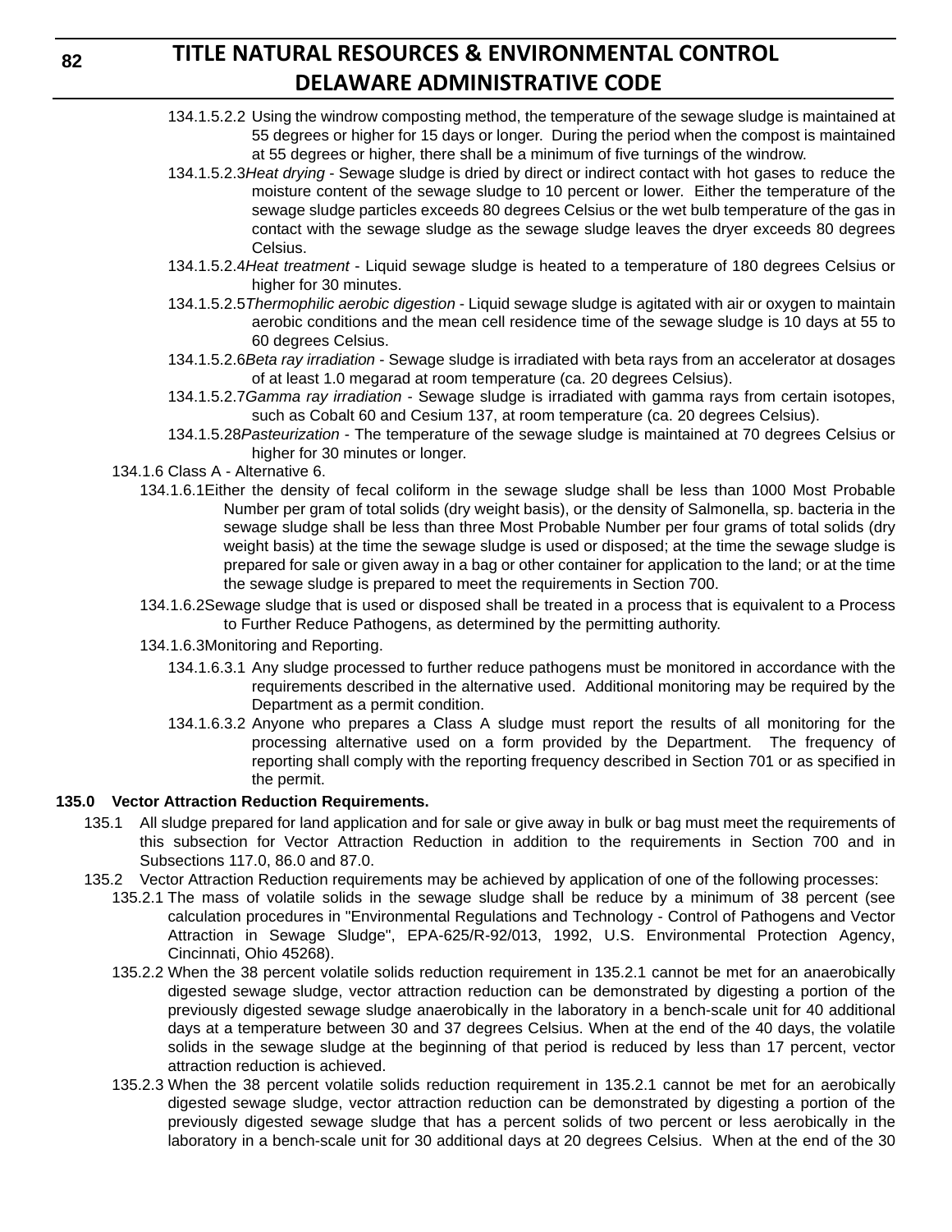134.1.5.2.2 Using the windrow composting method, the temperature of the sewage sludge is maintained at 55 degrees or higher for 15 days or longer. During the period when the compost is maintained at 55 degrees or higher, there shall be a minimum of five turnings of the windrow.

134.1.5.2.3 *Heat drying* - Sewage sludge is dried by direct or indirect contact with hot gases to reduce the moisture content of the sewage sludge to 10 percent or lower. Either the temperature of the sewage sludge particles exceeds 80 degrees Celsius or the wet bulb temperature of the gas in contact with the sewage sludge as the sewage sludge leaves the dryer exceeds 80 degrees Celsius.

134.1.5.2.4 *Heat treatment* - Liquid sewage sludge is heated to a temperature of 180 degrees Celsius or higher for 30 minutes.

134.1.5.2.5 *Thermophilic aerobic digestion* - Liquid sewage sludge is agitated with air or oxygen to maintain aerobic conditions and the mean cell residence time of the sewage sludge is 10 days at 55 to 60 degrees Celsius.

134.1.5.2.6 *Beta ray irradiation* - Sewage sludge is irradiated with beta rays from an accelerator at dosages of at least 1.0 megarad at room temperature (ca. 20 degrees Celsius).

134.1.5.2.7 *Gamma ray irradiation* - Sewage sludge is irradiated with gamma rays from certain isotopes, such as Cobalt 60 and Cesium 137, at room temperature (ca. 20 degrees Celsius).

134.1.5.28 *Pasteurization* - The temperature of the sewage sludge is maintained at 70 degrees Celsius or higher for 30 minutes or longer.

134.1.6 Class A - Alternative 6.

134.1.6.1 Either the density of fecal coliform in the sewage sludge shall be less than 1000 Most Probable Number per gram of total solids (dry weight basis), or the density of Salmonella, sp. bacteria in the sewage sludge shall be less than three Most Probable Number per four grams of total solids (dry weight basis) at the time the sewage sludge is used or disposed; at the time the sewage sludge is prepared for sale or given away in a bag or other container for application to the land; or at the time the sewage sludge is prepared to meet the requirements in Section 700.

134.1.6.2 Sewage sludge that is used or disposed shall be treated in a process that is equivalent to a Process to Further Reduce Pathogens, as determined by the permitting authority.

134.1.6.3 Monitoring and Reporting.

134.1.6.3.1 Any sludge processed to further reduce pathogens must be monitored in accordance with the requirements described in the alternative used. Additional monitoring may be required by the Department as a permit condition.

134.1.6.3.2 Anyone who prepares a Class A sludge must report the results of all monitoring for the processing alternative used on a form provided by the Department. The frequency of reporting shall comply with the reporting frequency described in Section 701 or as specified in the permit.

**135.0 Vector Attraction Reduction Requirements.**

135.1 All sludge prepared for land application and for sale or give away in bulk or bag must meet the requirements of this subsection for Vector Attraction Reduction in addition to the requirements in Section 700 and in Subsections 117.0, 86.0 and 87.0.

135.2 Vector Attraction Reduction requirements may be achieved by application of one of the following processes:

135.2.1 The mass of volatile solids in the sewage sludge shall be reduce by a minimum of 38 percent (see calculation procedures in "Environmental Regulations and Technology - Control of Pathogens and Vector Attraction in Sewage Sludge", EPA-625/R-92/013, 1992, U.S. Environmental Protection Agency, Cincinnati, Ohio 45268).

135.2.2 When the 38 percent volatile solids reduction requirement in 135.2.1 cannot be met for an anaerobically digested sewage sludge, vector attraction reduction can be demonstrated by digesting a portion of the previously digested sewage sludge anaerobically in the laboratory in a bench-scale unit for 40 additional days at a temperature between 30 and 37 degrees Celsius. When at the end of the 40 days, the volatile solids in the sewage sludge at the beginning of that period is reduced by less than 17 percent, vector attraction reduction is achieved.

135.2.3 When the 38 percent volatile solids reduction requirement in 135.2.1 cannot be met for an aerobically digested sewage sludge, vector attraction reduction can be demonstrated by digesting a portion of the previously digested sewage sludge that has a percent solids of two percent or less aerobically in the laboratory in a bench-scale unit for 30 additional days at 20 degrees Celsius. When at the end of the 30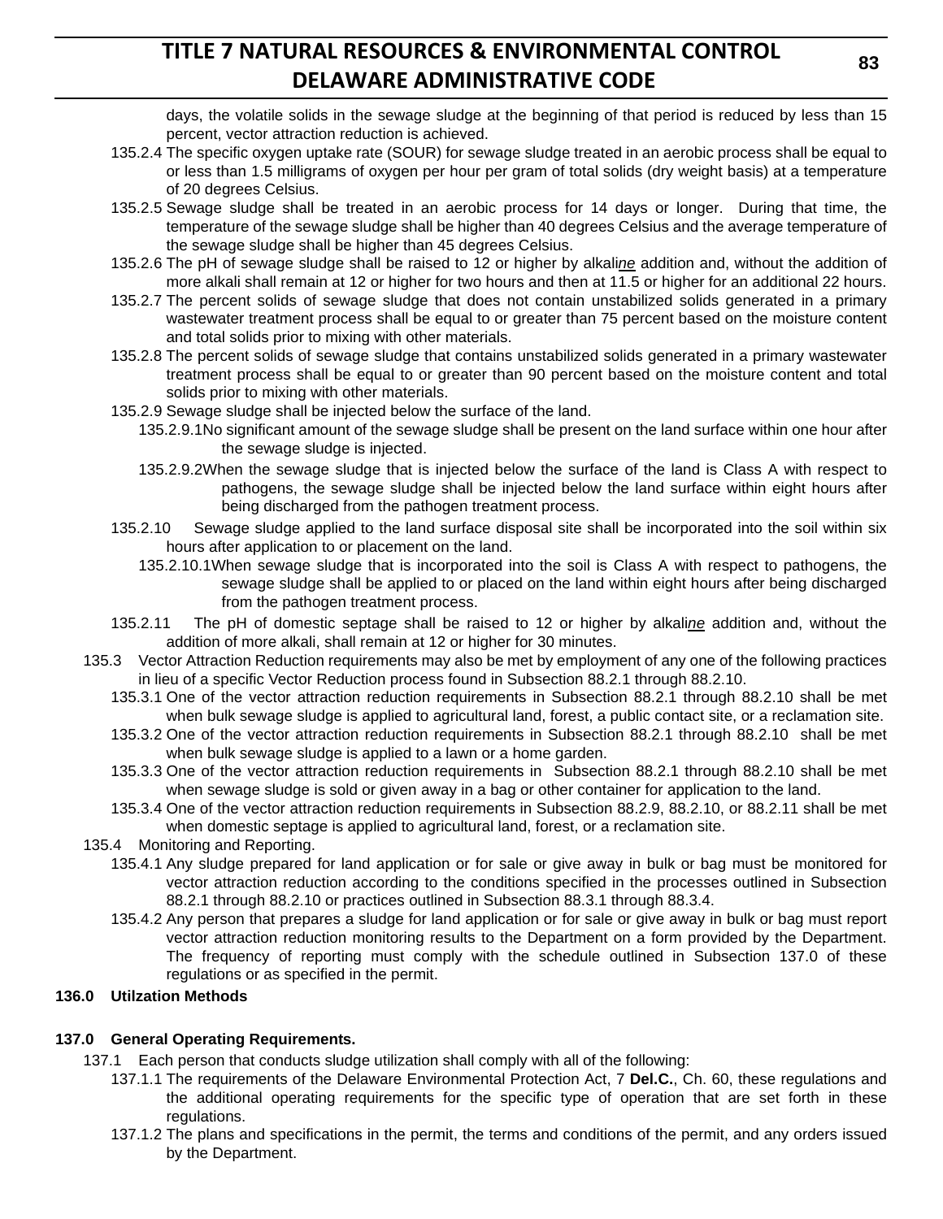days, the volatile solids in the sewage sludge at the beginning of that period is reduced by less than 15 percent, vector attraction reduction is achieved.

135.2.4 The specific oxygen uptake rate (SOUR) for sewage sludge treated in an aerobic process shall be equal to or less than 1.5 milligrams of oxygen per hour per gram of total solids (dry weight basis) at a temperature of 20 degrees Celsius.

135.2.5 Sewage sludge shall be treated in an aerobic process for 14 days or longer. During that time, the temperature of the sewage sludge shall be higher than 40 degrees Celsius and the average temperature of the sewage sludge shall be higher than 45 degrees Celsius.

135.2.6 The pH of sewage sludge shall be raised to 12 or higher by alkali*ne* addition and, without the addition of more alkali shall remain at 12 or higher for two hours and then at 11.5 or higher for an additional 22 hours.

135.2.7 The percent solids of sewage sludge that does not contain unstabilized solids generated in a primary wastewater treatment process shall be equal to or greater than 75 percent based on the moisture content and total solids prior to mixing with other materials.

135.2.8 The percent solids of sewage sludge that contains unstabilized solids generated in a primary wastewater treatment process shall be equal to or greater than 90 percent based on the moisture content and total solids prior to mixing with other materials.

135.2.9 Sewage sludge shall be injected below the surface of the land.

135.2.9.1 No significant amount of the sewage sludge shall be present on the land surface within one hour after the sewage sludge is injected.

135.2.9.2 When the sewage sludge that is injected below the surface of the land is Class A with respect to pathogens, the sewage sludge shall be injected below the land surface within eight hours after being discharged from the pathogen treatment process.

135.2.10 Sewage sludge applied to the land surface disposal site shall be incorporated into the soil within six hours after application to or placement on the land.

135.2.10.1 When sewage sludge that is incorporated into the soil is Class A with respect to pathogens, the sewage sludge shall be applied to or placed on the land within eight hours after being discharged from the pathogen treatment process.

135.2.11 The pH of domestic septage shall be raised to 12 or higher by alkali*ne* addition and, without the addition of more alkali, shall remain at 12 or higher for 30 minutes.

135.3 Vector Attraction Reduction requirements may also be met by employment of any one of the following practices in lieu of a specific Vector Reduction process found in Subsection 88.2.1 through 88.2.10.

135.3.1 One of the vector attraction reduction requirements in Subsection 88.2.1 through 88.2.10 shall be met when bulk sewage sludge is applied to agricultural land, forest, a public contact site, or a reclamation site.

135.3.2 One of the vector attraction reduction requirements in Subsection 88.2.1 through 88.2.10 shall be met when bulk sewage sludge is applied to a lawn or a home garden.

135.3.3 One of the vector attraction reduction requirements in Subsection 88.2.1 through 88.2.10 shall be met when sewage sludge is sold or given away in a bag or other container for application to the land.

135.3.4 One of the vector attraction reduction requirements in Subsection 88.2.9, 88.2.10, or 88.2.11 shall be met when domestic septage is applied to agricultural land, forest, or a reclamation site.

135.4 Monitoring and Reporting.

135.4.1 Any sludge prepared for land application or for sale or give away in bulk or bag must be monitored for vector attraction reduction according to the conditions specified in the processes outlined in Subsection 88.2.1 through 88.2.10 or practices outlined in Subsection 88.3.1 through 88.3.4.

135.4.2 Any person that prepares a sludge for land application or for sale or give away in bulk or bag must report vector attraction reduction monitoring results to the Department on a form provided by the Department. The frequency of reporting must comply with the schedule outlined in Subsection 137.0 of these regulations or as specified in the permit.

**136.0 Utilzation Methods**

**137.0 General Operating Requirements.**

137.1 Each person that conducts sludge utilization shall comply with all of the following:

137.1.1 The requirements of the Delaware Environmental Protection Act, 7 **Del.C.**, Ch. 60, these regulations and the additional operating requirements for the specific type of operation that are set forth in these regulations.

137.1.2 The plans and specifications in the permit, the terms and conditions of the permit, and any orders issued by the Department.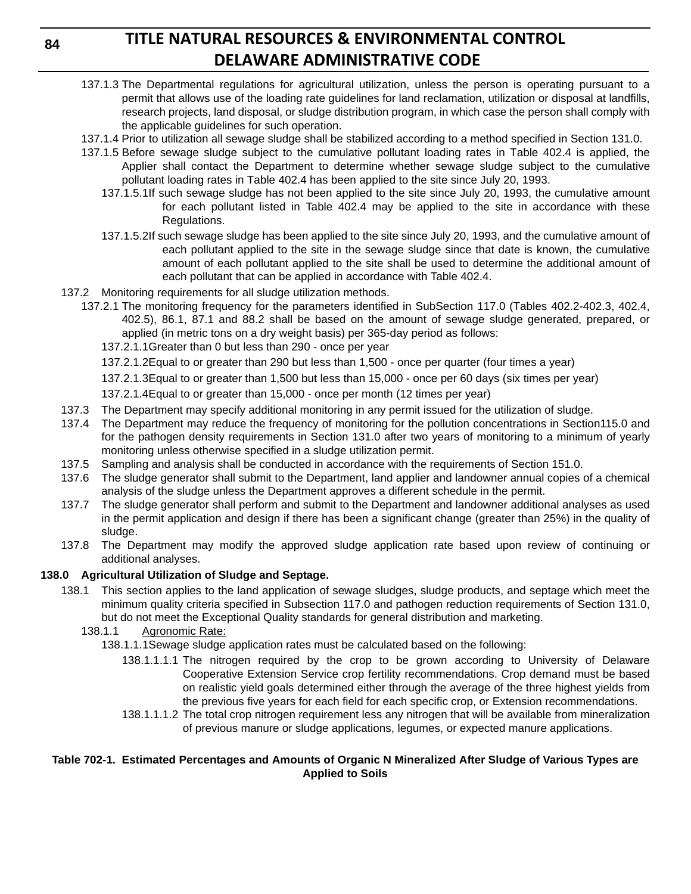137.1.3 The Departmental regulations for agricultural utilization, unless the person is operating pursuant to a permit that allows use of the loading rate guidelines for land reclamation, utilization or disposal at landfills, research projects, land disposal, or sludge distribution program, in which case the person shall comply with the applicable guidelines for such operation.

137.1.4 Prior to utilization all sewage sludge shall be stabilized according to a method specified in Section 131.0.

137.1.5 Before sewage sludge subject to the cumulative pollutant loading rates in Table 402.4 is applied, the Applier shall contact the Department to determine whether sewage sludge subject to the cumulative pollutant loading rates in Table 402.4 has been applied to the site since July 20, 1993.

137.1.5.1 If such sewage sludge has not been applied to the site since July 20, 1993, the cumulative amount for each pollutant listed in Table 402.4 may be applied to the site in accordance with these Regulations.

137.1.5.2 If such sewage sludge has been applied to the site since July 20, 1993, and the cumulative amount of each pollutant applied to the site in the sewage sludge since that date is known, the cumulative amount of each pollutant applied to the site shall be used to determine the additional amount of each pollutant that can be applied in accordance with Table 402.4.

137.2 Monitoring requirements for all sludge utilization methods.

137.2.1 The monitoring frequency for the parameters identified in SubSection 117.0 (Tables 402.2-402.3, 402.4, 402.5), 86.1, 87.1 and 88.2 shall be based on the amount of sewage sludge generated, prepared, or applied (in metric tons on a dry weight basis) per 365-day period as follows:

137.2.1.1 Greater than 0 but less than 290 - once per year

137.2.1.2 Equal to or greater than 290 but less than 1,500 - once per quarter (four times a year)

137.2.1.3 Equal to or greater than 1,500 but less than 15,000 - once per 60 days (six times per year)

137.2.1.4 Equal to or greater than 15,000 - once per month (12 times per year)

137.3 The Department may specify additional monitoring in any permit issued for the utilization of sludge.

137.4 The Department may reduce the frequency of monitoring for the pollution concentrations in Section115.0 and for the pathogen density requirements in Section 131.0 after two years of monitoring to a minimum of yearly monitoring unless otherwise specified in a sludge utilization permit.

137.5 Sampling and analysis shall be conducted in accordance with the requirements of Section 151.0.

137.6 The sludge generator shall submit to the Department, land applier and landowner annual copies of a chemical analysis of the sludge unless the Department approves a different schedule in the permit.

137.7 The sludge generator shall perform and submit to the Department and landowner additional analyses as used in the permit application and design if there has been a significant change (greater than 25%) in the quality of sludge.

137.8 The Department may modify the approved sludge application rate based upon review of continuing or additional analyses.

**138.0 Agricultural Utilization of Sludge and Septage.**

138.1 This section applies to the land application of sewage sludges, sludge products, and septage which meet the minimum quality criteria specified in Subsection 117.0 and pathogen reduction requirements of Section 131.0, but do not meet the Exceptional Quality standards for general distribution and marketing.

138.1.1 Agronomic Rate:

138.1.1.1 Sewage sludge application rates must be calculated based on the following:

138.1.1.1.1 The nitrogen required by the crop to be grown according to University of Delaware Cooperative Extension Service crop fertility recommendations. Crop demand must be based on realistic yield goals determined either through the average of the three highest yields from the previous five years for each field for each specific crop, or Extension recommendations.

138.1.1.1.2 The total crop nitrogen requirement less any nitrogen that will be available from mineralization of previous manure or sludge applications, legumes, or expected manure applications.

**Table 702-1. Estimated Percentages and Amounts of Organic N Mineralized After Sludge of Various Types are Applied to Soils**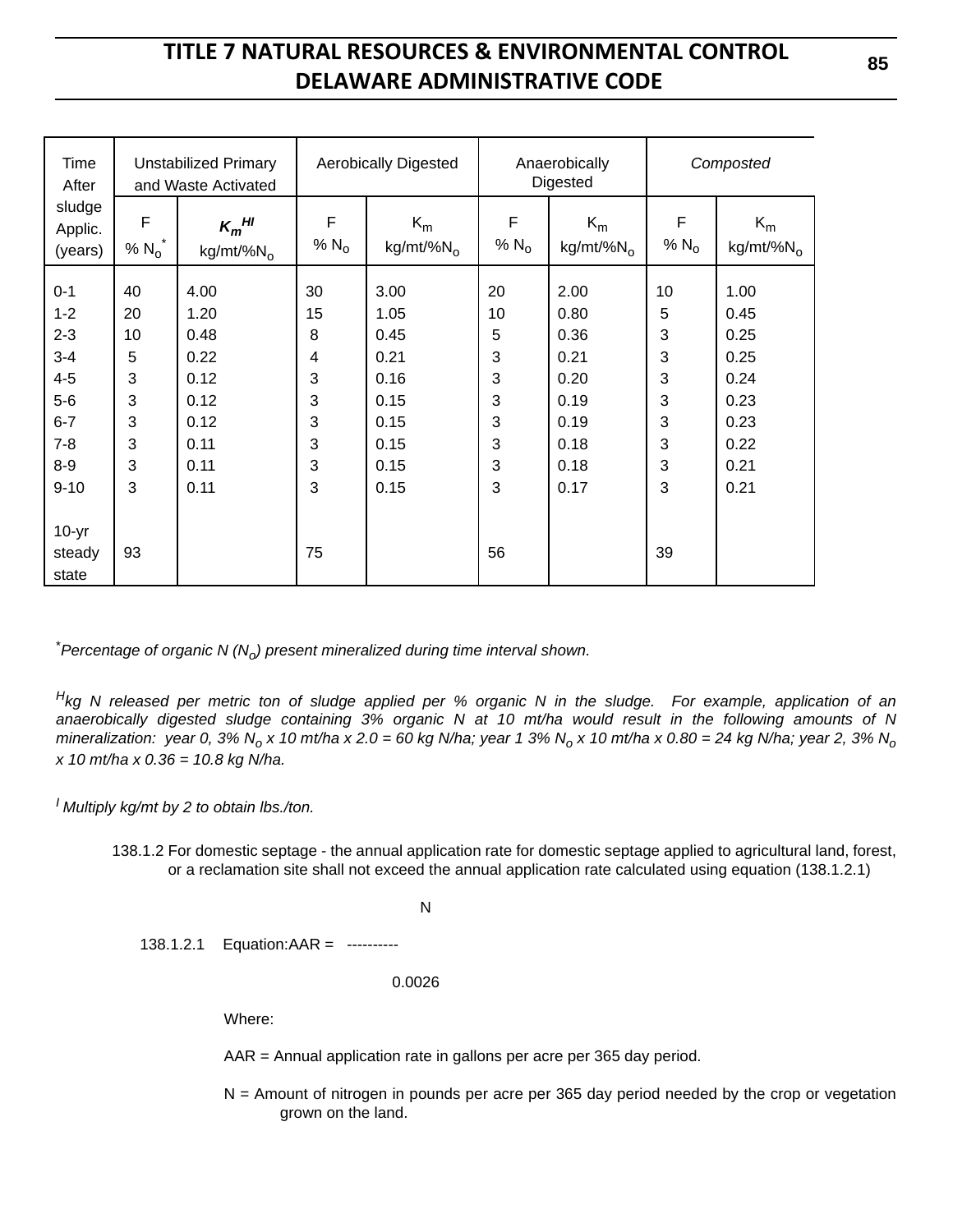| Time After sludge Applic. (years) | Unstabilized Primary and Waste Activated | | Aerobically Digested | | Anaerobically Digested | | *Composted* | |
|---|---|---|---|---|---|---|---|---|
| | F<br>% $N_o$* | $K_m$[H I]<br>kg/mt/%$N_o$ | F<br>% $N_o$ | $K_m$<br>kg/mt/%$N_o$ | F<br>% $N_o$ | $K_m$<br>kg/mt/%$N_o$ | F<br>% $N_o$ | $K_m$<br>kg/mt/%$N_o$ |
| 0-1 | 40 | 4.00 | 30 | 3.00 | 20 | 2.00 | 10 | 1.00 |
| 1-2 | 20 | 1.20 | 15 | 1.05 | 10 | 0.80 | 5 | 0.45 |
| 2-3 | 10 | 0.48 | 8 | 0.45 | 5 | 0.36 | 3 | 0.25 |
| 3-4 | 5 | 0.22 | 4 | 0.21 | 3 | 0.21 | 3 | 0.25 |
| 4-5 | 3 | 0.12 | 3 | 0.16 | 3 | 0.20 | 3 | 0.24 |
| 5-6 | 3 | 0.12 | 3 | 0.15 | 3 | 0.19 | 3 | 0.23 |
| 6-7 | 3 | 0.12 | 3 | 0.15 | 3 | 0.19 | 3 | 0.23 |
| 7-8 | 3 | 0.11 | 3 | 0.15 | 3 | 0.18 | 3 | 0.22 |
| 8-9 | 3 | 0.11 | 3 | 0.15 | 3 | 0.18 | 3 | 0.21 |
| 9-10 | 3 | 0.11 | 3 | 0.15 | 3 | 0.17 | 3 | 0.21 |
| 10-yr steady state | 93 | | 75 | | 56 | | 39 | |

*Percentage of organic N ($N_o$) present mineralized during time interval shown.*

[H]*kg N released per metric ton of sludge applied per % organic N in the sludge. For example, application of an anaerobically digested sludge containing 3% organic N at 10 mt/ha would result in the following amounts of N mineralization: year 0, 3% $N_o$ x 10 mt/ha x 2.0 = 60 kg N/ha; year 1 3% $N_o$ x 10 mt/ha x 0.80 = 24 kg N/ha; year 2, 3% $N_o$ x 10 mt/ha x 0.36 = 10.8 kg N/ha.*

[I] *Multiply kg/mt by 2 to obtain lbs./ton.*

138.1.2 For domestic septage - the annual application rate for domestic septage applied to agricultural land, forest, or a reclamation site shall not exceed the annual application rate calculated using equation (138.1.2.1)

138.1.2.1 Equation:

$$AAR = \frac{N}{0.0026}$$

Where:

AAR = Annual application rate in gallons per acre per 365 day period.

N = Amount of nitrogen in pounds per acre per 365 day period needed by the crop or vegetation grown on the land.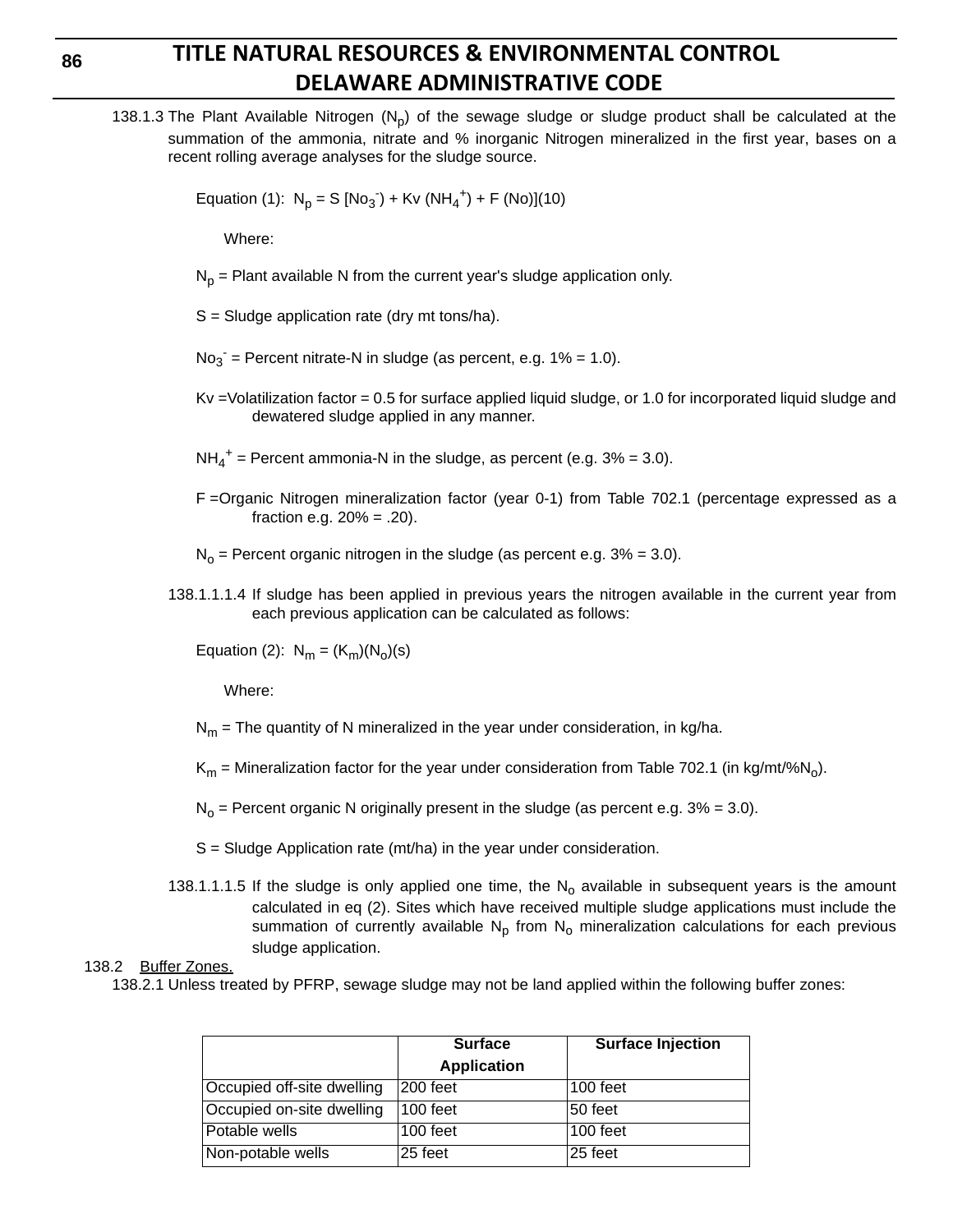138.1.3 The Plant Available Nitrogen ($N_p$) of the sewage sludge or sludge product shall be calculated at the summation of the ammonia, nitrate and % inorganic Nitrogen mineralized in the first year, bases on a recent rolling average analyses for the sludge source.

Equation (1): $N_p = S [No_3^-) + Kv (NH_4^+) + F (No)](10)$

Where:

$N_p$ = Plant available N from the current year's sludge application only.

S = Sludge application rate (dry mt tons/ha).

$No_3^-$ = Percent nitrate-N in sludge (as percent, e.g. 1% = 1.0).

Kv =Volatilization factor = 0.5 for surface applied liquid sludge, or 1.0 for incorporated liquid sludge and dewatered sludge applied in any manner.

$NH_4^+$ = Percent ammonia-N in the sludge, as percent (e.g. 3% = 3.0).

F =Organic Nitrogen mineralization factor (year 0-1) from Table 702.1 (percentage expressed as a fraction e.g. 20% = .20).

$N_o$ = Percent organic nitrogen in the sludge (as percent e.g. 3% = 3.0).

138.1.1.1.4 If sludge has been applied in previous years the nitrogen available in the current year from each previous application can be calculated as follows:

Equation (2): $N_m = (K_m)(N_o)(s)$

Where:

$N_m$ = The quantity of N mineralized in the year under consideration, in kg/ha.

$K_m$ = Mineralization factor for the year under consideration from Table 702.1 (in kg/mt/%$N_o$).

$N_o$ = Percent organic N originally present in the sludge (as percent e.g. 3% = 3.0).

S = Sludge Application rate (mt/ha) in the year under consideration.

138.1.1.1.5 If the sludge is only applied one time, the $N_o$ available in subsequent years is the amount calculated in eq (2). Sites which have received multiple sludge applications must include the summation of currently available $N_p$ from $N_o$ mineralization calculations for each previous sludge application.

138.2 Buffer Zones.

138.2.1 Unless treated by PFRP, sewage sludge may not be land applied within the following buffer zones:

| | Surface Application | Surface Injection |
|---|---|---|
| Occupied off-site dwelling | 200 feet | 100 feet |
| Occupied on-site dwelling | 100 feet | 50 feet |
| Potable wells | 100 feet | 100 feet |
| Non-potable wells | 25 feet | 25 feet |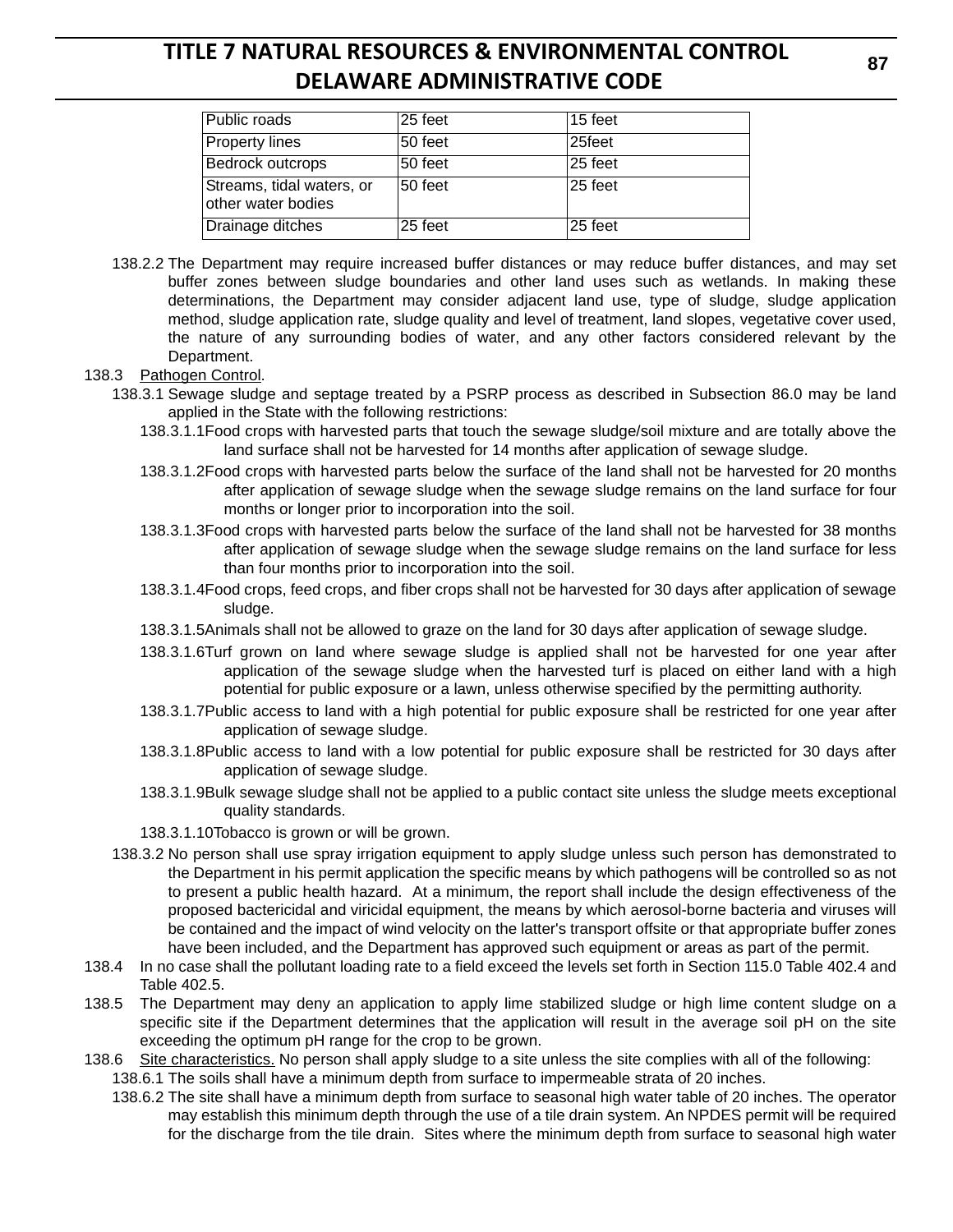| Public roads | 25 feet | 15 feet |
|---|---|---|
| Property lines | 50 feet | 25feet |
| Bedrock outcrops | 50 feet | 25 feet |
| Streams, tidal waters, or other water bodies | 50 feet | 25 feet |
| Drainage ditches | 25 feet | 25 feet |

138.2.2 The Department may require increased buffer distances or may reduce buffer distances, and may set buffer zones between sludge boundaries and other land uses such as wetlands. In making these determinations, the Department may consider adjacent land use, type of sludge, sludge application method, sludge application rate, sludge quality and level of treatment, land slopes, vegetative cover used, the nature of any surrounding bodies of water, and any other factors considered relevant by the Department.

138.3 Pathogen Control.

138.3.1 Sewage sludge and septage treated by a PSRP process as described in Subsection 86.0 may be land applied in the State with the following restrictions:

138.3.1.1 Food crops with harvested parts that touch the sewage sludge/soil mixture and are totally above the land surface shall not be harvested for 14 months after application of sewage sludge.

138.3.1.2 Food crops with harvested parts below the surface of the land shall not be harvested for 20 months after application of sewage sludge when the sewage sludge remains on the land surface for four months or longer prior to incorporation into the soil.

138.3.1.3 Food crops with harvested parts below the surface of the land shall not be harvested for 38 months after application of sewage sludge when the sewage sludge remains on the land surface for less than four months prior to incorporation into the soil.

138.3.1.4 Food crops, feed crops, and fiber crops shall not be harvested for 30 days after application of sewage sludge.

138.3.1.5 Animals shall not be allowed to graze on the land for 30 days after application of sewage sludge.

138.3.1.6 Turf grown on land where sewage sludge is applied shall not be harvested for one year after application of the sewage sludge when the harvested turf is placed on either land with a high potential for public exposure or a lawn, unless otherwise specified by the permitting authority.

138.3.1.7 Public access to land with a high potential for public exposure shall be restricted for one year after application of sewage sludge.

138.3.1.8 Public access to land with a low potential for public exposure shall be restricted for 30 days after application of sewage sludge.

138.3.1.9 Bulk sewage sludge shall not be applied to a public contact site unless the sludge meets exceptional quality standards.

138.3.1.10 Tobacco is grown or will be grown.

138.3.2 No person shall use spray irrigation equipment to apply sludge unless such person has demonstrated to the Department in his permit application the specific means by which pathogens will be controlled so as not to present a public health hazard. At a minimum, the report shall include the design effectiveness of the proposed bactericidal and viricidal equipment, the means by which aerosol-borne bacteria and viruses will be contained and the impact of wind velocity on the latter's transport offsite or that appropriate buffer zones have been included, and the Department has approved such equipment or areas as part of the permit.

138.4 In no case shall the pollutant loading rate to a field exceed the levels set forth in Section 115.0 Table 402.4 and Table 402.5.

138.5 The Department may deny an application to apply lime stabilized sludge or high lime content sludge on a specific site if the Department determines that the application will result in the average soil pH on the site exceeding the optimum pH range for the crop to be grown.

138.6 Site characteristics. No person shall apply sludge to a site unless the site complies with all of the following:

138.6.1 The soils shall have a minimum depth from surface to impermeable strata of 20 inches.

138.6.2 The site shall have a minimum depth from surface to seasonal high water table of 20 inches. The operator may establish this minimum depth through the use of a tile drain system. An NPDES permit will be required for the discharge from the tile drain. Sites where the minimum depth from surface to seasonal high water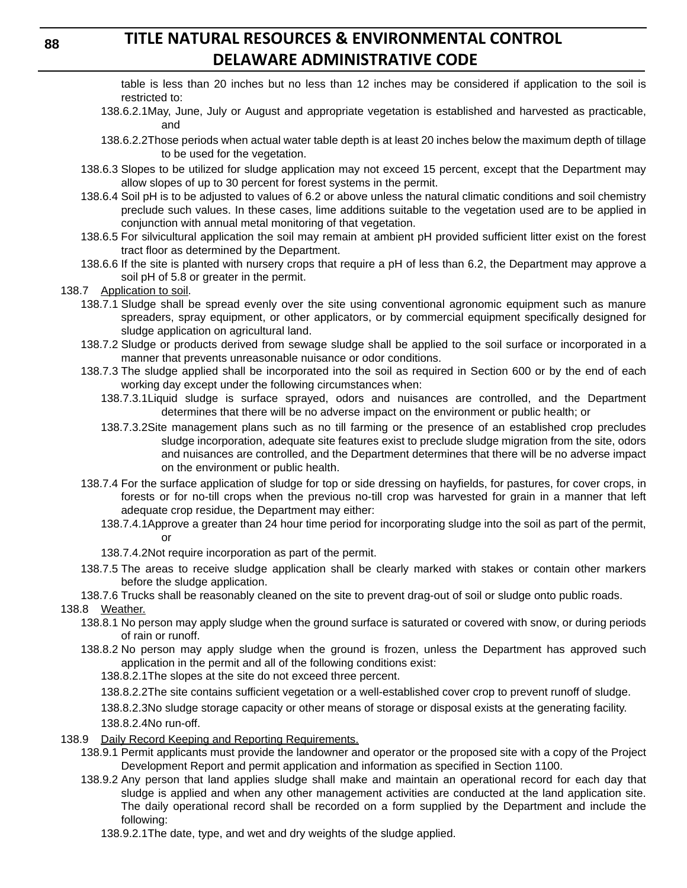table is less than 20 inches but no less than 12 inches may be considered if application to the soil is restricted to:

138.6.2.1 May, June, July or August and appropriate vegetation is established and harvested as practicable, and

138.6.2.2 Those periods when actual water table depth is at least 20 inches below the maximum depth of tillage to be used for the vegetation.

138.6.3 Slopes to be utilized for sludge application may not exceed 15 percent, except that the Department may allow slopes of up to 30 percent for forest systems in the permit.

138.6.4 Soil pH is to be adjusted to values of 6.2 or above unless the natural climatic conditions and soil chemistry preclude such values. In these cases, lime additions suitable to the vegetation used are to be applied in conjunction with annual metal monitoring of that vegetation.

138.6.5 For silvicultural application the soil may remain at ambient pH provided sufficient litter exist on the forest tract floor as determined by the Department.

138.6.6 If the site is planted with nursery crops that require a pH of less than 6.2, the Department may approve a soil pH of 5.8 or greater in the permit.

138.7 Application to soil.

138.7.1 Sludge shall be spread evenly over the site using conventional agronomic equipment such as manure spreaders, spray equipment, or other applicators, or by commercial equipment specifically designed for sludge application on agricultural land.

138.7.2 Sludge or products derived from sewage sludge shall be applied to the soil surface or incorporated in a manner that prevents unreasonable nuisance or odor conditions.

138.7.3 The sludge applied shall be incorporated into the soil as required in Section 600 or by the end of each working day except under the following circumstances when:

138.7.3.1 Liquid sludge is surface sprayed, odors and nuisances are controlled, and the Department determines that there will be no adverse impact on the environment or public health; or

138.7.3.2 Site management plans such as no till farming or the presence of an established crop precludes sludge incorporation, adequate site features exist to preclude sludge migration from the site, odors and nuisances are controlled, and the Department determines that there will be no adverse impact on the environment or public health.

138.7.4 For the surface application of sludge for top or side dressing on hayfields, for pastures, for cover crops, in forests or for no-till crops when the previous no-till crop was harvested for grain in a manner that left adequate crop residue, the Department may either:

138.7.4.1 Approve a greater than 24 hour time period for incorporating sludge into the soil as part of the permit, or

138.7.4.2 Not require incorporation as part of the permit.

138.7.5 The areas to receive sludge application shall be clearly marked with stakes or contain other markers before the sludge application.

138.7.6 Trucks shall be reasonably cleaned on the site to prevent drag-out of soil or sludge onto public roads.

138.8 Weather.

138.8.1 No person may apply sludge when the ground surface is saturated or covered with snow, or during periods of rain or runoff.

138.8.2 No person may apply sludge when the ground is frozen, unless the Department has approved such application in the permit and all of the following conditions exist:

138.8.2.1 The slopes at the site do not exceed three percent.

138.8.2.2 The site contains sufficient vegetation or a well-established cover crop to prevent runoff of sludge.

138.8.2.3 No sludge storage capacity or other means of storage or disposal exists at the generating facility.

138.8.2.4 No run-off.

138.9 Daily Record Keeping and Reporting Requirements.

138.9.1 Permit applicants must provide the landowner and operator or the proposed site with a copy of the Project Development Report and permit application and information as specified in Section 1100.

138.9.2 Any person that land applies sludge shall make and maintain an operational record for each day that sludge is applied and when any other management activities are conducted at the land application site. The daily operational record shall be recorded on a form supplied by the Department and include the following:

138.9.2.1 The date, type, and wet and dry weights of the sludge applied.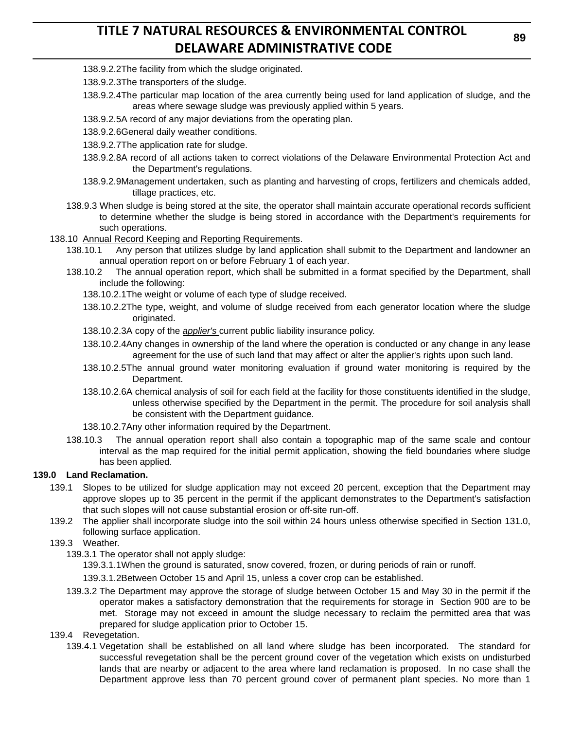138.9.2.2 The facility from which the sludge originated.

138.9.2.3 The transporters of the sludge.

138.9.2.4 The particular map location of the area currently being used for land application of sludge, and the areas where sewage sludge was previously applied within 5 years.

138.9.2.5 A record of any major deviations from the operating plan.

138.9.2.6 General daily weather conditions.

138.9.2.7 The application rate for sludge.

138.9.2.8 A record of all actions taken to correct violations of the Delaware Environmental Protection Act and the Department's regulations.

138.9.2.9 Management undertaken, such as planting and harvesting of crops, fertilizers and chemicals added, tillage practices, etc.

138.9.3 When sludge is being stored at the site, the operator shall maintain accurate operational records sufficient to determine whether the sludge is being stored in accordance with the Department's requirements for such operations.

138.10 Annual Record Keeping and Reporting Requirements.

138.10.1 Any person that utilizes sludge by land application shall submit to the Department and landowner an annual operation report on or before February 1 of each year.

138.10.2 The annual operation report, which shall be submitted in a format specified by the Department, shall include the following:

138.10.2.1 The weight or volume of each type of sludge received.

138.10.2.2 The type, weight, and volume of sludge received from each generator location where the sludge originated.

138.10.2.3 A copy of the *applier's* current public liability insurance policy.

138.10.2.4 Any changes in ownership of the land where the operation is conducted or any change in any lease agreement for the use of such land that may affect or alter the applier's rights upon such land.

138.10.2.5 The annual ground water monitoring evaluation if ground water monitoring is required by the Department.

138.10.2.6 A chemical analysis of soil for each field at the facility for those constituents identified in the sludge, unless otherwise specified by the Department in the permit. The procedure for soil analysis shall be consistent with the Department guidance.

138.10.2.7 Any other information required by the Department.

138.10.3 The annual operation report shall also contain a topographic map of the same scale and contour interval as the map required for the initial permit application, showing the field boundaries where sludge has been applied.

**139.0 Land Reclamation.**

139.1 Slopes to be utilized for sludge application may not exceed 20 percent, exception that the Department may approve slopes up to 35 percent in the permit if the applicant demonstrates to the Department's satisfaction that such slopes will not cause substantial erosion or off-site run-off.

139.2 The applier shall incorporate sludge into the soil within 24 hours unless otherwise specified in Section 131.0, following surface application.

139.3 Weather.

139.3.1 The operator shall not apply sludge:

139.3.1.1 When the ground is saturated, snow covered, frozen, or during periods of rain or runoff.

139.3.1.2 Between October 15 and April 15, unless a cover crop can be established.

139.3.2 The Department may approve the storage of sludge between October 15 and May 30 in the permit if the operator makes a satisfactory demonstration that the requirements for storage in Section 900 are to be met. Storage may not exceed in amount the sludge necessary to reclaim the permitted area that was prepared for sludge application prior to October 15.

139.4 Revegetation.

139.4.1 Vegetation shall be established on all land where sludge has been incorporated. The standard for successful revegetation shall be the percent ground cover of the vegetation which exists on undisturbed lands that are nearby or adjacent to the area where land reclamation is proposed. In no case shall the Department approve less than 70 percent ground cover of permanent plant species. No more than 1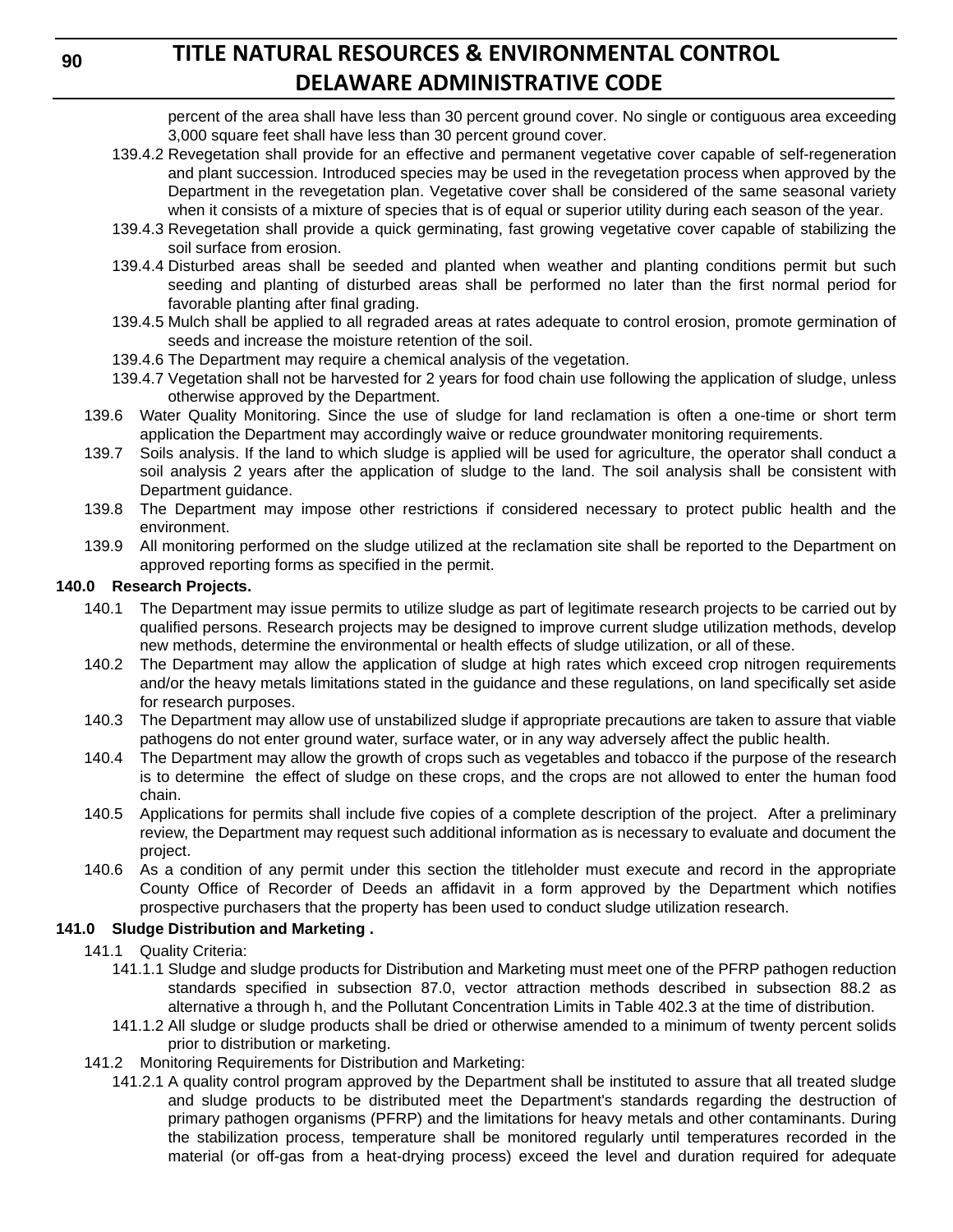percent of the area shall have less than 30 percent ground cover. No single or contiguous area exceeding 3,000 square feet shall have less than 30 percent ground cover.

139.4.2 Revegetation shall provide for an effective and permanent vegetative cover capable of self-regeneration and plant succession. Introduced species may be used in the revegetation process when approved by the Department in the revegetation plan. Vegetative cover shall be considered of the same seasonal variety when it consists of a mixture of species that is of equal or superior utility during each season of the year.

139.4.3 Revegetation shall provide a quick germinating, fast growing vegetative cover capable of stabilizing the soil surface from erosion.

139.4.4 Disturbed areas shall be seeded and planted when weather and planting conditions permit but such seeding and planting of disturbed areas shall be performed no later than the first normal period for favorable planting after final grading.

139.4.5 Mulch shall be applied to all regraded areas at rates adequate to control erosion, promote germination of seeds and increase the moisture retention of the soil.

139.4.6 The Department may require a chemical analysis of the vegetation.

139.4.7 Vegetation shall not be harvested for 2 years for food chain use following the application of sludge, unless otherwise approved by the Department.

139.6 Water Quality Monitoring. Since the use of sludge for land reclamation is often a one-time or short term application the Department may accordingly waive or reduce groundwater monitoring requirements.

139.7 Soils analysis. If the land to which sludge is applied will be used for agriculture, the operator shall conduct a soil analysis 2 years after the application of sludge to the land. The soil analysis shall be consistent with Department guidance.

139.8 The Department may impose other restrictions if considered necessary to protect public health and the environment.

139.9 All monitoring performed on the sludge utilized at the reclamation site shall be reported to the Department on approved reporting forms as specified in the permit.

**140.0 Research Projects.**

140.1 The Department may issue permits to utilize sludge as part of legitimate research projects to be carried out by qualified persons. Research projects may be designed to improve current sludge utilization methods, develop new methods, determine the environmental or health effects of sludge utilization, or all of these.

140.2 The Department may allow the application of sludge at high rates which exceed crop nitrogen requirements and/or the heavy metals limitations stated in the guidance and these regulations, on land specifically set aside for research purposes.

140.3 The Department may allow use of unstabilized sludge if appropriate precautions are taken to assure that viable pathogens do not enter ground water, surface water, or in any way adversely affect the public health.

140.4 The Department may allow the growth of crops such as vegetables and tobacco if the purpose of the research is to determine the effect of sludge on these crops, and the crops are not allowed to enter the human food chain.

140.5 Applications for permits shall include five copies of a complete description of the project. After a preliminary review, the Department may request such additional information as is necessary to evaluate and document the project.

140.6 As a condition of any permit under this section the titleholder must execute and record in the appropriate County Office of Recorder of Deeds an affidavit in a form approved by the Department which notifies prospective purchasers that the property has been used to conduct sludge utilization research.

**141.0 Sludge Distribution and Marketing .**

141.1 Quality Criteria:

141.1.1 Sludge and sludge products for Distribution and Marketing must meet one of the PFRP pathogen reduction standards specified in subsection 87.0, vector attraction methods described in subsection 88.2 as alternative a through h, and the Pollutant Concentration Limits in Table 402.3 at the time of distribution.

141.1.2 All sludge or sludge products shall be dried or otherwise amended to a minimum of twenty percent solids prior to distribution or marketing.

141.2 Monitoring Requirements for Distribution and Marketing:

141.2.1 A quality control program approved by the Department shall be instituted to assure that all treated sludge and sludge products to be distributed meet the Department's standards regarding the destruction of primary pathogen organisms (PFRP) and the limitations for heavy metals and other contaminants. During the stabilization process, temperature shall be monitored regularly until temperatures recorded in the material (or off-gas from a heat-drying process) exceed the level and duration required for adequate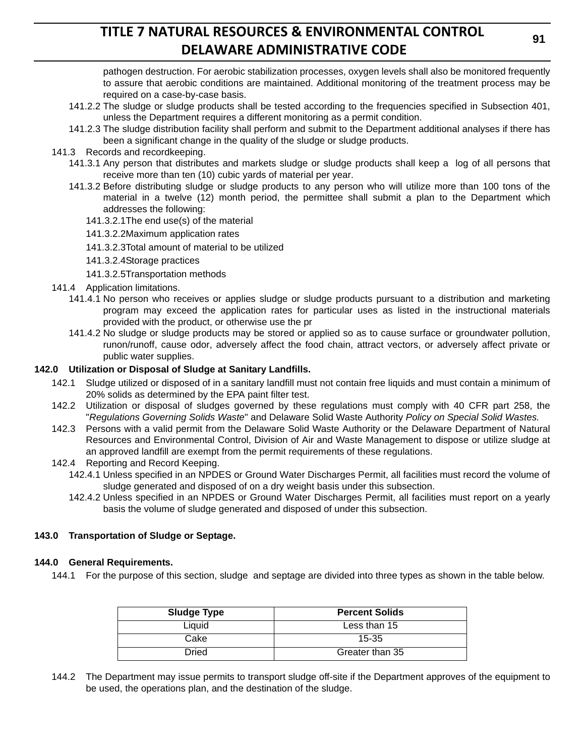pathogen destruction. For aerobic stabilization processes, oxygen levels shall also be monitored frequently to assure that aerobic conditions are maintained. Additional monitoring of the treatment process may be required on a case-by-case basis.

141.2.2 The sludge or sludge products shall be tested according to the frequencies specified in Subsection 401, unless the Department requires a different monitoring as a permit condition.

141.2.3 The sludge distribution facility shall perform and submit to the Department additional analyses if there has been a significant change in the quality of the sludge or sludge products.

141.3 Records and recordkeeping.

141.3.1 Any person that distributes and markets sludge or sludge products shall keep a log of all persons that receive more than ten (10) cubic yards of material per year.

141.3.2 Before distributing sludge or sludge products to any person who will utilize more than 100 tons of the material in a twelve (12) month period, the permittee shall submit a plan to the Department which addresses the following:

141.3.2.1The end use(s) of the material

141.3.2.2Maximum application rates

141.3.2.3Total amount of material to be utilized

141.3.2.4Storage practices

141.3.2.5Transportation methods

141.4 Application limitations.

141.4.1 No person who receives or applies sludge or sludge products pursuant to a distribution and marketing program may exceed the application rates for particular uses as listed in the instructional materials provided with the product, or otherwise use the pr

141.4.2 No sludge or sludge products may be stored or applied so as to cause surface or groundwater pollution, runon/runoff, cause odor, adversely affect the food chain, attract vectors, or adversely affect private or public water supplies.

**142.0 Utilization or Disposal of Sludge at Sanitary Landfills.**

142.1 Sludge utilized or disposed of in a sanitary landfill must not contain free liquids and must contain a minimum of 20% solids as determined by the EPA paint filter test.

142.2 Utilization or disposal of sludges governed by these regulations must comply with 40 CFR part 258, the "*Regulations Governing Solids Waste*" and Delaware Solid Waste Authority *Policy on Special Solid Wastes.*

142.3 Persons with a valid permit from the Delaware Solid Waste Authority or the Delaware Department of Natural Resources and Environmental Control, Division of Air and Waste Management to dispose or utilize sludge at an approved landfill are exempt from the permit requirements of these regulations.

142.4 Reporting and Record Keeping.

142.4.1 Unless specified in an NPDES or Ground Water Discharges Permit, all facilities must record the volume of sludge generated and disposed of on a dry weight basis under this subsection.

142.4.2 Unless specified in an NPDES or Ground Water Discharges Permit, all facilities must report on a yearly basis the volume of sludge generated and disposed of under this subsection.

**143.0 Transportation of Sludge or Septage.**

**144.0 General Requirements.**

144.1 For the purpose of this section, sludge and septage are divided into three types as shown in the table below.

| Sludge Type | Percent Solids |
|---|---|
| Liquid | Less than 15 |
| Cake | 15-35 |
| Dried | Greater than 35 |

144.2 The Department may issue permits to transport sludge off-site if the Department approves of the equipment to be used, the operations plan, and the destination of the sludge.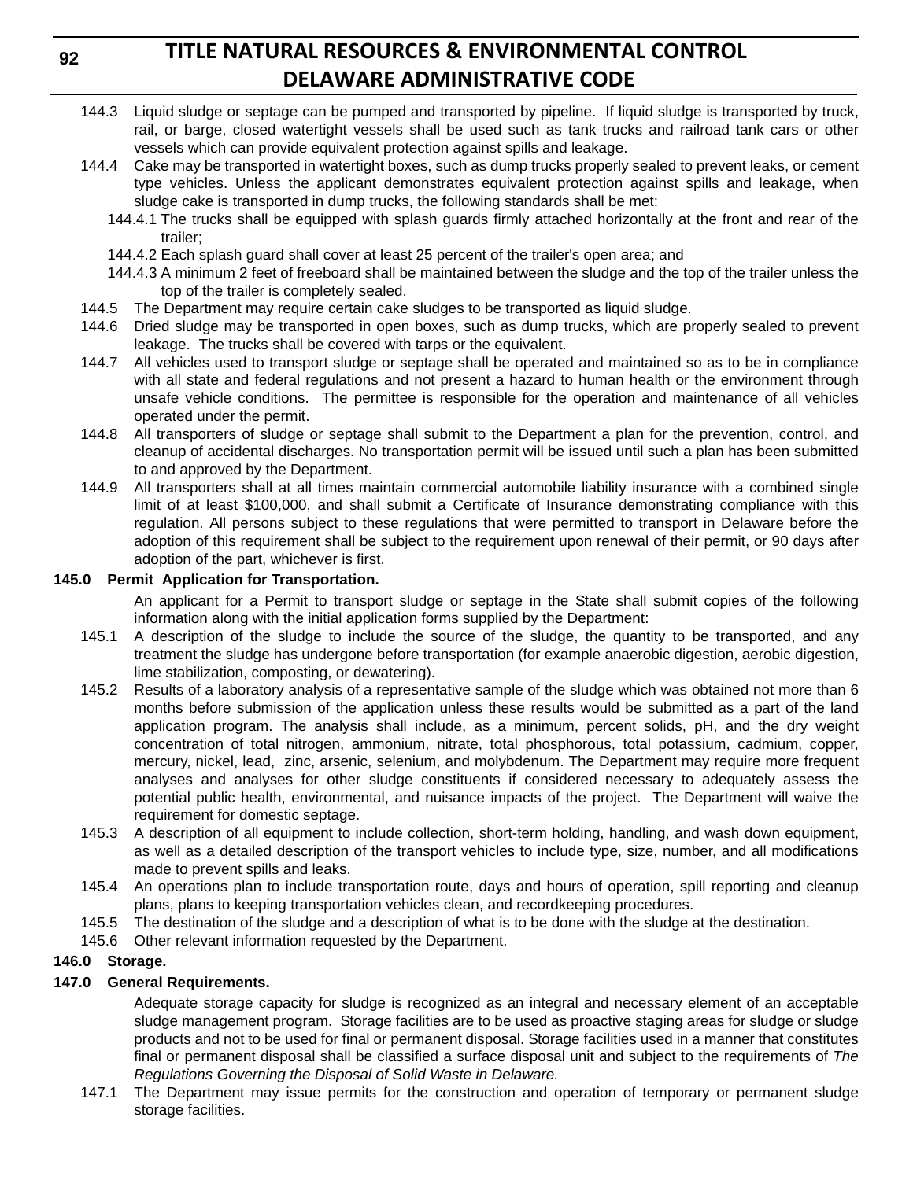144.3 Liquid sludge or septage can be pumped and transported by pipeline. If liquid sludge is transported by truck, rail, or barge, closed watertight vessels shall be used such as tank trucks and railroad tank cars or other vessels which can provide equivalent protection against spills and leakage.

144.4 Cake may be transported in watertight boxes, such as dump trucks properly sealed to prevent leaks, or cement type vehicles. Unless the applicant demonstrates equivalent protection against spills and leakage, when sludge cake is transported in dump trucks, the following standards shall be met:

144.4.1 The trucks shall be equipped with splash guards firmly attached horizontally at the front and rear of the trailer;

144.4.2 Each splash guard shall cover at least 25 percent of the trailer's open area; and

144.4.3 A minimum 2 feet of freeboard shall be maintained between the sludge and the top of the trailer unless the top of the trailer is completely sealed.

144.5 The Department may require certain cake sludges to be transported as liquid sludge.

144.6 Dried sludge may be transported in open boxes, such as dump trucks, which are properly sealed to prevent leakage. The trucks shall be covered with tarps or the equivalent.

144.7 All vehicles used to transport sludge or septage shall be operated and maintained so as to be in compliance with all state and federal regulations and not present a hazard to human health or the environment through unsafe vehicle conditions. The permittee is responsible for the operation and maintenance of all vehicles operated under the permit.

144.8 All transporters of sludge or septage shall submit to the Department a plan for the prevention, control, and cleanup of accidental discharges. No transportation permit will be issued until such a plan has been submitted to and approved by the Department.

144.9 All transporters shall at all times maintain commercial automobile liability insurance with a combined single limit of at least $100,000, and shall submit a Certificate of Insurance demonstrating compliance with this regulation. All persons subject to these regulations that were permitted to transport in Delaware before the adoption of this requirement shall be subject to the requirement upon renewal of their permit, or 90 days after adoption of the part, whichever is first.

**145.0 Permit Application for Transportation.**

An applicant for a Permit to transport sludge or septage in the State shall submit copies of the following information along with the initial application forms supplied by the Department:

145.1 A description of the sludge to include the source of the sludge, the quantity to be transported, and any treatment the sludge has undergone before transportation (for example anaerobic digestion, aerobic digestion, lime stabilization, composting, or dewatering).

145.2 Results of a laboratory analysis of a representative sample of the sludge which was obtained not more than 6 months before submission of the application unless these results would be submitted as a part of the land application program. The analysis shall include, as a minimum, percent solids, pH, and the dry weight concentration of total nitrogen, ammonium, nitrate, total phosphorous, total potassium, cadmium, copper, mercury, nickel, lead, zinc, arsenic, selenium, and molybdenum. The Department may require more frequent analyses and analyses for other sludge constituents if considered necessary to adequately assess the potential public health, environmental, and nuisance impacts of the project. The Department will waive the requirement for domestic septage.

145.3 A description of all equipment to include collection, short-term holding, handling, and wash down equipment, as well as a detailed description of the transport vehicles to include type, size, number, and all modifications made to prevent spills and leaks.

145.4 An operations plan to include transportation route, days and hours of operation, spill reporting and cleanup plans, plans to keeping transportation vehicles clean, and recordkeeping procedures.

145.5 The destination of the sludge and a description of what is to be done with the sludge at the destination.

145.6 Other relevant information requested by the Department.

**146.0 Storage.**

**147.0 General Requirements.**

Adequate storage capacity for sludge is recognized as an integral and necessary element of an acceptable sludge management program. Storage facilities are to be used as proactive staging areas for sludge or sludge products and not to be used for final or permanent disposal. Storage facilities used in a manner that constitutes final or permanent disposal shall be classified a surface disposal unit and subject to the requirements of *The Regulations Governing the Disposal of Solid Waste in Delaware.*

147.1 The Department may issue permits for the construction and operation of temporary or permanent sludge storage facilities.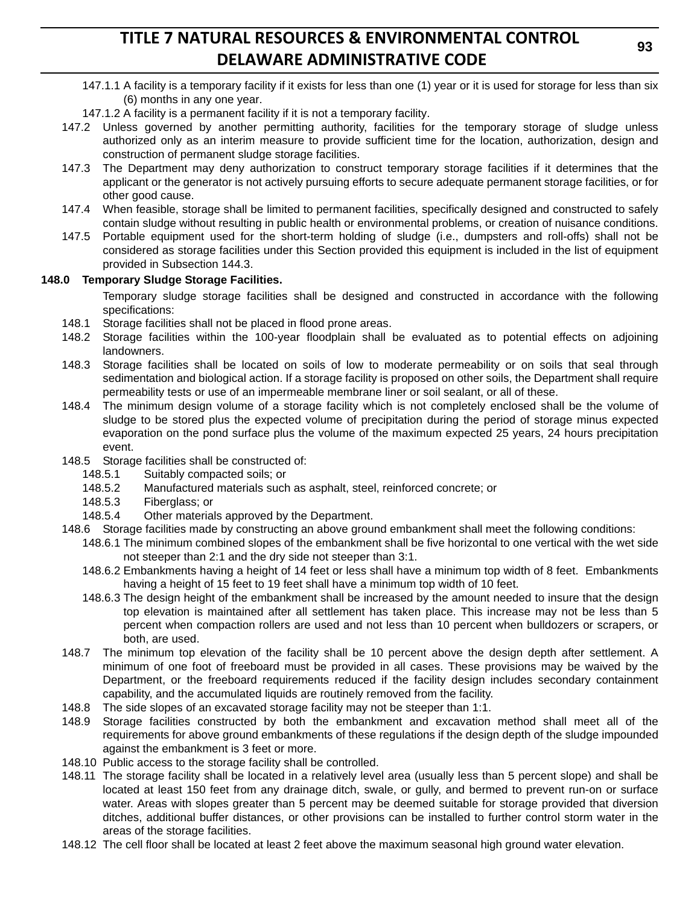147.1.1 A facility is a temporary facility if it exists for less than one (1) year or it is used for storage for less than six (6) months in any one year.

147.1.2 A facility is a permanent facility if it is not a temporary facility.

147.2 Unless governed by another permitting authority, facilities for the temporary storage of sludge unless authorized only as an interim measure to provide sufficient time for the location, authorization, design and construction of permanent sludge storage facilities.

147.3 The Department may deny authorization to construct temporary storage facilities if it determines that the applicant or the generator is not actively pursuing efforts to secure adequate permanent storage facilities, or for other good cause.

147.4 When feasible, storage shall be limited to permanent facilities, specifically designed and constructed to safely contain sludge without resulting in public health or environmental problems, or creation of nuisance conditions.

147.5 Portable equipment used for the short-term holding of sludge (i.e., dumpsters and roll-offs) shall not be considered as storage facilities under this Section provided this equipment is included in the list of equipment provided in Subsection 144.3.

**148.0 Temporary Sludge Storage Facilities.**

Temporary sludge storage facilities shall be designed and constructed in accordance with the following specifications:

148.1 Storage facilities shall not be placed in flood prone areas.

148.2 Storage facilities within the 100-year floodplain shall be evaluated as to potential effects on adjoining landowners.

148.3 Storage facilities shall be located on soils of low to moderate permeability or on soils that seal through sedimentation and biological action. If a storage facility is proposed on other soils, the Department shall require permeability tests or use of an impermeable membrane liner or soil sealant, or all of these.

148.4 The minimum design volume of a storage facility which is not completely enclosed shall be the volume of sludge to be stored plus the expected volume of precipitation during the period of storage minus expected evaporation on the pond surface plus the volume of the maximum expected 25 years, 24 hours precipitation event.

148.5 Storage facilities shall be constructed of:

148.5.1 Suitably compacted soils; or

148.5.2 Manufactured materials such as asphalt, steel, reinforced concrete; or

148.5.3 Fiberglass; or

148.5.4 Other materials approved by the Department.

148.6 Storage facilities made by constructing an above ground embankment shall meet the following conditions:

148.6.1 The minimum combined slopes of the embankment shall be five horizontal to one vertical with the wet side not steeper than 2:1 and the dry side not steeper than 3:1.

148.6.2 Embankments having a height of 14 feet or less shall have a minimum top width of 8 feet. Embankments having a height of 15 feet to 19 feet shall have a minimum top width of 10 feet.

148.6.3 The design height of the embankment shall be increased by the amount needed to insure that the design top elevation is maintained after all settlement has taken place. This increase may not be less than 5 percent when compaction rollers are used and not less than 10 percent when bulldozers or scrapers, or both, are used.

148.7 The minimum top elevation of the facility shall be 10 percent above the design depth after settlement. A minimum of one foot of freeboard must be provided in all cases. These provisions may be waived by the Department, or the freeboard requirements reduced if the facility design includes secondary containment capability, and the accumulated liquids are routinely removed from the facility.

148.8 The side slopes of an excavated storage facility may not be steeper than 1:1.

148.9 Storage facilities constructed by both the embankment and excavation method shall meet all of the requirements for above ground embankments of these regulations if the design depth of the sludge impounded against the embankment is 3 feet or more.

148.10 Public access to the storage facility shall be controlled.

148.11 The storage facility shall be located in a relatively level area (usually less than 5 percent slope) and shall be located at least 150 feet from any drainage ditch, swale, or gully, and bermed to prevent run-on or surface water. Areas with slopes greater than 5 percent may be deemed suitable for storage provided that diversion ditches, additional buffer distances, or other provisions can be installed to further control storm water in the areas of the storage facilities.

148.12 The cell floor shall be located at least 2 feet above the maximum seasonal high ground water elevation.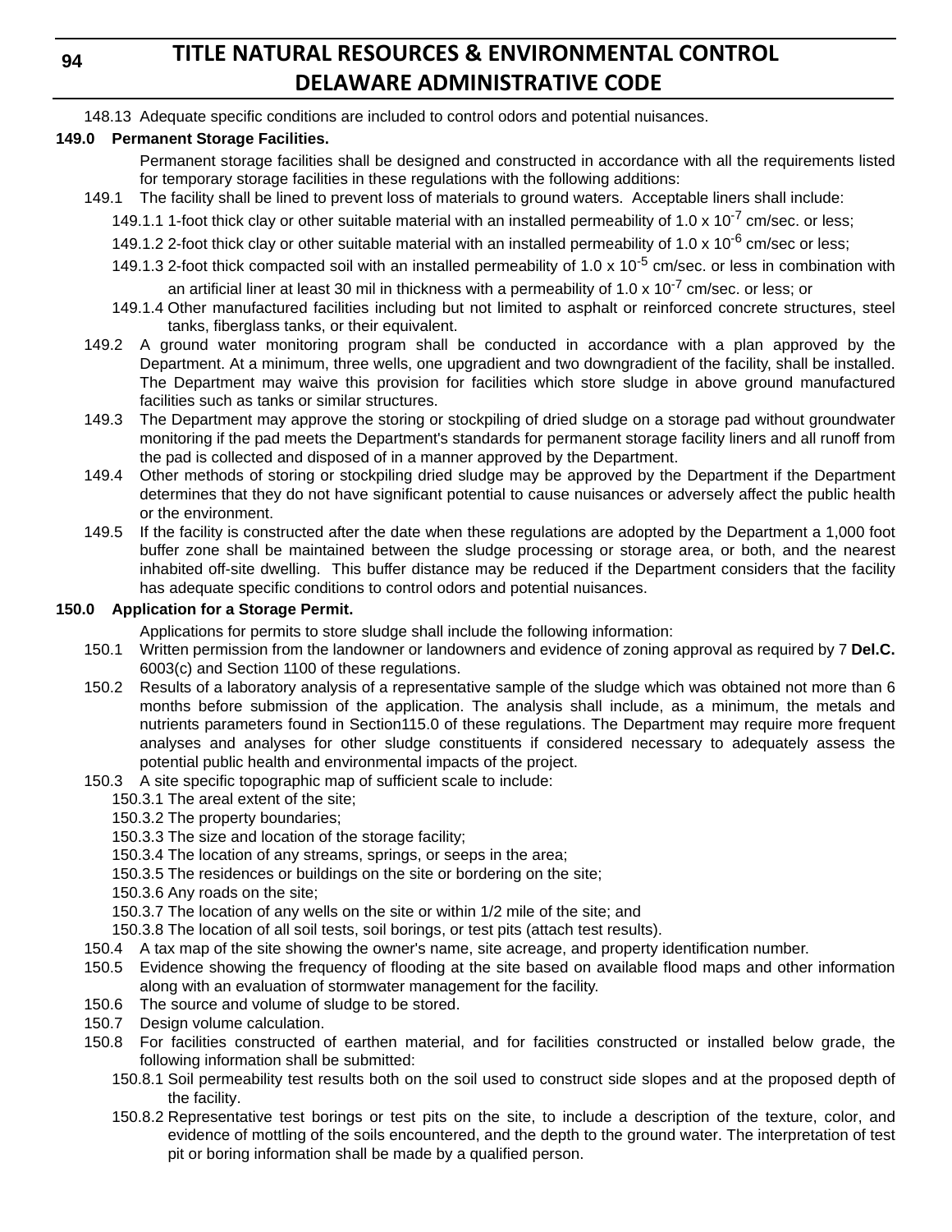148.13 Adequate specific conditions are included to control odors and potential nuisances.

**149.0 Permanent Storage Facilities.**

Permanent storage facilities shall be designed and constructed in accordance with all the requirements listed for temporary storage facilities in these regulations with the following additions:

149.1 The facility shall be lined to prevent loss of materials to ground waters. Acceptable liners shall include:

149.1.1 1-foot thick clay or other suitable material with an installed permeability of 1.0 x $10^{-7}$ cm/sec. or less;

149.1.2 2-foot thick clay or other suitable material with an installed permeability of 1.0 x $10^{-6}$ cm/sec or less;

149.1.3 2-foot thick compacted soil with an installed permeability of 1.0 x $10^{-5}$ cm/sec. or less in combination with an artificial liner at least 30 mil in thickness with a permeability of 1.0 x $10^{-7}$ cm/sec. or less; or

149.1.4 Other manufactured facilities including but not limited to asphalt or reinforced concrete structures, steel tanks, fiberglass tanks, or their equivalent.

149.2 A ground water monitoring program shall be conducted in accordance with a plan approved by the Department. At a minimum, three wells, one upgradient and two downgradient of the facility, shall be installed. The Department may waive this provision for facilities which store sludge in above ground manufactured facilities such as tanks or similar structures.

149.3 The Department may approve the storing or stockpiling of dried sludge on a storage pad without groundwater monitoring if the pad meets the Department's standards for permanent storage facility liners and all runoff from the pad is collected and disposed of in a manner approved by the Department.

149.4 Other methods of storing or stockpiling dried sludge may be approved by the Department if the Department determines that they do not have significant potential to cause nuisances or adversely affect the public health or the environment.

149.5 If the facility is constructed after the date when these regulations are adopted by the Department a 1,000 foot buffer zone shall be maintained between the sludge processing or storage area, or both, and the nearest inhabited off-site dwelling. This buffer distance may be reduced if the Department considers that the facility has adequate specific conditions to control odors and potential nuisances.

**150.0 Application for a Storage Permit.**

Applications for permits to store sludge shall include the following information:

150.1 Written permission from the landowner or landowners and evidence of zoning approval as required by 7 **Del.C.** 6003(c) and Section 1100 of these regulations.

150.2 Results of a laboratory analysis of a representative sample of the sludge which was obtained not more than 6 months before submission of the application. The analysis shall include, as a minimum, the metals and nutrients parameters found in Section115.0 of these regulations. The Department may require more frequent analyses and analyses for other sludge constituents if considered necessary to adequately assess the potential public health and environmental impacts of the project.

150.3 A site specific topographic map of sufficient scale to include:

150.3.1 The areal extent of the site;

150.3.2 The property boundaries;

150.3.3 The size and location of the storage facility;

150.3.4 The location of any streams, springs, or seeps in the area;

150.3.5 The residences or buildings on the site or bordering on the site;

150.3.6 Any roads on the site;

150.3.7 The location of any wells on the site or within 1/2 mile of the site; and

150.3.8 The location of all soil tests, soil borings, or test pits (attach test results).

150.4 A tax map of the site showing the owner's name, site acreage, and property identification number.

150.5 Evidence showing the frequency of flooding at the site based on available flood maps and other information along with an evaluation of stormwater management for the facility.

150.6 The source and volume of sludge to be stored.

150.7 Design volume calculation.

150.8 For facilities constructed of earthen material, and for facilities constructed or installed below grade, the following information shall be submitted:

150.8.1 Soil permeability test results both on the soil used to construct side slopes and at the proposed depth of the facility.

150.8.2 Representative test borings or test pits on the site, to include a description of the texture, color, and evidence of mottling of the soils encountered, and the depth to the ground water. The interpretation of test pit or boring information shall be made by a qualified person.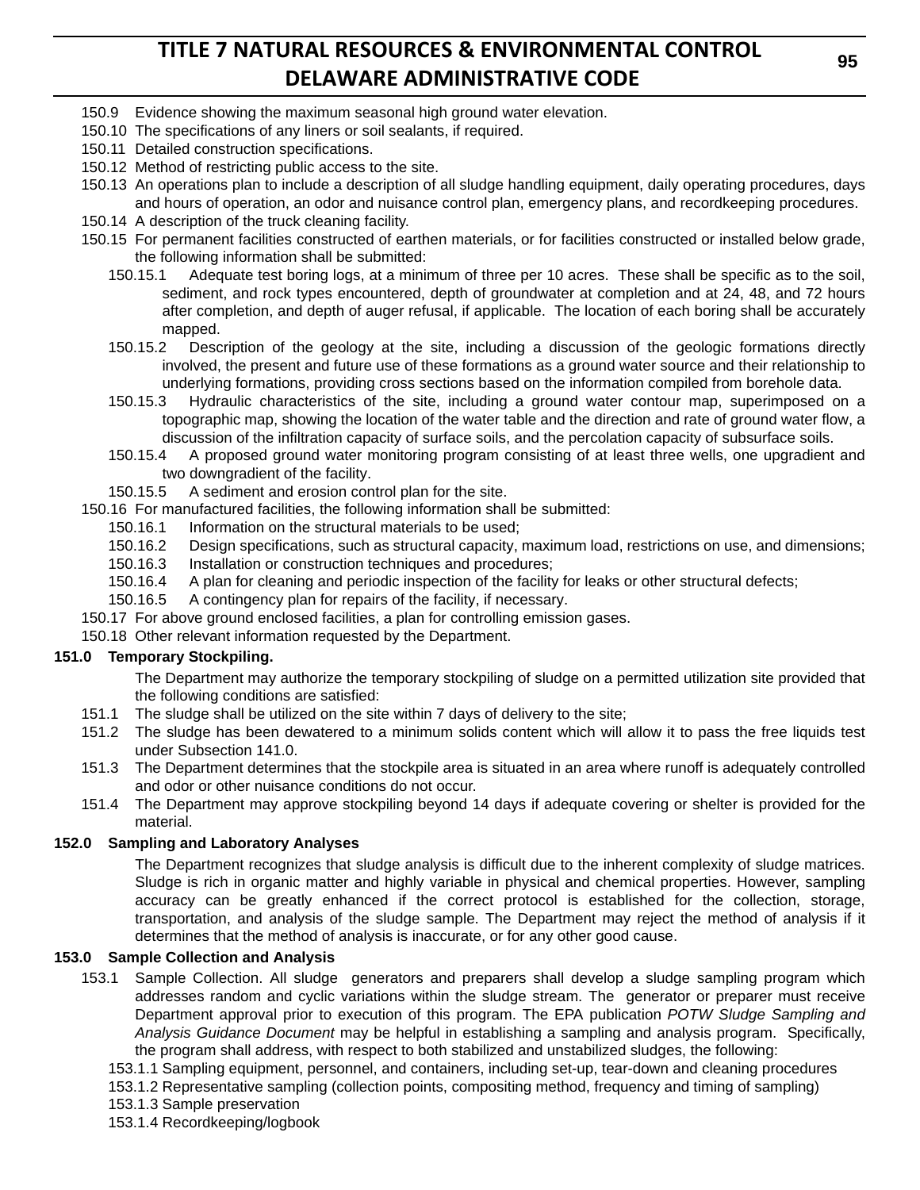150.9 Evidence showing the maximum seasonal high ground water elevation.

150.10 The specifications of any liners or soil sealants, if required.

150.11 Detailed construction specifications.

150.12 Method of restricting public access to the site.

150.13 An operations plan to include a description of all sludge handling equipment, daily operating procedures, days and hours of operation, an odor and nuisance control plan, emergency plans, and recordkeeping procedures.

150.14 A description of the truck cleaning facility.

150.15 For permanent facilities constructed of earthen materials, or for facilities constructed or installed below grade, the following information shall be submitted:

150.15.1 Adequate test boring logs, at a minimum of three per 10 acres. These shall be specific as to the soil, sediment, and rock types encountered, depth of groundwater at completion and at 24, 48, and 72 hours after completion, and depth of auger refusal, if applicable. The location of each boring shall be accurately mapped.

150.15.2 Description of the geology at the site, including a discussion of the geologic formations directly involved, the present and future use of these formations as a ground water source and their relationship to underlying formations, providing cross sections based on the information compiled from borehole data.

150.15.3 Hydraulic characteristics of the site, including a ground water contour map, superimposed on a topographic map, showing the location of the water table and the direction and rate of ground water flow, a discussion of the infiltration capacity of surface soils, and the percolation capacity of subsurface soils.

150.15.4 A proposed ground water monitoring program consisting of at least three wells, one upgradient and two downgradient of the facility.

150.15.5 A sediment and erosion control plan for the site.

150.16 For manufactured facilities, the following information shall be submitted:

150.16.1 Information on the structural materials to be used;

150.16.2 Design specifications, such as structural capacity, maximum load, restrictions on use, and dimensions;

150.16.3 Installation or construction techniques and procedures;

150.16.4 A plan for cleaning and periodic inspection of the facility for leaks or other structural defects;

150.16.5 A contingency plan for repairs of the facility, if necessary.

150.17 For above ground enclosed facilities, a plan for controlling emission gases.

150.18 Other relevant information requested by the Department.

**151.0 Temporary Stockpiling.**

The Department may authorize the temporary stockpiling of sludge on a permitted utilization site provided that the following conditions are satisfied:

151.1 The sludge shall be utilized on the site within 7 days of delivery to the site;

151.2 The sludge has been dewatered to a minimum solids content which will allow it to pass the free liquids test under Subsection 141.0.

151.3 The Department determines that the stockpile area is situated in an area where runoff is adequately controlled and odor or other nuisance conditions do not occur.

151.4 The Department may approve stockpiling beyond 14 days if adequate covering or shelter is provided for the material.

**152.0 Sampling and Laboratory Analyses**

The Department recognizes that sludge analysis is difficult due to the inherent complexity of sludge matrices. Sludge is rich in organic matter and highly variable in physical and chemical properties. However, sampling accuracy can be greatly enhanced if the correct protocol is established for the collection, storage, transportation, and analysis of the sludge sample. The Department may reject the method of analysis if it determines that the method of analysis is inaccurate, or for any other good cause.

**153.0 Sample Collection and Analysis**

153.1 Sample Collection. All sludge generators and preparers shall develop a sludge sampling program which addresses random and cyclic variations within the sludge stream. The generator or preparer must receive Department approval prior to execution of this program. The EPA publication *POTW Sludge Sampling and Analysis Guidance Document* may be helpful in establishing a sampling and analysis program. Specifically, the program shall address, with respect to both stabilized and unstabilized sludges, the following:

153.1.1 Sampling equipment, personnel, and containers, including set-up, tear-down and cleaning procedures

153.1.2 Representative sampling (collection points, compositing method, frequency and timing of sampling)

153.1.3 Sample preservation

153.1.4 Recordkeeping/logbook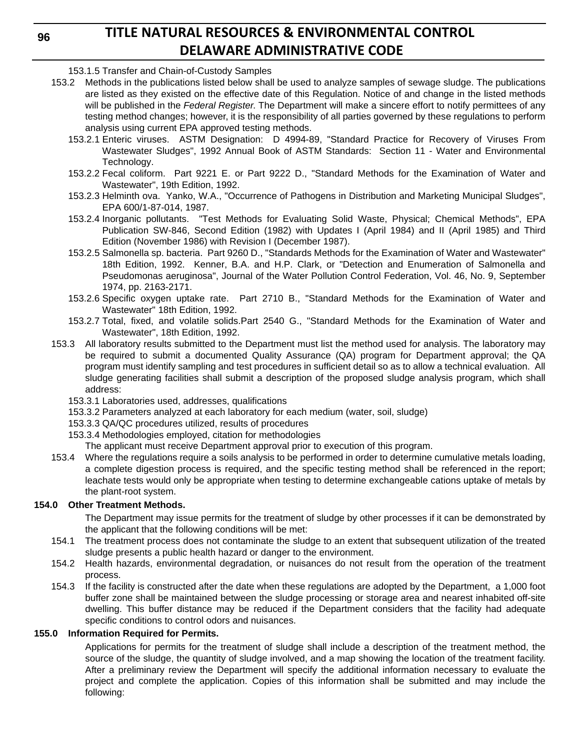153.1.5 Transfer and Chain-of-Custody Samples

153.2 Methods in the publications listed below shall be used to analyze samples of sewage sludge. The publications are listed as they existed on the effective date of this Regulation. Notice of and change in the listed methods will be published in the *Federal Register*. The Department will make a sincere effort to notify permittees of any testing method changes; however, it is the responsibility of all parties governed by these regulations to perform analysis using current EPA approved testing methods.

153.2.1 Enteric viruses. ASTM Designation: D 4994-89, "Standard Practice for Recovery of Viruses From Wastewater Sludges", 1992 Annual Book of ASTM Standards: Section 11 - Water and Environmental Technology.

153.2.2 Fecal coliform. Part 9221 E. or Part 9222 D., "Standard Methods for the Examination of Water and Wastewater", 19th Edition, 1992.

153.2.3 Helminth ova. Yanko, W.A., "Occurrence of Pathogens in Distribution and Marketing Municipal Sludges", EPA 600/1-87-014, 1987.

153.2.4 Inorganic pollutants. "Test Methods for Evaluating Solid Waste, Physical; Chemical Methods", EPA Publication SW-846, Second Edition (1982) with Updates I (April 1984) and II (April 1985) and Third Edition (November 1986) with Revision I (December 1987).

153.2.5 Salmonella sp. bacteria. Part 9260 D., "Standards Methods for the Examination of Water and Wastewater" 18th Edition, 1992. Kenner, B.A. and H.P. Clark, or "Detection and Enumeration of Salmonella and Pseudomonas aeruginosa", Journal of the Water Pollution Control Federation, Vol. 46, No. 9, September 1974, pp. 2163-2171.

153.2.6 Specific oxygen uptake rate. Part 2710 B., "Standard Methods for the Examination of Water and Wastewater" 18th Edition, 1992.

153.2.7 Total, fixed, and volatile solids.Part 2540 G., "Standard Methods for the Examination of Water and Wastewater", 18th Edition, 1992.

153.3 All laboratory results submitted to the Department must list the method used for analysis. The laboratory may be required to submit a documented Quality Assurance (QA) program for Department approval; the QA program must identify sampling and test procedures in sufficient detail so as to allow a technical evaluation. All sludge generating facilities shall submit a description of the proposed sludge analysis program, which shall address:

153.3.1 Laboratories used, addresses, qualifications

153.3.2 Parameters analyzed at each laboratory for each medium (water, soil, sludge)

153.3.3 QA/QC procedures utilized, results of procedures

153.3.4 Methodologies employed, citation for methodologies

The applicant must receive Department approval prior to execution of this program.

153.4 Where the regulations require a soils analysis to be performed in order to determine cumulative metals loading, a complete digestion process is required, and the specific testing method shall be referenced in the report; leachate tests would only be appropriate when testing to determine exchangeable cations uptake of metals by the plant-root system.

**154.0 Other Treatment Methods.**

The Department may issue permits for the treatment of sludge by other processes if it can be demonstrated by the applicant that the following conditions will be met:

154.1 The treatment process does not contaminate the sludge to an extent that subsequent utilization of the treated sludge presents a public health hazard or danger to the environment.

154.2 Health hazards, environmental degradation, or nuisances do not result from the operation of the treatment process.

154.3 If the facility is constructed after the date when these regulations are adopted by the Department, a 1,000 foot buffer zone shall be maintained between the sludge processing or storage area and nearest inhabited off-site dwelling. This buffer distance may be reduced if the Department considers that the facility had adequate specific conditions to control odors and nuisances.

**155.0 Information Required for Permits.**

Applications for permits for the treatment of sludge shall include a description of the treatment method, the source of the sludge, the quantity of sludge involved, and a map showing the location of the treatment facility. After a preliminary review the Department will specify the additional information necessary to evaluate the project and complete the application. Copies of this information shall be submitted and may include the following: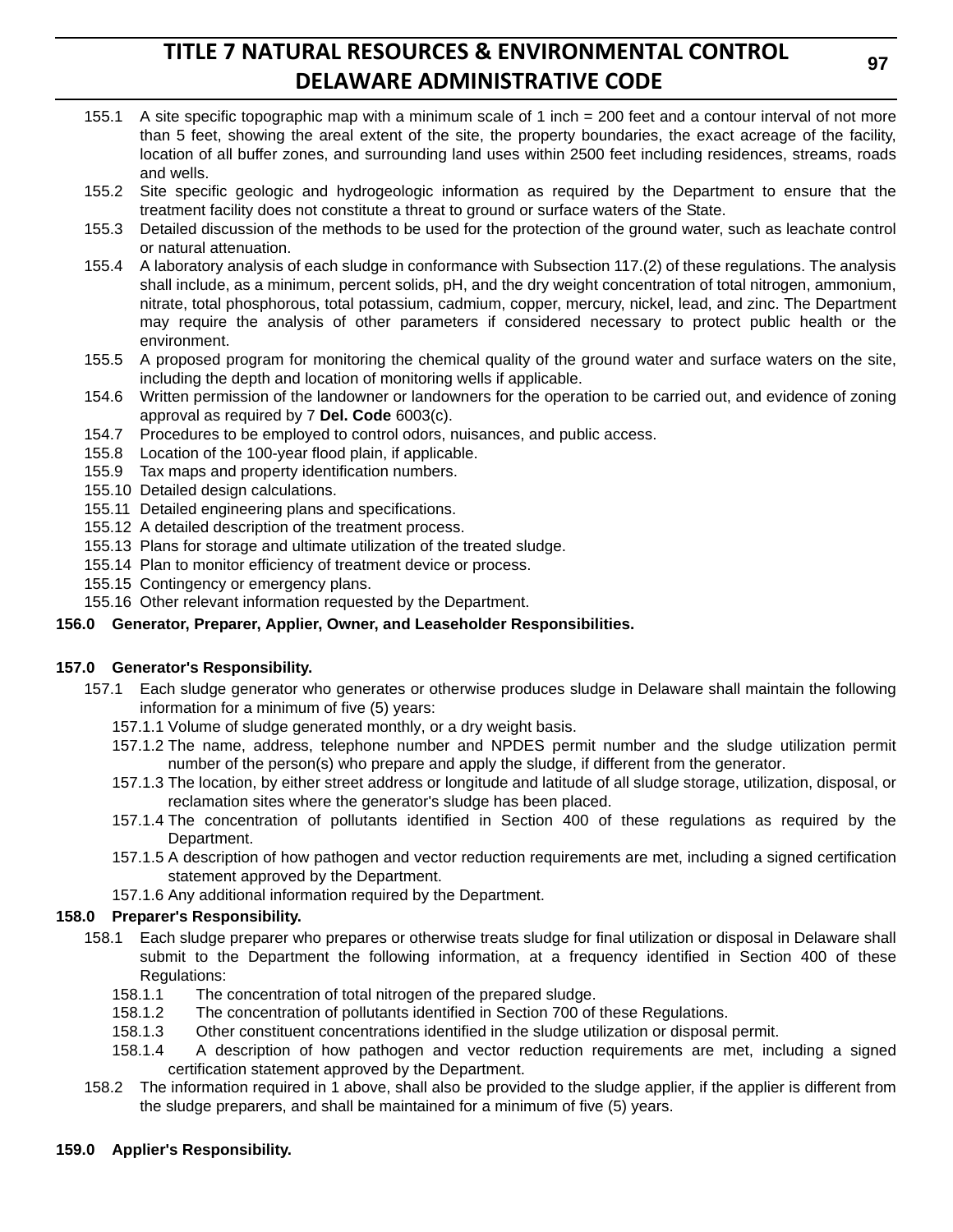155.1 A site specific topographic map with a minimum scale of 1 inch = 200 feet and a contour interval of not more than 5 feet, showing the areal extent of the site, the property boundaries, the exact acreage of the facility, location of all buffer zones, and surrounding land uses within 2500 feet including residences, streams, roads and wells.

155.2 Site specific geologic and hydrogeologic information as required by the Department to ensure that the treatment facility does not constitute a threat to ground or surface waters of the State.

155.3 Detailed discussion of the methods to be used for the protection of the ground water, such as leachate control or natural attenuation.

155.4 A laboratory analysis of each sludge in conformance with Subsection 117.(2) of these regulations. The analysis shall include, as a minimum, percent solids, pH, and the dry weight concentration of total nitrogen, ammonium, nitrate, total phosphorous, total potassium, cadmium, copper, mercury, nickel, lead, and zinc. The Department may require the analysis of other parameters if considered necessary to protect public health or the environment.

155.5 A proposed program for monitoring the chemical quality of the ground water and surface waters on the site, including the depth and location of monitoring wells if applicable.

154.6 Written permission of the landowner or landowners for the operation to be carried out, and evidence of zoning approval as required by 7 **Del. Code** 6003(c).

154.7 Procedures to be employed to control odors, nuisances, and public access.

155.8 Location of the 100-year flood plain, if applicable.

155.9 Tax maps and property identification numbers.

155.10 Detailed design calculations.

155.11 Detailed engineering plans and specifications.

155.12 A detailed description of the treatment process.

155.13 Plans for storage and ultimate utilization of the treated sludge.

155.14 Plan to monitor efficiency of treatment device or process.

155.15 Contingency or emergency plans.

155.16 Other relevant information requested by the Department.

**156.0 Generator, Preparer, Applier, Owner, and Leaseholder Responsibilities.**

**157.0 Generator's Responsibility.**

157.1 Each sludge generator who generates or otherwise produces sludge in Delaware shall maintain the following information for a minimum of five (5) years:

157.1.1 Volume of sludge generated monthly, or a dry weight basis.

157.1.2 The name, address, telephone number and NPDES permit number and the sludge utilization permit number of the person(s) who prepare and apply the sludge, if different from the generator.

157.1.3 The location, by either street address or longitude and latitude of all sludge storage, utilization, disposal, or reclamation sites where the generator's sludge has been placed.

157.1.4 The concentration of pollutants identified in Section 400 of these regulations as required by the Department.

157.1.5 A description of how pathogen and vector reduction requirements are met, including a signed certification statement approved by the Department.

157.1.6 Any additional information required by the Department.

**158.0 Preparer's Responsibility.**

158.1 Each sludge preparer who prepares or otherwise treats sludge for final utilization or disposal in Delaware shall submit to the Department the following information, at a frequency identified in Section 400 of these Regulations:

158.1.1 The concentration of total nitrogen of the prepared sludge.

158.1.2 The concentration of pollutants identified in Section 700 of these Regulations.

158.1.3 Other constituent concentrations identified in the sludge utilization or disposal permit.

158.1.4 A description of how pathogen and vector reduction requirements are met, including a signed certification statement approved by the Department.

158.2 The information required in 1 above, shall also be provided to the sludge applier, if the applier is different from the sludge preparers, and shall be maintained for a minimum of five (5) years.

**159.0 Applier's Responsibility.**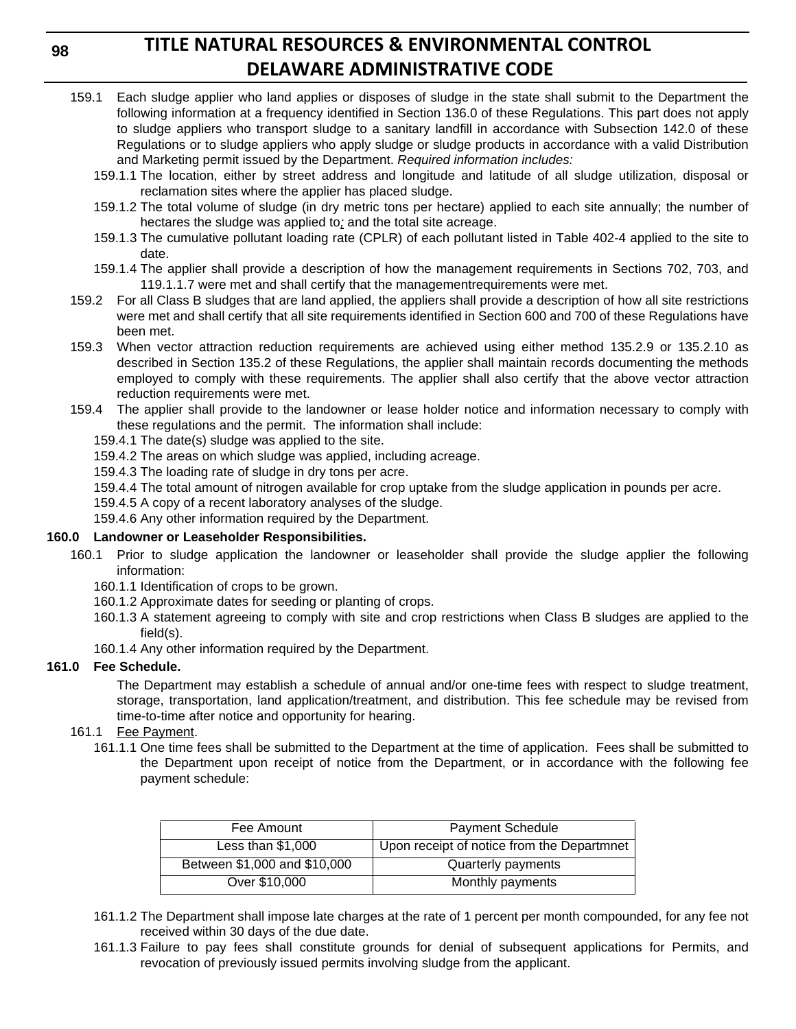159.1 Each sludge applier who land applies or disposes of sludge in the state shall submit to the Department the following information at a frequency identified in Section 136.0 of these Regulations. This part does not apply to sludge appliers who transport sludge to a sanitary landfill in accordance with Subsection 142.0 of these Regulations or to sludge appliers who apply sludge or sludge products in accordance with a valid Distribution and Marketing permit issued by the Department. *Required information includes:*

159.1.1 The location, either by street address and longitude and latitude of all sludge utilization, disposal or reclamation sites where the applier has placed sludge.

159.1.2 The total volume of sludge (in dry metric tons per hectare) applied to each site annually; the number of hectares the sludge was applied to; and the total site acreage.

159.1.3 The cumulative pollutant loading rate (CPLR) of each pollutant listed in Table 402-4 applied to the site to date.

159.1.4 The applier shall provide a description of how the management requirements in Sections 702, 703, and 119.1.1.7 were met and shall certify that the managementrequirements were met.

159.2 For all Class B sludges that are land applied, the appliers shall provide a description of how all site restrictions were met and shall certify that all site requirements identified in Section 600 and 700 of these Regulations have been met.

159.3 When vector attraction reduction requirements are achieved using either method 135.2.9 or 135.2.10 as described in Section 135.2 of these Regulations, the applier shall maintain records documenting the methods employed to comply with these requirements. The applier shall also certify that the above vector attraction reduction requirements were met.

159.4 The applier shall provide to the landowner or lease holder notice and information necessary to comply with these regulations and the permit. The information shall include:

159.4.1 The date(s) sludge was applied to the site.

159.4.2 The areas on which sludge was applied, including acreage.

159.4.3 The loading rate of sludge in dry tons per acre.

159.4.4 The total amount of nitrogen available for crop uptake from the sludge application in pounds per acre.

159.4.5 A copy of a recent laboratory analyses of the sludge.

159.4.6 Any other information required by the Department.

**160.0 Landowner or Leaseholder Responsibilities.**

160.1 Prior to sludge application the landowner or leaseholder shall provide the sludge applier the following information:

160.1.1 Identification of crops to be grown.

160.1.2 Approximate dates for seeding or planting of crops.

160.1.3 A statement agreeing to comply with site and crop restrictions when Class B sludges are applied to the field(s).

160.1.4 Any other information required by the Department.

**161.0 Fee Schedule.**

The Department may establish a schedule of annual and/or one-time fees with respect to sludge treatment, storage, transportation, land application/treatment, and distribution. This fee schedule may be revised from time-to-time after notice and opportunity for hearing.

161.1 Fee Payment.

161.1.1 One time fees shall be submitted to the Department at the time of application. Fees shall be submitted to the Department upon receipt of notice from the Department, or in accordance with the following fee payment schedule:

| Fee Amount | Payment Schedule |
|---|---|
| Less than $1,000 | Upon receipt of notice from the Departmnet |
| Between $1,000 and $10,000 | Quarterly payments |
| Over $10,000 | Monthly payments |

161.1.2 The Department shall impose late charges at the rate of 1 percent per month compounded, for any fee not received within 30 days of the due date.

161.1.3 Failure to pay fees shall constitute grounds for denial of subsequent applications for Permits, and revocation of previously issued permits involving sludge from the applicant.